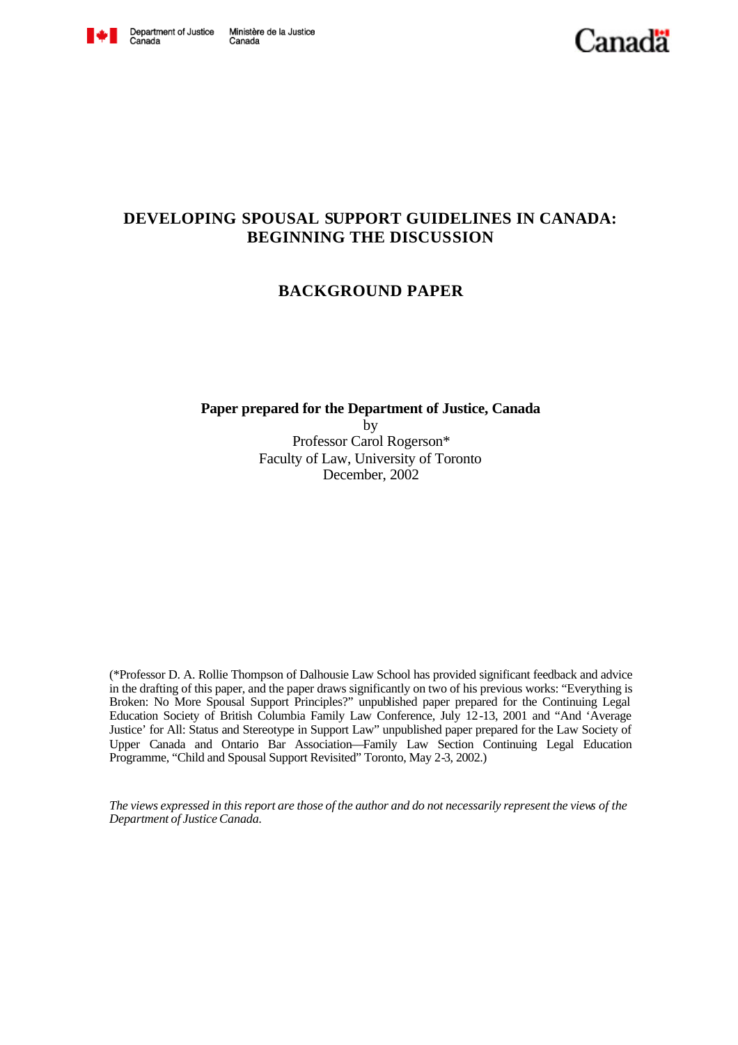Department of Justice Canada | Ministère de la Justice Canada

Canada

# DEVELOPING SPOUSAL SUPPORT GUIDELINES IN CANADA: BEGINNING THE DISCUSSION

## BACKGROUND PAPER

**Paper prepared for the Department of Justice, Canada**
by
Professor Carol Rogerson*
Faculty of Law, University of Toronto
December, 2002

(*Professor D. A. Rollie Thompson of Dalhousie Law School has provided significant feedback and advice in the drafting of this paper, and the paper draws significantly on two of his previous works: "Everything is Broken: No More Spousal Support Principles?" unpublished paper prepared for the Continuing Legal Education Society of British Columbia Family Law Conference, July 12-13, 2001 and "And 'Average Justice' for All: Status and Stereotype in Support Law" unpublished paper prepared for the Law Society of Upper Canada and Ontario Bar Association—Family Law Section Continuing Legal Education Programme, "Child and Spousal Support Revisited" Toronto, May 2-3, 2002.)

*The views expressed in this report are those of the author and do not necessarily represent the views of the Department of Justice Canada.*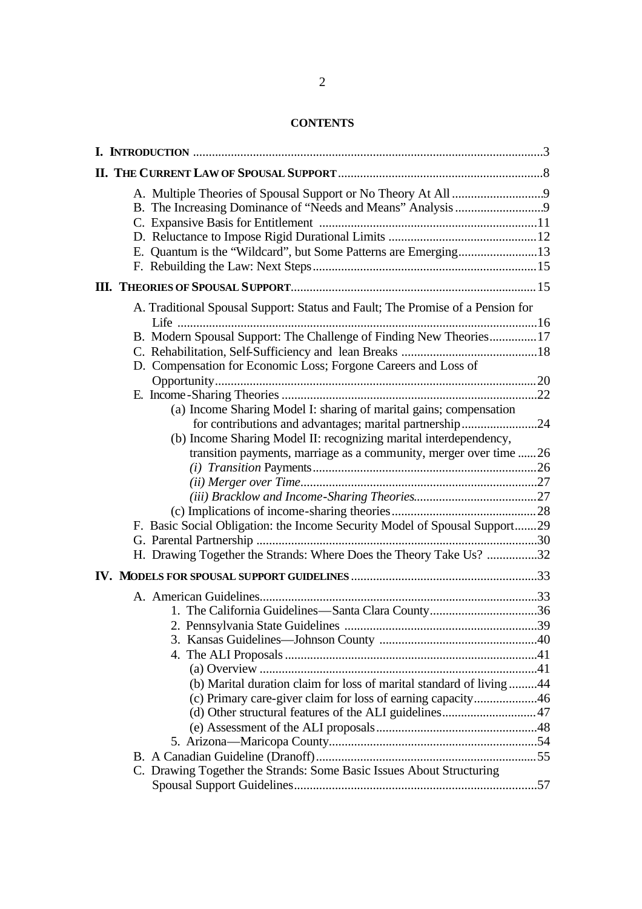**CONTENTS**

**I. INTRODUCTION** ..........................................................................................................3

**II. THE CURRENT LAW OF SPOUSAL SUPPORT** ..................................................................8

- A. Multiple Theories of Spousal Support or No Theory At All ............................9
- B. The Increasing Dominance of "Needs and Means" Analysis ............................9
- C. Expansive Basis for Entitlement ....................................................................11
- D. Reluctance to Impose Rigid Durational Limits ...............................................12
- E. Quantum is the "Wildcard", but Some Patterns are Emerging.........................13
- F. Rebuilding the Law: Next Steps.......................................................................15

**III. THEORIES OF SPOUSAL SUPPORT**...............................................................................15

- A. Traditional Spousal Support: Status and Fault; The Promise of a Pension for Life .................................................................................................................16
- B. Modern Spousal Support: The Challenge of Finding New Theories...............17
- C. Rehabilitation, Self-Sufficiency and lean Breaks ...........................................18
- D. Compensation for Economic Loss; Forgone Careers and Loss of Opportunity.....................................................................................................20
- E. Income-Sharing Theories .................................................................................22
  - (a) Income Sharing Model I: sharing of marital gains; compensation for contributions and advantages; marital partnership........................24
  - (b) Income Sharing Model II: recognizing marital interdependency, transition payments, marriage as a community, merger over time ......26
    - *(i) Transition* Payments.......................................................................26
    - *(ii) Merger over Time*..........................................................................27
    - *(iii) Bracklow and Income-Sharing Theories*.......................................27
  - (c) Implications of income-sharing theories..............................................28
- F. Basic Social Obligation: the Income Security Model of Spousal Support.......29
- G. Parental Partnership .........................................................................................30
- H. Drawing Together the Strands: Where Does the Theory Take Us? ................32

**IV. MODELS FOR SPOUSAL SUPPORT GUIDELINES**...........................................................33

- A. American Guidelines........................................................................................33
  - 1. The California Guidelines—Santa Clara County..................................36
  - 2. Pennsylvania State Guidelines .............................................................39
  - 3. Kansas Guidelines—Johnson County ..................................................40
  - 4. The ALI Proposals ...............................................................................41
    - (a) Overview .......................................................................................41
    - (b) Marital duration claim for loss of marital standard of living .........44
    - (c) Primary care-giver claim for loss of earning capacity....................46
    - (d) Other structural features of the ALI guidelines.............................47
    - (e) Assessment of the ALI proposals...................................................48
  - 5. Arizona—Maricopa County..................................................................54
- B. A Canadian Guideline (Dranoff).....................................................................55
- C. Drawing Together the Strands: Some Basic Issues About Structuring Spousal Support Guidelines............................................................................57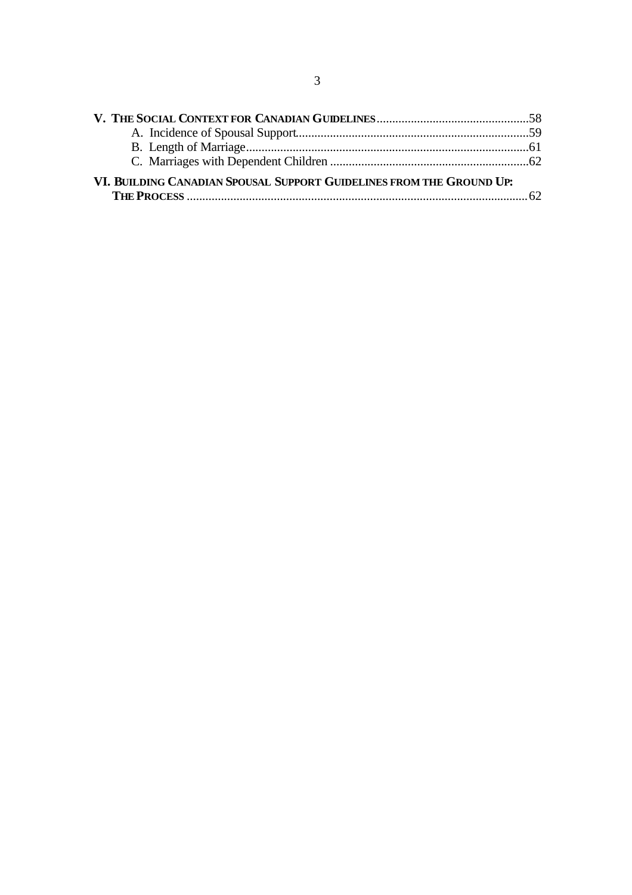**V. THE SOCIAL CONTEXT FOR CANADIAN GUIDELINES**......................................................58

- A. Incidence of Spousal Support..................................................................................59
- B. Length of Marriage...................................................................................................61
- C. Marriages with Dependent Children ......................................................................62

**VI. BUILDING CANADIAN SPOUSAL SUPPORT GUIDELINES FROM THE GROUND UP: THE PROCESS** ..................................................................................................................62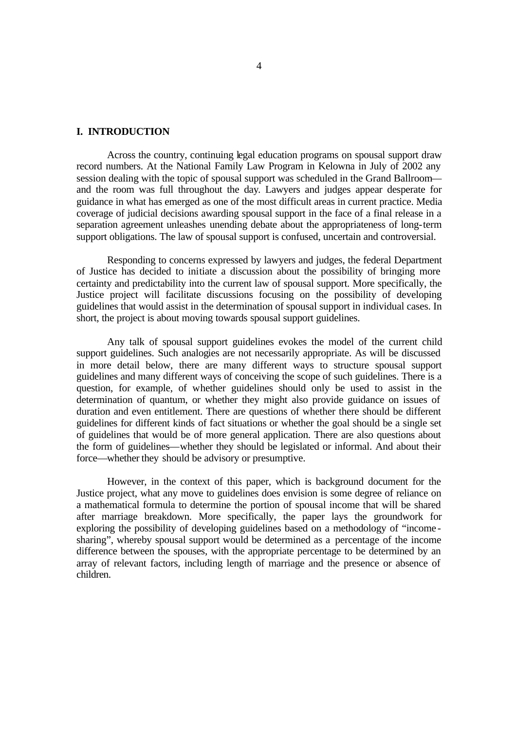## I. INTRODUCTION

Across the country, continuing legal education programs on spousal support draw record numbers. At the National Family Law Program in Kelowna in July of 2002 any session dealing with the topic of spousal support was scheduled in the Grand Ballroom—and the room was full throughout the day. Lawyers and judges appear desperate for guidance in what has emerged as one of the most difficult areas in current practice. Media coverage of judicial decisions awarding spousal support in the face of a final release in a separation agreement unleashes unending debate about the appropriateness of long-term support obligations. The law of spousal support is confused, uncertain and controversial.

Responding to concerns expressed by lawyers and judges, the federal Department of Justice has decided to initiate a discussion about the possibility of bringing more certainty and predictability into the current law of spousal support. More specifically, the Justice project will facilitate discussions focusing on the possibility of developing guidelines that would assist in the determination of spousal support in individual cases. In short, the project is about moving towards spousal support guidelines.

Any talk of spousal support guidelines evokes the model of the current child support guidelines. Such analogies are not necessarily appropriate. As will be discussed in more detail below, there are many different ways to structure spousal support guidelines and many different ways of conceiving the scope of such guidelines. There is a question, for example, of whether guidelines should only be used to assist in the determination of quantum, or whether they might also provide guidance on issues of duration and even entitlement. There are questions of whether there should be different guidelines for different kinds of fact situations or whether the goal should be a single set of guidelines that would be of more general application. There are also questions about the form of guidelines—whether they should be legislated or informal. And about their force—whether they should be advisory or presumptive.

However, in the context of this paper, which is background document for the Justice project, what any move to guidelines does envision is some degree of reliance on a mathematical formula to determine the portion of spousal income that will be shared after marriage breakdown. More specifically, the paper lays the groundwork for exploring the possibility of developing guidelines based on a methodology of "income-sharing", whereby spousal support would be determined as a percentage of the income difference between the spouses, with the appropriate percentage to be determined by an array of relevant factors, including length of marriage and the presence or absence of children.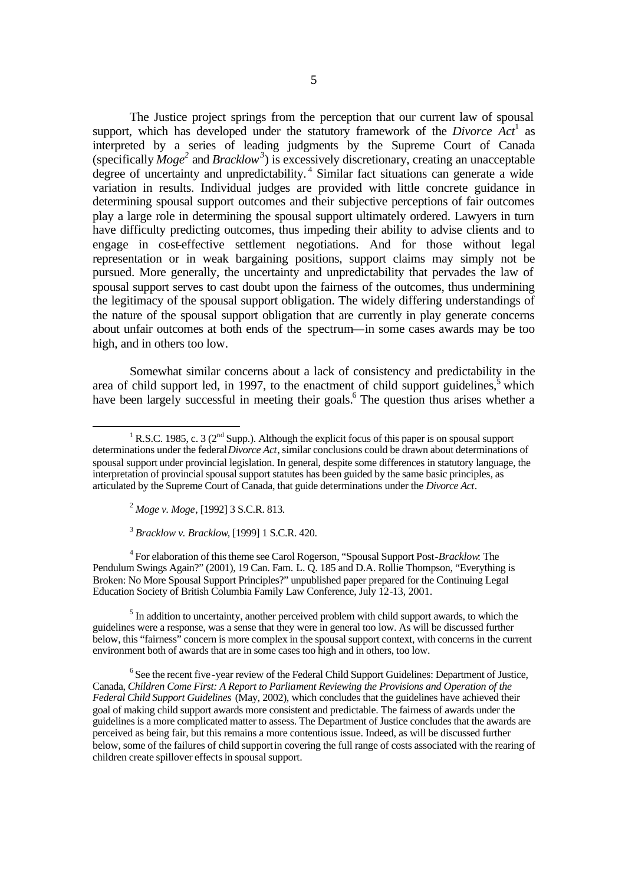The Justice project springs from the perception that our current law of spousal support, which has developed under the statutory framework of the *Divorce Act*[1] as interpreted by a series of leading judgments by the Supreme Court of Canada (specifically *Moge*[2] and *Bracklow*[3]) is excessively discretionary, creating an unacceptable degree of uncertainty and unpredictability.[4] Similar fact situations can generate a wide variation in results. Individual judges are provided with little concrete guidance in determining spousal support outcomes and their subjective perceptions of fair outcomes play a large role in determining the spousal support ultimately ordered. Lawyers in turn have difficulty predicting outcomes, thus impeding their ability to advise clients and to engage in cost-effective settlement negotiations. And for those without legal representation or in weak bargaining positions, support claims may simply not be pursued. More generally, the uncertainty and unpredictability that pervades the law of spousal support serves to cast doubt upon the fairness of the outcomes, thus undermining the legitimacy of the spousal support obligation. The widely differing understandings of the nature of the spousal support obligation that are currently in play generate concerns about unfair outcomes at both ends of the spectrum—in some cases awards may be too high, and in others too low.

Somewhat similar concerns about a lack of consistency and predictability in the area of child support led, in 1997, to the enactment of child support guidelines,[5] which have been largely successful in meeting their goals.[6] The question thus arises whether a

---

[1] R.S.C. 1985, c. 3 (2nd Supp.). Although the explicit focus of this paper is on spousal support determinations under the federal *Divorce Act*, similar conclusions could be drawn about determinations of spousal support under provincial legislation. In general, despite some differences in statutory language, the interpretation of provincial spousal support statutes has been guided by the same basic principles, as articulated by the Supreme Court of Canada, that guide determinations under the *Divorce Act*.

[2] *Moge v. Moge*, [1992] 3 S.C.R. 813.

[3] *Bracklow v. Bracklow*, [1999] 1 S.C.R. 420.

[4] For elaboration of this theme see Carol Rogerson, "Spousal Support Post-*Bracklow*: The Pendulum Swings Again?" (2001), 19 Can. Fam. L. Q. 185 and D.A. Rollie Thompson, "Everything is Broken: No More Spousal Support Principles?" unpublished paper prepared for the Continuing Legal Education Society of British Columbia Family Law Conference, July 12-13, 2001.

[5] In addition to uncertainty, another perceived problem with child support awards, to which the guidelines were a response, was a sense that they were in general too low. As will be discussed further below, this "fairness" concern is more complex in the spousal support context, with concerns in the current environment both of awards that are in some cases too high and in others, too low.

[6] See the recent five-year review of the Federal Child Support Guidelines: Department of Justice, Canada, *Children Come First: A Report to Parliament Reviewing the Provisions and Operation of the Federal Child Support Guidelines* (May, 2002), which concludes that the guidelines have achieved their goal of making child support awards more consistent and predictable. The fairness of awards under the guidelines is a more complicated matter to assess. The Department of Justice concludes that the awards are perceived as being fair, but this remains a more contentious issue. Indeed, as will be discussed further below, some of the failures of child support in covering the full range of costs associated with the rearing of children create spillover effects in spousal support.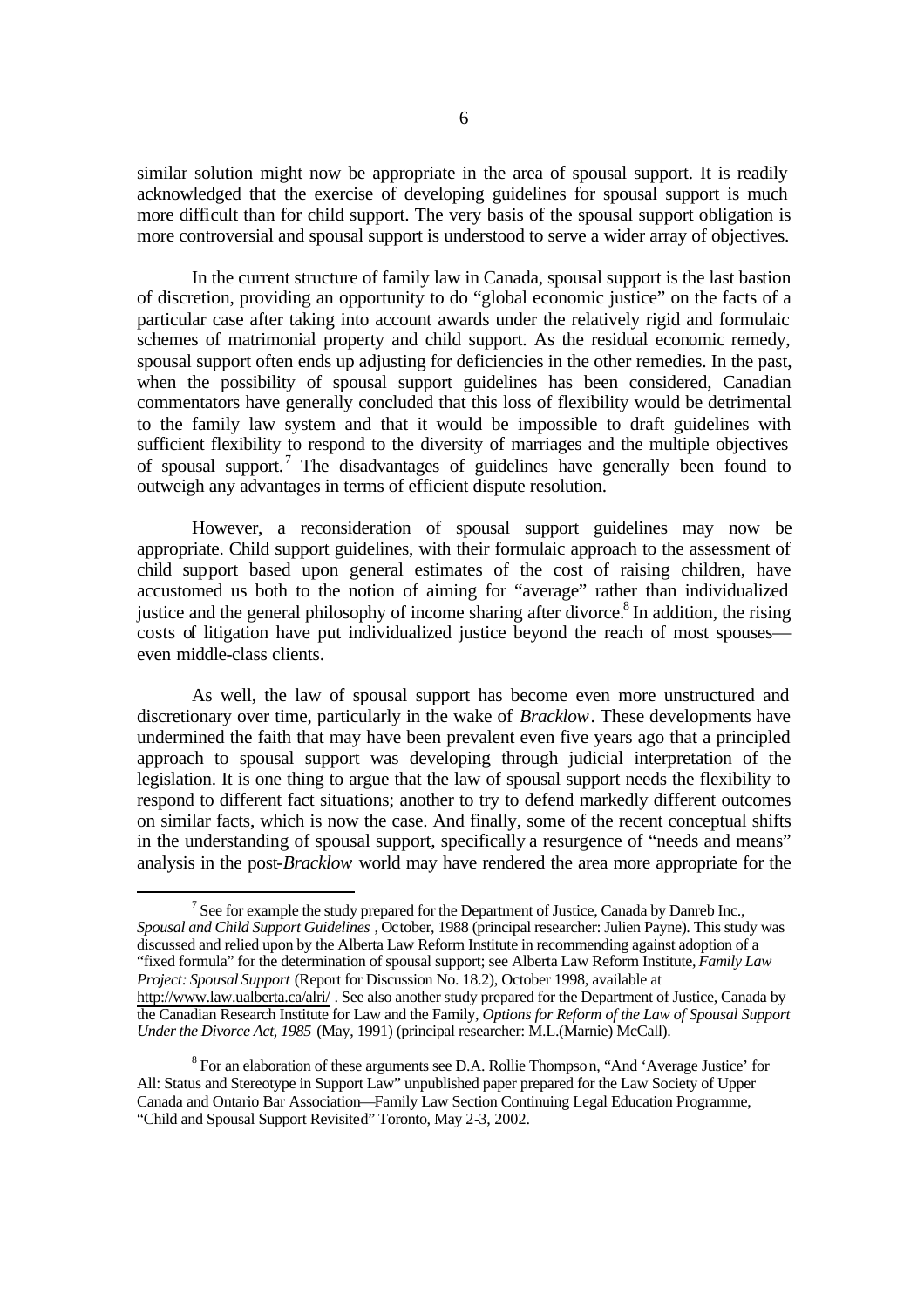similar solution might now be appropriate in the area of spousal support. It is readily acknowledged that the exercise of developing guidelines for spousal support is much more difficult than for child support. The very basis of the spousal support obligation is more controversial and spousal support is understood to serve a wider array of objectives.

In the current structure of family law in Canada, spousal support is the last bastion of discretion, providing an opportunity to do "global economic justice" on the facts of a particular case after taking into account awards under the relatively rigid and formulaic schemes of matrimonial property and child support. As the residual economic remedy, spousal support often ends up adjusting for deficiencies in the other remedies. In the past, when the possibility of spousal support guidelines has been considered, Canadian commentators have generally concluded that this loss of flexibility would be detrimental to the family law system and that it would be impossible to draft guidelines with sufficient flexibility to respond to the diversity of marriages and the multiple objectives of spousal support.[7] The disadvantages of guidelines have generally been found to outweigh any advantages in terms of efficient dispute resolution.

However, a reconsideration of spousal support guidelines may now be appropriate. Child support guidelines, with their formulaic approach to the assessment of child support based upon general estimates of the cost of raising children, have accustomed us both to the notion of aiming for "average" rather than individualized justice and the general philosophy of income sharing after divorce.[8] In addition, the rising costs of litigation have put individualized justice beyond the reach of most spouses—even middle-class clients.

As well, the law of spousal support has become even more unstructured and discretionary over time, particularly in the wake of *Bracklow*. These developments have undermined the faith that may have been prevalent even five years ago that a principled approach to spousal support was developing through judicial interpretation of the legislation. It is one thing to argue that the law of spousal support needs the flexibility to respond to different fact situations; another to try to defend markedly different outcomes on similar facts, which is now the case. And finally, some of the recent conceptual shifts in the understanding of spousal support, specifically a resurgence of "needs and means" analysis in the post-*Bracklow* world may have rendered the area more appropriate for the

---

[7] See for example the study prepared for the Department of Justice, Canada by Danreb Inc., *Spousal and Child Support Guidelines*, October, 1988 (principal researcher: Julien Payne). This study was discussed and relied upon by the Alberta Law Reform Institute in recommending against adoption of a "fixed formula" for the determination of spousal support; see Alberta Law Reform Institute, *Family Law Project: Spousal Support* (Report for Discussion No. 18.2), October 1998, available at http://www.law.ualberta.ca/alri/ . See also another study prepared for the Department of Justice, Canada by the Canadian Research Institute for Law and the Family, *Options for Reform of the Law of Spousal Support Under the Divorce Act, 1985* (May, 1991) (principal researcher: M.L.(Marnie) McCall).

[8] For an elaboration of these arguments see D.A. Rollie Thompson, "And 'Average Justice' for All: Status and Stereotype in Support Law" unpublished paper prepared for the Law Society of Upper Canada and Ontario Bar Association—Family Law Section Continuing Legal Education Programme, "Child and Spousal Support Revisited" Toronto, May 2-3, 2002.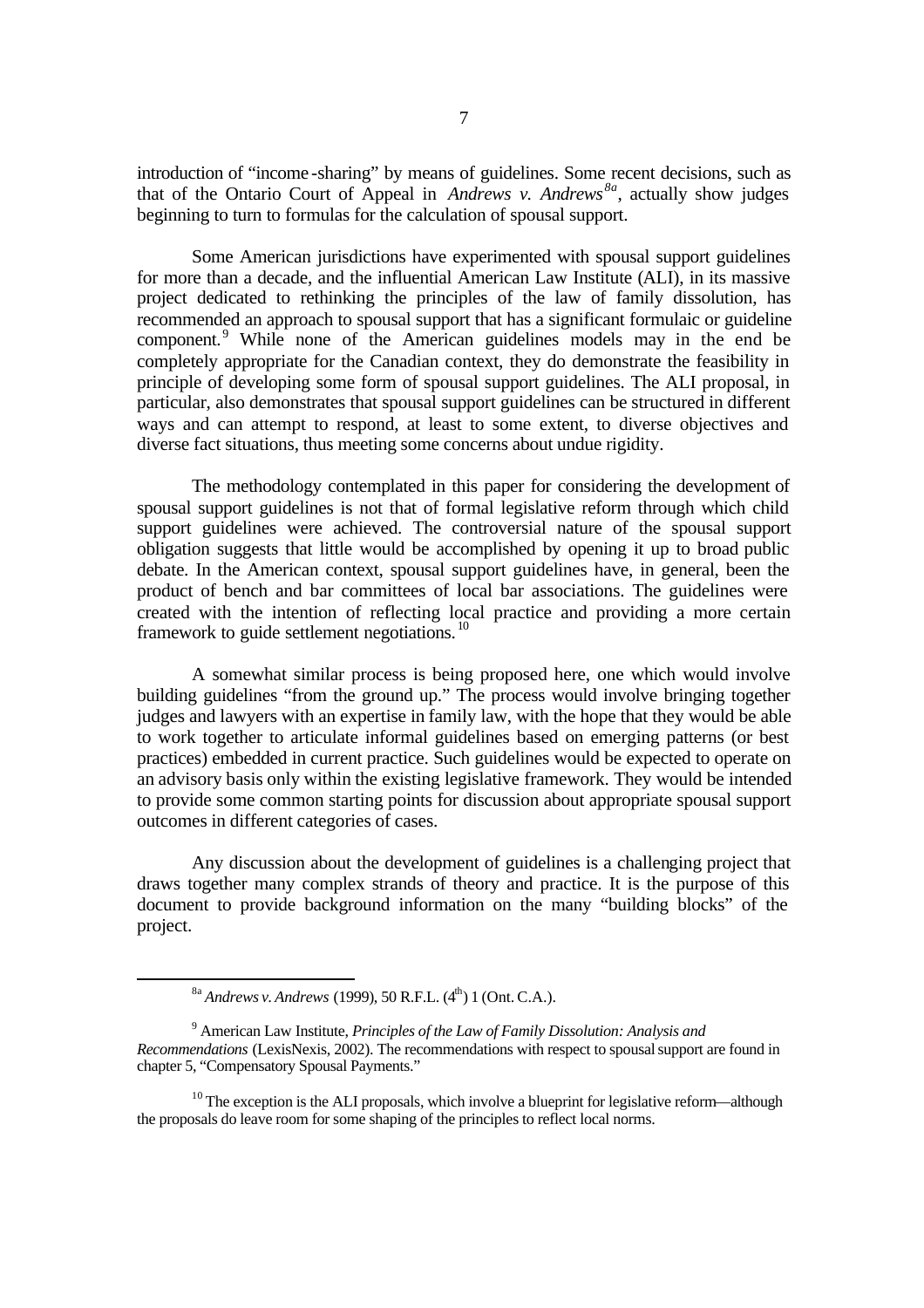introduction of "income-sharing" by means of guidelines. Some recent decisions, such as that of the Ontario Court of Appeal in *Andrews v. Andrews*[8a], actually show judges beginning to turn to formulas for the calculation of spousal support.

Some American jurisdictions have experimented with spousal support guidelines for more than a decade, and the influential American Law Institute (ALI), in its massive project dedicated to rethinking the principles of the law of family dissolution, has recommended an approach to spousal support that has a significant formulaic or guideline component.[9] While none of the American guidelines models may in the end be completely appropriate for the Canadian context, they do demonstrate the feasibility in principle of developing some form of spousal support guidelines. The ALI proposal, in particular, also demonstrates that spousal support guidelines can be structured in different ways and can attempt to respond, at least to some extent, to diverse objectives and diverse fact situations, thus meeting some concerns about undue rigidity.

The methodology contemplated in this paper for considering the development of spousal support guidelines is not that of formal legislative reform through which child support guidelines were achieved. The controversial nature of the spousal support obligation suggests that little would be accomplished by opening it up to broad public debate. In the American context, spousal support guidelines have, in general, been the product of bench and bar committees of local bar associations. The guidelines were created with the intention of reflecting local practice and providing a more certain framework to guide settlement negotiations.[10]

A somewhat similar process is being proposed here, one which would involve building guidelines "from the ground up." The process would involve bringing together judges and lawyers with an expertise in family law, with the hope that they would be able to work together to articulate informal guidelines based on emerging patterns (or best practices) embedded in current practice. Such guidelines would be expected to operate on an advisory basis only within the existing legislative framework. They would be intended to provide some common starting points for discussion about appropriate spousal support outcomes in different categories of cases.

Any discussion about the development of guidelines is a challenging project that draws together many complex strands of theory and practice. It is the purpose of this document to provide background information on the many "building blocks" of the project.

---

[8a] *Andrews v. Andrews* (1999), 50 R.F.L. (4th) 1 (Ont. C.A.).

[9] American Law Institute, *Principles of the Law of Family Dissolution: Analysis and Recommendations* (LexisNexis, 2002). The recommendations with respect to spousal support are found in chapter 5, "Compensatory Spousal Payments."

[10] The exception is the ALI proposals, which involve a blueprint for legislative reform—although the proposals do leave room for some shaping of the principles to reflect local norms.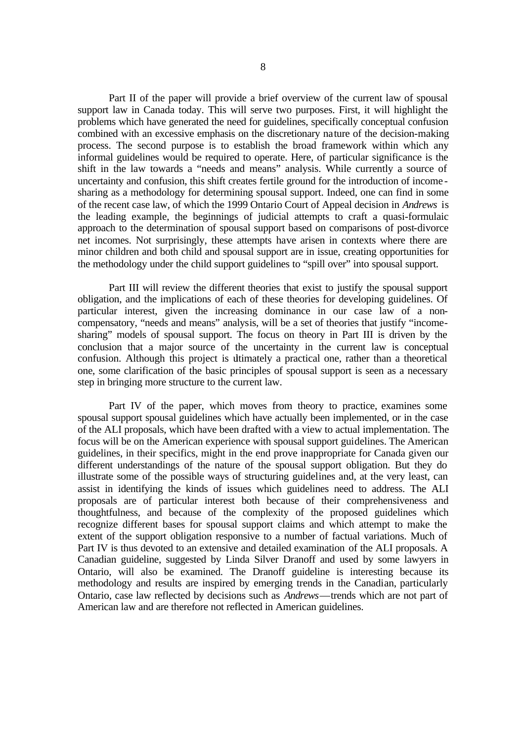Part II of the paper will provide a brief overview of the current law of spousal support law in Canada today. This will serve two purposes. First, it will highlight the problems which have generated the need for guidelines, specifically conceptual confusion combined with an excessive emphasis on the discretionary nature of the decision-making process. The second purpose is to establish the broad framework within which any informal guidelines would be required to operate. Here, of particular significance is the shift in the law towards a "needs and means" analysis. While currently a source of uncertainty and confusion, this shift creates fertile ground for the introduction of income-sharing as a methodology for determining spousal support. Indeed, one can find in some of the recent case law, of which the 1999 Ontario Court of Appeal decision in *Andrews* is the leading example, the beginnings of judicial attempts to craft a quasi-formulaic approach to the determination of spousal support based on comparisons of post-divorce net incomes. Not surprisingly, these attempts have arisen in contexts where there are minor children and both child and spousal support are in issue, creating opportunities for the methodology under the child support guidelines to "spill over" into spousal support.

Part III will review the different theories that exist to justify the spousal support obligation, and the implications of each of these theories for developing guidelines. Of particular interest, given the increasing dominance in our case law of a non-compensatory, "needs and means" analysis, will be a set of theories that justify "income-sharing" models of spousal support. The focus on theory in Part III is driven by the conclusion that a major source of the uncertainty in the current law is conceptual confusion. Although this project is ultimately a practical one, rather than a theoretical one, some clarification of the basic principles of spousal support is seen as a necessary step in bringing more structure to the current law.

Part IV of the paper, which moves from theory to practice, examines some spousal support spousal guidelines which have actually been implemented, or in the case of the ALI proposals, which have been drafted with a view to actual implementation. The focus will be on the American experience with spousal support guidelines. The American guidelines, in their specifics, might in the end prove inappropriate for Canada given our different understandings of the nature of the spousal support obligation. But they do illustrate some of the possible ways of structuring guidelines and, at the very least, can assist in identifying the kinds of issues which guidelines need to address. The ALI proposals are of particular interest both because of their comprehensiveness and thoughtfulness, and because of the complexity of the proposed guidelines which recognize different bases for spousal support claims and which attempt to make the extent of the support obligation responsive to a number of factual variations. Much of Part IV is thus devoted to an extensive and detailed examination of the ALI proposals. A Canadian guideline, suggested by Linda Silver Dranoff and used by some lawyers in Ontario, will also be examined. The Dranoff guideline is interesting because its methodology and results are inspired by emerging trends in the Canadian, particularly Ontario, case law reflected by decisions such as *Andrews*—trends which are not part of American law and are therefore not reflected in American guidelines.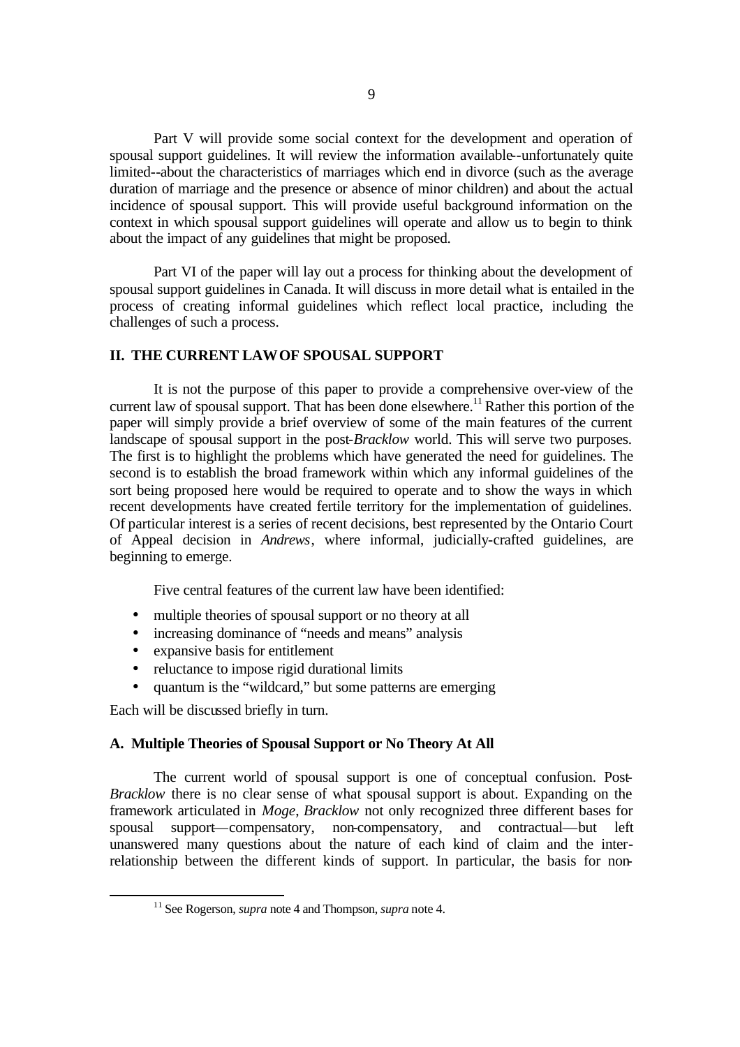Part V will provide some social context for the development and operation of spousal support guidelines. It will review the information available--unfortunately quite limited--about the characteristics of marriages which end in divorce (such as the average duration of marriage and the presence or absence of minor children) and about the actual incidence of spousal support. This will provide useful background information on the context in which spousal support guidelines will operate and allow us to begin to think about the impact of any guidelines that might be proposed.

Part VI of the paper will lay out a process for thinking about the development of spousal support guidelines in Canada. It will discuss in more detail what is entailed in the process of creating informal guidelines which reflect local practice, including the challenges of such a process.

## II. THE CURRENT LAW OF SPOUSAL SUPPORT

It is not the purpose of this paper to provide a comprehensive over-view of the current law of spousal support. That has been done elsewhere.[11] Rather this portion of the paper will simply provide a brief overview of some of the main features of the current landscape of spousal support in the post-*Bracklow* world. This will serve two purposes. The first is to highlight the problems which have generated the need for guidelines. The second is to establish the broad framework within which any informal guidelines of the sort being proposed here would be required to operate and to show the ways in which recent developments have created fertile territory for the implementation of guidelines. Of particular interest is a series of recent decisions, best represented by the Ontario Court of Appeal decision in *Andrews*, where informal, judicially-crafted guidelines, are beginning to emerge.

Five central features of the current law have been identified:

- multiple theories of spousal support or no theory at all
- increasing dominance of "needs and means" analysis
- expansive basis for entitlement
- reluctance to impose rigid durational limits
- quantum is the "wildcard," but some patterns are emerging

Each will be discussed briefly in turn.

### A. Multiple Theories of Spousal Support or No Theory At All

The current world of spousal support is one of conceptual confusion. Post-*Bracklow* there is no clear sense of what spousal support is about. Expanding on the framework articulated in *Moge*, *Bracklow* not only recognized three different bases for spousal support—compensatory, non-compensatory, and contractual—but left unanswered many questions about the nature of each kind of claim and the inter-relationship between the different kinds of support. In particular, the basis for non-

---

[11] See Rogerson, *supra* note 4 and Thompson, *supra* note 4.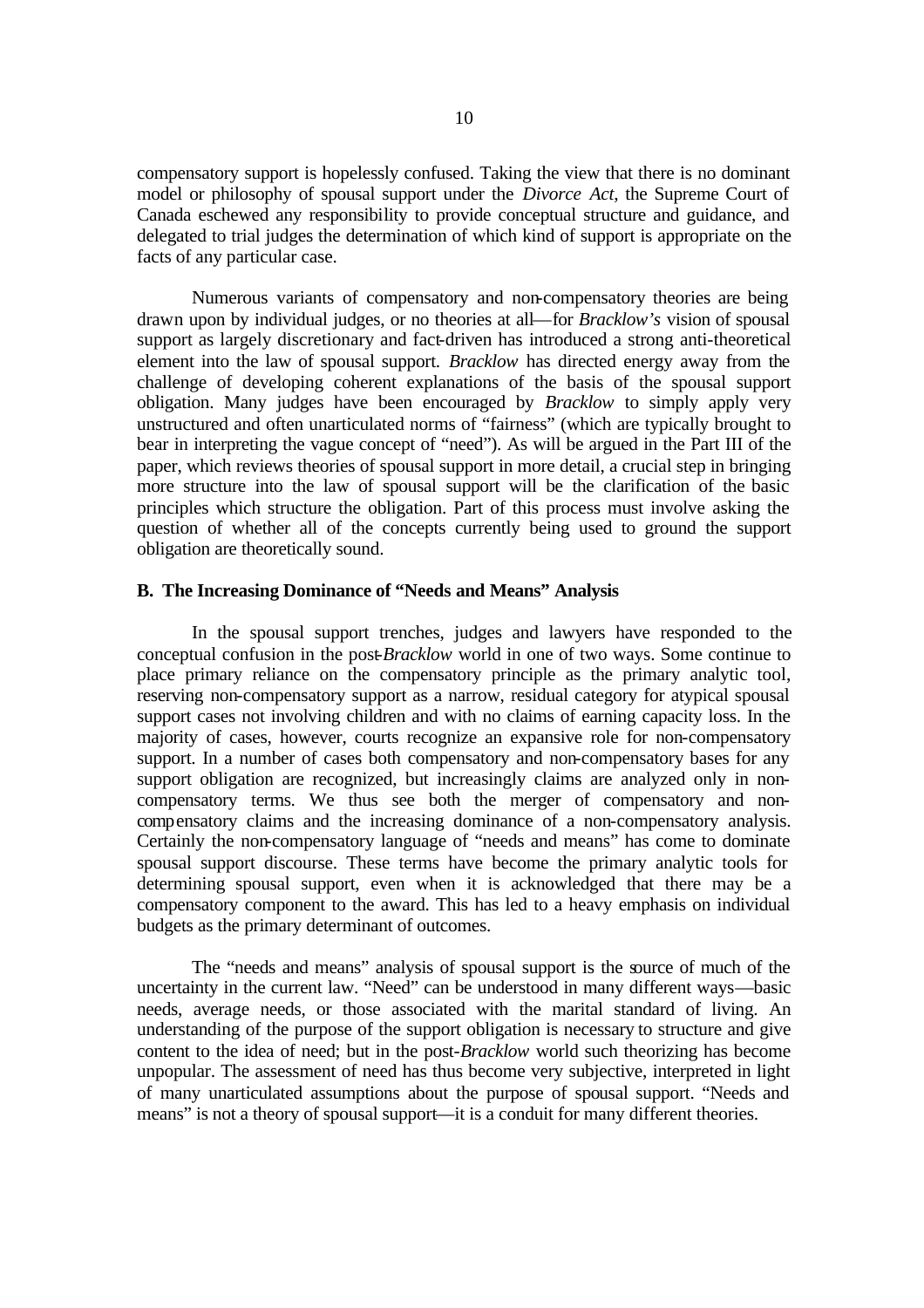compensatory support is hopelessly confused. Taking the view that there is no dominant model or philosophy of spousal support under the *Divorce Act*, the Supreme Court of Canada eschewed any responsibility to provide conceptual structure and guidance, and delegated to trial judges the determination of which kind of support is appropriate on the facts of any particular case.

Numerous variants of compensatory and non-compensatory theories are being drawn upon by individual judges, or no theories at all—for *Bracklow's* vision of spousal support as largely discretionary and fact-driven has introduced a strong anti-theoretical element into the law of spousal support. *Bracklow* has directed energy away from the challenge of developing coherent explanations of the basis of the spousal support obligation. Many judges have been encouraged by *Bracklow* to simply apply very unstructured and often unarticulated norms of "fairness" (which are typically brought to bear in interpreting the vague concept of "need"). As will be argued in the Part III of the paper, which reviews theories of spousal support in more detail, a crucial step in bringing more structure into the law of spousal support will be the clarification of the basic principles which structure the obligation. Part of this process must involve asking the question of whether all of the concepts currently being used to ground the support obligation are theoretically sound.

**B. The Increasing Dominance of "Needs and Means" Analysis**

In the spousal support trenches, judges and lawyers have responded to the conceptual confusion in the post-*Bracklow* world in one of two ways. Some continue to place primary reliance on the compensatory principle as the primary analytic tool, reserving non-compensatory support as a narrow, residual category for atypical spousal support cases not involving children and with no claims of earning capacity loss. In the majority of cases, however, courts recognize an expansive role for non-compensatory support. In a number of cases both compensatory and non-compensatory bases for any support obligation are recognized, but increasingly claims are analyzed only in non-compensatory terms. We thus see both the merger of compensatory and non-compensatory claims and the increasing dominance of a non-compensatory analysis. Certainly the non-compensatory language of "needs and means" has come to dominate spousal support discourse. These terms have become the primary analytic tools for determining spousal support, even when it is acknowledged that there may be a compensatory component to the award. This has led to a heavy emphasis on individual budgets as the primary determinant of outcomes.

The "needs and means" analysis of spousal support is the source of much of the uncertainty in the current law. "Need" can be understood in many different ways—basic needs, average needs, or those associated with the marital standard of living. An understanding of the purpose of the support obligation is necessary to structure and give content to the idea of need; but in the post-*Bracklow* world such theorizing has become unpopular. The assessment of need has thus become very subjective, interpreted in light of many unarticulated assumptions about the purpose of spousal support. "Needs and means" is not a theory of spousal support—it is a conduit for many different theories.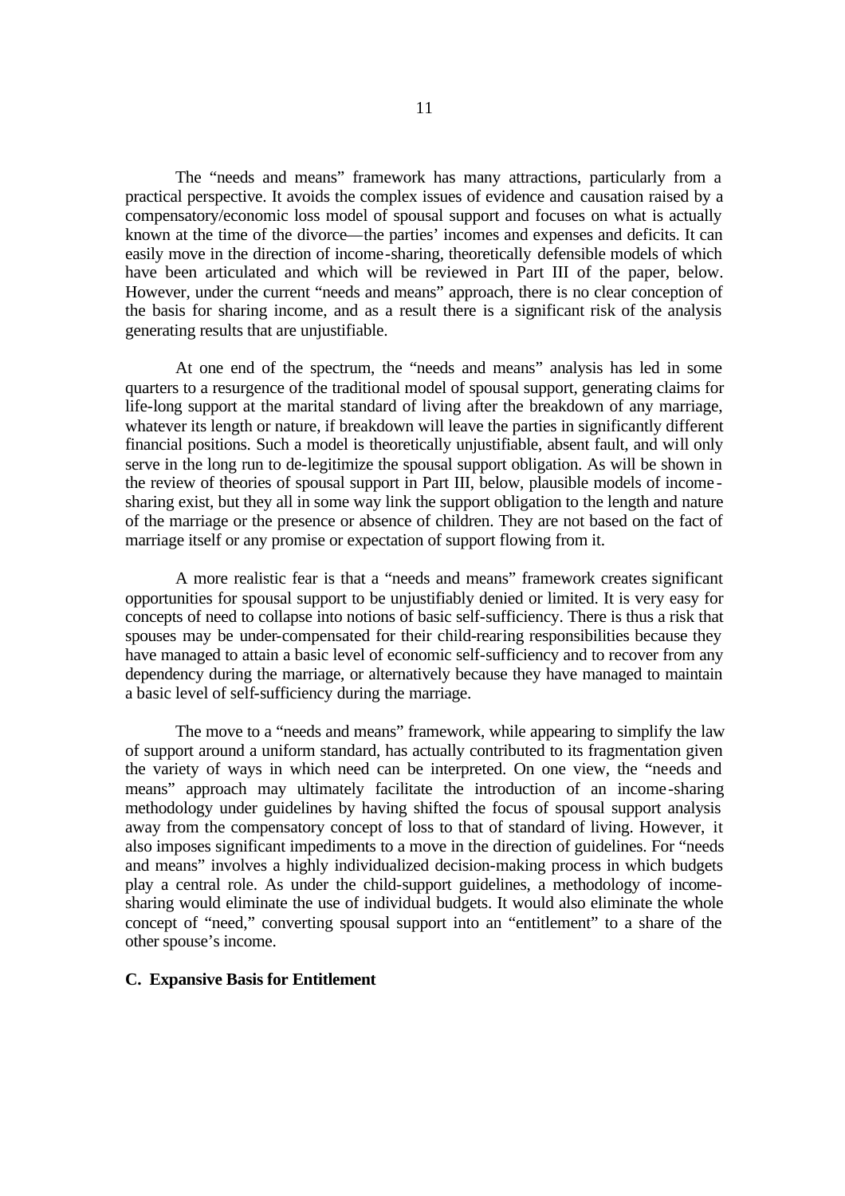The "needs and means" framework has many attractions, particularly from a practical perspective. It avoids the complex issues of evidence and causation raised by a compensatory/economic loss model of spousal support and focuses on what is actually known at the time of the divorce—the parties' incomes and expenses and deficits. It can easily move in the direction of income-sharing, theoretically defensible models of which have been articulated and which will be reviewed in Part III of the paper, below. However, under the current "needs and means" approach, there is no clear conception of the basis for sharing income, and as a result there is a significant risk of the analysis generating results that are unjustifiable.

At one end of the spectrum, the "needs and means" analysis has led in some quarters to a resurgence of the traditional model of spousal support, generating claims for life-long support at the marital standard of living after the breakdown of any marriage, whatever its length or nature, if breakdown will leave the parties in significantly different financial positions. Such a model is theoretically unjustifiable, absent fault, and will only serve in the long run to de-legitimize the spousal support obligation. As will be shown in the review of theories of spousal support in Part III, below, plausible models of income-sharing exist, but they all in some way link the support obligation to the length and nature of the marriage or the presence or absence of children. They are not based on the fact of marriage itself or any promise or expectation of support flowing from it.

A more realistic fear is that a "needs and means" framework creates significant opportunities for spousal support to be unjustifiably denied or limited. It is very easy for concepts of need to collapse into notions of basic self-sufficiency. There is thus a risk that spouses may be under-compensated for their child-rearing responsibilities because they have managed to attain a basic level of economic self-sufficiency and to recover from any dependency during the marriage, or alternatively because they have managed to maintain a basic level of self-sufficiency during the marriage.

The move to a "needs and means" framework, while appearing to simplify the law of support around a uniform standard, has actually contributed to its fragmentation given the variety of ways in which need can be interpreted. On one view, the "needs and means" approach may ultimately facilitate the introduction of an income-sharing methodology under guidelines by having shifted the focus of spousal support analysis away from the compensatory concept of loss to that of standard of living. However, it also imposes significant impediments to a move in the direction of guidelines. For "needs and means" involves a highly individualized decision-making process in which budgets play a central role. As under the child-support guidelines, a methodology of income-sharing would eliminate the use of individual budgets. It would also eliminate the whole concept of "need," converting spousal support into an "entitlement" to a share of the other spouse's income.

### C. Expansive Basis for Entitlement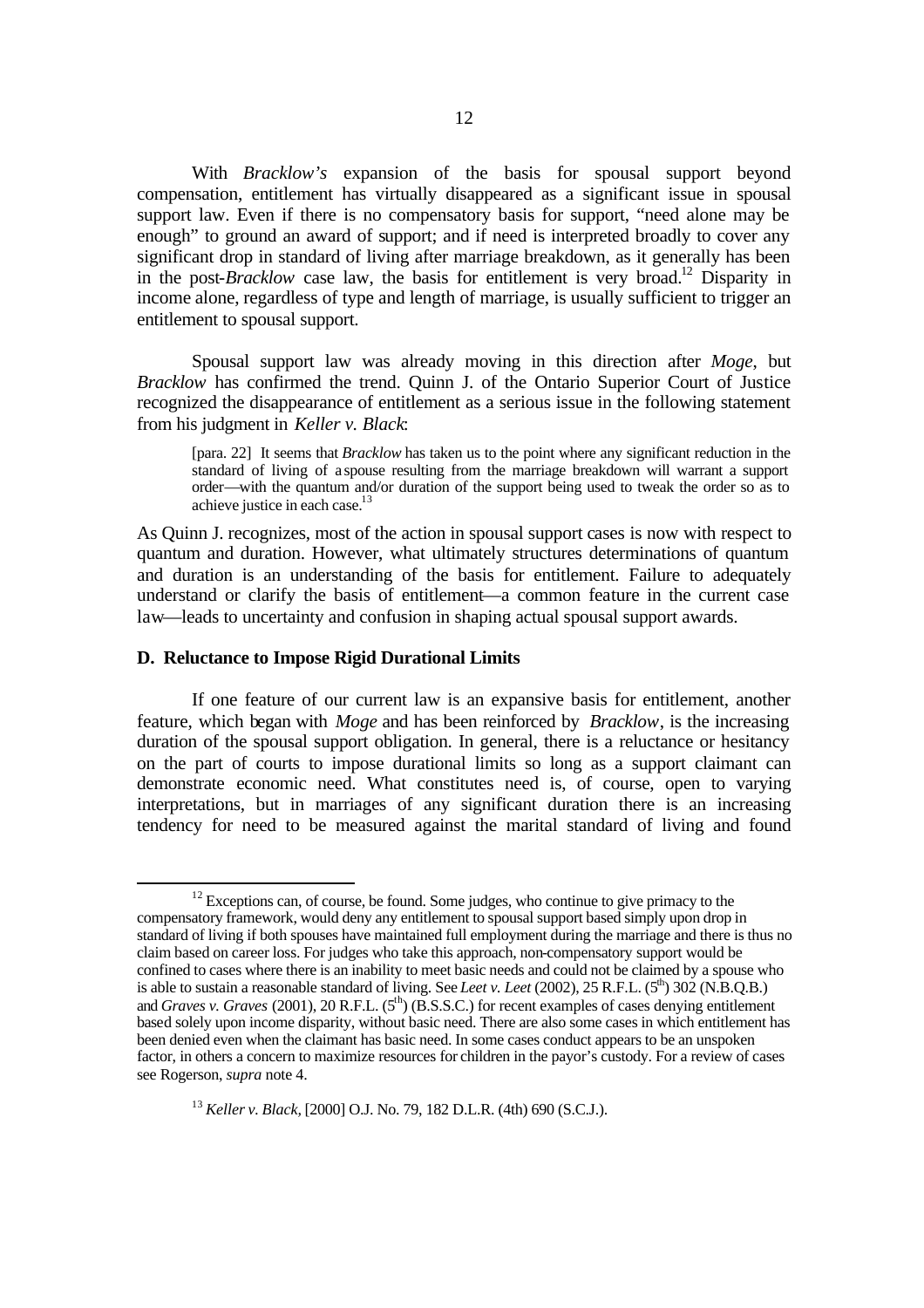With *Bracklow's* expansion of the basis for spousal support beyond compensation, entitlement has virtually disappeared as a significant issue in spousal support law. Even if there is no compensatory basis for support, "need alone may be enough" to ground an award of support; and if need is interpreted broadly to cover any significant drop in standard of living after marriage breakdown, as it generally has been in the post-*Bracklow* case law, the basis for entitlement is very broad.[12] Disparity in income alone, regardless of type and length of marriage, is usually sufficient to trigger an entitlement to spousal support.

Spousal support law was already moving in this direction after *Moge*, but *Bracklow* has confirmed the trend. Quinn J. of the Ontario Superior Court of Justice recognized the disappearance of entitlement as a serious issue in the following statement from his judgment in *Keller v. Black*:

> [para. 22] It seems that *Bracklow* has taken us to the point where any significant reduction in the standard of living of a spouse resulting from the marriage breakdown will warrant a support order—with the quantum and/or duration of the support being used to tweak the order so as to achieve justice in each case.[13]

As Quinn J. recognizes, most of the action in spousal support cases is now with respect to quantum and duration. However, what ultimately structures determinations of quantum and duration is an understanding of the basis for entitlement. Failure to adequately understand or clarify the basis of entitlement—a common feature in the current case law—leads to uncertainty and confusion in shaping actual spousal support awards.

### D. Reluctance to Impose Rigid Durational Limits

If one feature of our current law is an expansive basis for entitlement, another feature, which began with *Moge* and has been reinforced by *Bracklow*, is the increasing duration of the spousal support obligation. In general, there is a reluctance or hesitancy on the part of courts to impose durational limits so long as a support claimant can demonstrate economic need. What constitutes need is, of course, open to varying interpretations, but in marriages of any significant duration there is an increasing tendency for need to be measured against the marital standard of living and found

---

[12] Exceptions can, of course, be found. Some judges, who continue to give primacy to the compensatory framework, would deny any entitlement to spousal support based simply upon drop in standard of living if both spouses have maintained full employment during the marriage and there is thus no claim based on career loss. For judges who take this approach, non-compensatory support would be confined to cases where there is an inability to meet basic needs and could not be claimed by a spouse who is able to sustain a reasonable standard of living. See *Leet v. Leet* (2002), 25 R.F.L. (5th) 302 (N.B.Q.B.) and *Graves v. Graves* (2001), 20 R.F.L. (5th) (B.S.S.C.) for recent examples of cases denying entitlement based solely upon income disparity, without basic need. There are also some cases in which entitlement has been denied even when the claimant has basic need. In some cases conduct appears to be an unspoken factor, in others a concern to maximize resources for children in the payor's custody. For a review of cases see Rogerson, *supra* note 4.

[13] *Keller v. Black,* [2000] O.J. No. 79, 182 D.L.R. (4th) 690 (S.C.J.).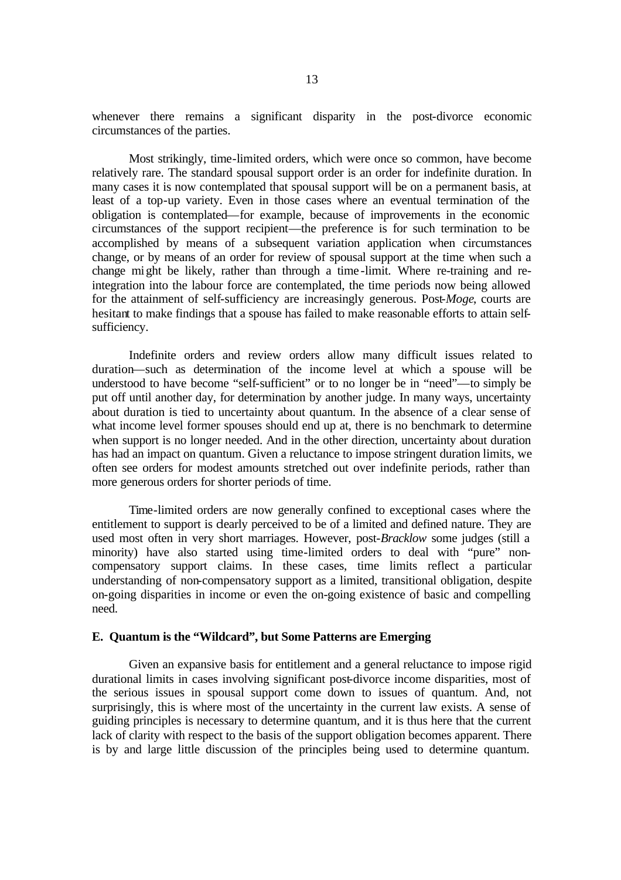whenever there remains a significant disparity in the post-divorce economic circumstances of the parties.

Most strikingly, time-limited orders, which were once so common, have become relatively rare. The standard spousal support order is an order for indefinite duration. In many cases it is now contemplated that spousal support will be on a permanent basis, at least of a top-up variety. Even in those cases where an eventual termination of the obligation is contemplated—for example, because of improvements in the economic circumstances of the support recipient—the preference is for such termination to be accomplished by means of a subsequent variation application when circumstances change, or by means of an order for review of spousal support at the time when such a change might be likely, rather than through a time-limit. Where re-training and re-integration into the labour force are contemplated, the time periods now being allowed for the attainment of self-sufficiency are increasingly generous. Post-*Moge*, courts are hesitant to make findings that a spouse has failed to make reasonable efforts to attain self-sufficiency.

Indefinite orders and review orders allow many difficult issues related to duration—such as determination of the income level at which a spouse will be understood to have become "self-sufficient" or to no longer be in "need"—to simply be put off until another day, for determination by another judge. In many ways, uncertainty about duration is tied to uncertainty about quantum. In the absence of a clear sense of what income level former spouses should end up at, there is no benchmark to determine when support is no longer needed. And in the other direction, uncertainty about duration has had an impact on quantum. Given a reluctance to impose stringent duration limits, we often see orders for modest amounts stretched out over indefinite periods, rather than more generous orders for shorter periods of time.

Time-limited orders are now generally confined to exceptional cases where the entitlement to support is clearly perceived to be of a limited and defined nature. They are used most often in very short marriages. However, post-*Bracklow* some judges (still a minority) have also started using time-limited orders to deal with "pure" non-compensatory support claims. In these cases, time limits reflect a particular understanding of non-compensatory support as a limited, transitional obligation, despite on-going disparities in income or even the on-going existence of basic and compelling need.

### E. Quantum is the "Wildcard", but Some Patterns are Emerging

Given an expansive basis for entitlement and a general reluctance to impose rigid durational limits in cases involving significant post-divorce income disparities, most of the serious issues in spousal support come down to issues of quantum. And, not surprisingly, this is where most of the uncertainty in the current law exists. A sense of guiding principles is necessary to determine quantum, and it is thus here that the current lack of clarity with respect to the basis of the support obligation becomes apparent. There is by and large little discussion of the principles being used to determine quantum.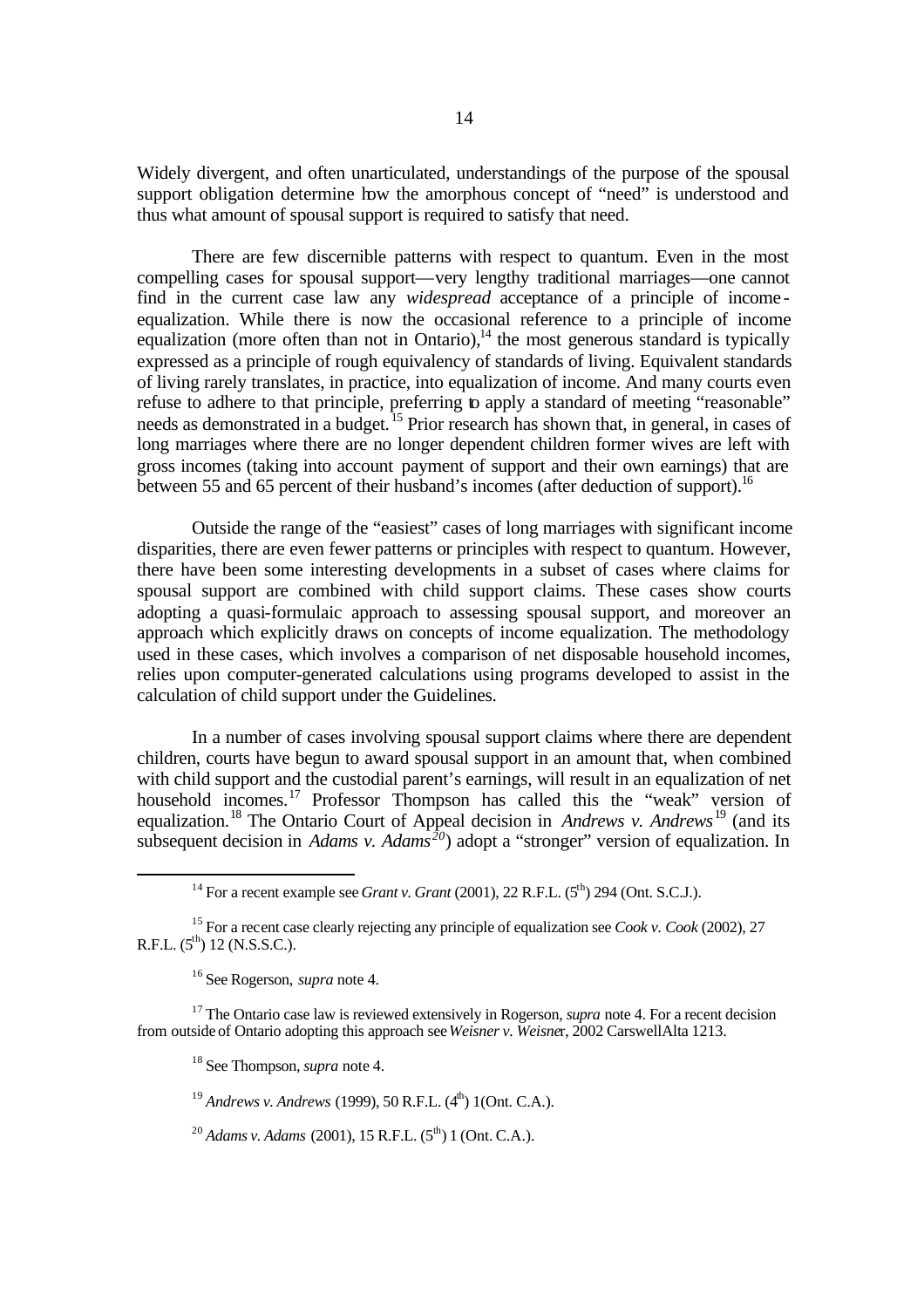Widely divergent, and often unarticulated, understandings of the purpose of the spousal support obligation determine how the amorphous concept of "need" is understood and thus what amount of spousal support is required to satisfy that need.

There are few discernible patterns with respect to quantum. Even in the most compelling cases for spousal support—very lengthy traditional marriages—one cannot find in the current case law any *widespread* acceptance of a principle of income-equalization. While there is now the occasional reference to a principle of income equalization (more often than not in Ontario),[14] the most generous standard is typically expressed as a principle of rough equivalency of standards of living. Equivalent standards of living rarely translates, in practice, into equalization of income. And many courts even refuse to adhere to that principle, preferring to apply a standard of meeting "reasonable" needs as demonstrated in a budget.[15] Prior research has shown that, in general, in cases of long marriages where there are no longer dependent children former wives are left with gross incomes (taking into account payment of support and their own earnings) that are between 55 and 65 percent of their husband's incomes (after deduction of support).[16]

Outside the range of the "easiest" cases of long marriages with significant income disparities, there are even fewer patterns or principles with respect to quantum. However, there have been some interesting developments in a subset of cases where claims for spousal support are combined with child support claims. These cases show courts adopting a quasi-formulaic approach to assessing spousal support, and moreover an approach which explicitly draws on concepts of income equalization. The methodology used in these cases, which involves a comparison of net disposable household incomes, relies upon computer-generated calculations using programs developed to assist in the calculation of child support under the Guidelines.

In a number of cases involving spousal support claims where there are dependent children, courts have begun to award spousal support in an amount that, when combined with child support and the custodial parent's earnings, will result in an equalization of net household incomes.[17] Professor Thompson has called this the "weak" version of equalization.[18] The Ontario Court of Appeal decision in *Andrews v. Andrews*[19] (and its subsequent decision in *Adams v. Adams*[20]) adopt a "stronger" version of equalization. In

---

[14] For a recent example see *Grant v. Grant* (2001), 22 R.F.L. (5th) 294 (Ont. S.C.J.).

[15] For a recent case clearly rejecting any principle of equalization see *Cook v. Cook* (2002), 27 R.F.L. (5th) 12 (N.S.S.C.).

[16] See Rogerson, *supra* note 4.

[17] The Ontario case law is reviewed extensively in Rogerson, *supra* note 4. For a recent decision from outside of Ontario adopting this approach see *Weisner v. Weisner*, 2002 CarswellAlta 1213.

[18] See Thompson, *supra* note 4.

[19] *Andrews v. Andrews* (1999), 50 R.F.L. (4th) 1 (Ont. C.A.).

[20] *Adams v. Adams* (2001), 15 R.F.L. (5th) 1 (Ont. C.A.).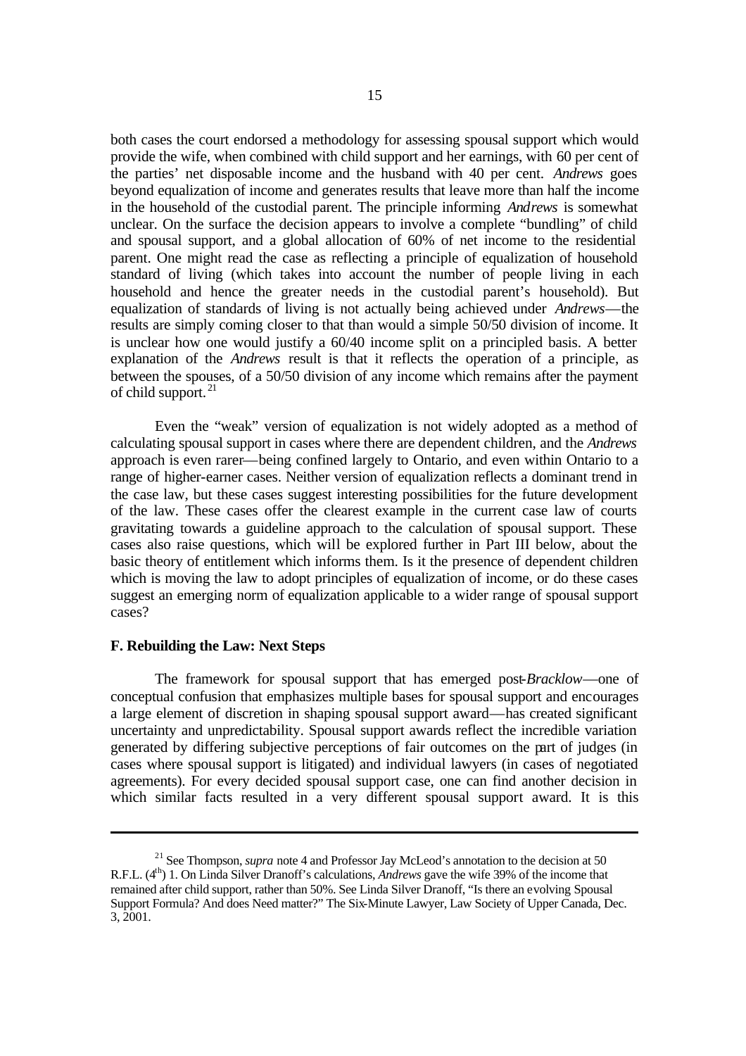both cases the court endorsed a methodology for assessing spousal support which would provide the wife, when combined with child support and her earnings, with 60 per cent of the parties' net disposable income and the husband with 40 per cent. *Andrews* goes beyond equalization of income and generates results that leave more than half the income in the household of the custodial parent. The principle informing *Andrews* is somewhat unclear. On the surface the decision appears to involve a complete "bundling" of child and spousal support, and a global allocation of 60% of net income to the residential parent. One might read the case as reflecting a principle of equalization of household standard of living (which takes into account the number of people living in each household and hence the greater needs in the custodial parent's household). But equalization of standards of living is not actually being achieved under *Andrews*—the results are simply coming closer to that than would a simple 50/50 division of income. It is unclear how one would justify a 60/40 income split on a principled basis. A better explanation of the *Andrews* result is that it reflects the operation of a principle, as between the spouses, of a 50/50 division of any income which remains after the payment of child support.[21]

Even the "weak" version of equalization is not widely adopted as a method of calculating spousal support in cases where there are dependent children, and the *Andrews* approach is even rarer—being confined largely to Ontario, and even within Ontario to a range of higher-earner cases. Neither version of equalization reflects a dominant trend in the case law, but these cases suggest interesting possibilities for the future development of the law. These cases offer the clearest example in the current case law of courts gravitating towards a guideline approach to the calculation of spousal support. These cases also raise questions, which will be explored further in Part III below, about the basic theory of entitlement which informs them. Is it the presence of dependent children which is moving the law to adopt principles of equalization of income, or do these cases suggest an emerging norm of equalization applicable to a wider range of spousal support cases?

**F. Rebuilding the Law: Next Steps**

The framework for spousal support that has emerged post-*Bracklow*—one of conceptual confusion that emphasizes multiple bases for spousal support and encourages a large element of discretion in shaping spousal support award—has created significant uncertainty and unpredictability. Spousal support awards reflect the incredible variation generated by differing subjective perceptions of fair outcomes on the part of judges (in cases where spousal support is litigated) and individual lawyers (in cases of negotiated agreements). For every decided spousal support case, one can find another decision in which similar facts resulted in a very different spousal support award. It is this

---

[21] See Thompson, *supra* note 4 and Professor Jay McLeod's annotation to the decision at 50 R.F.L. (4th) 1. On Linda Silver Dranoff's calculations, *Andrews* gave the wife 39% of the income that remained after child support, rather than 50%. See Linda Silver Dranoff, "Is there an evolving Spousal Support Formula? And does Need matter?" The Six-Minute Lawyer, Law Society of Upper Canada, Dec. 3, 2001.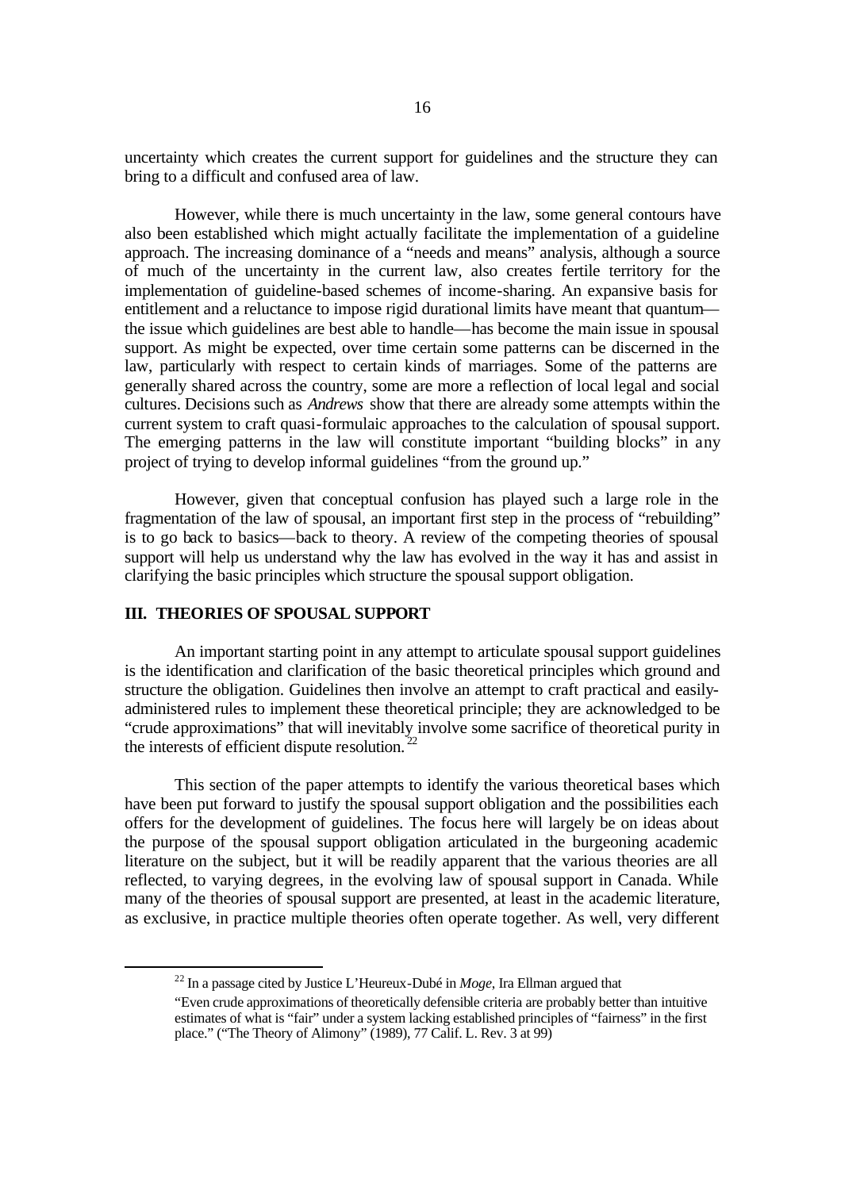uncertainty which creates the current support for guidelines and the structure they can bring to a difficult and confused area of law.

However, while there is much uncertainty in the law, some general contours have also been established which might actually facilitate the implementation of a guideline approach. The increasing dominance of a "needs and means" analysis, although a source of much of the uncertainty in the current law, also creates fertile territory for the implementation of guideline-based schemes of income-sharing. An expansive basis for entitlement and a reluctance to impose rigid durational limits have meant that quantum—the issue which guidelines are best able to handle—has become the main issue in spousal support. As might be expected, over time certain some patterns can be discerned in the law, particularly with respect to certain kinds of marriages. Some of the patterns are generally shared across the country, some are more a reflection of local legal and social cultures. Decisions such as *Andrews* show that there are already some attempts within the current system to craft quasi-formulaic approaches to the calculation of spousal support. The emerging patterns in the law will constitute important "building blocks" in any project of trying to develop informal guidelines "from the ground up."

However, given that conceptual confusion has played such a large role in the fragmentation of the law of spousal, an important first step in the process of "rebuilding" is to go back to basics—back to theory. A review of the competing theories of spousal support will help us understand why the law has evolved in the way it has and assist in clarifying the basic principles which structure the spousal support obligation.

## III. THEORIES OF SPOUSAL SUPPORT

An important starting point in any attempt to articulate spousal support guidelines is the identification and clarification of the basic theoretical principles which ground and structure the obligation. Guidelines then involve an attempt to craft practical and easily-administered rules to implement these theoretical principle; they are acknowledged to be "crude approximations" that will inevitably involve some sacrifice of theoretical purity in the interests of efficient dispute resolution.[22]

This section of the paper attempts to identify the various theoretical bases which have been put forward to justify the spousal support obligation and the possibilities each offers for the development of guidelines. The focus here will largely be on ideas about the purpose of the spousal support obligation articulated in the burgeoning academic literature on the subject, but it will be readily apparent that the various theories are all reflected, to varying degrees, in the evolving law of spousal support in Canada. While many of the theories of spousal support are presented, at least in the academic literature, as exclusive, in practice multiple theories often operate together. As well, very different

---

[22] In a passage cited by Justice L'Heureux-Dubé in *Moge*, Ira Ellman argued that

"Even crude approximations of theoretically defensible criteria are probably better than intuitive estimates of what is "fair" under a system lacking established principles of "fairness" in the first place." ("The Theory of Alimony" (1989), 77 Calif. L. Rev. 3 at 99)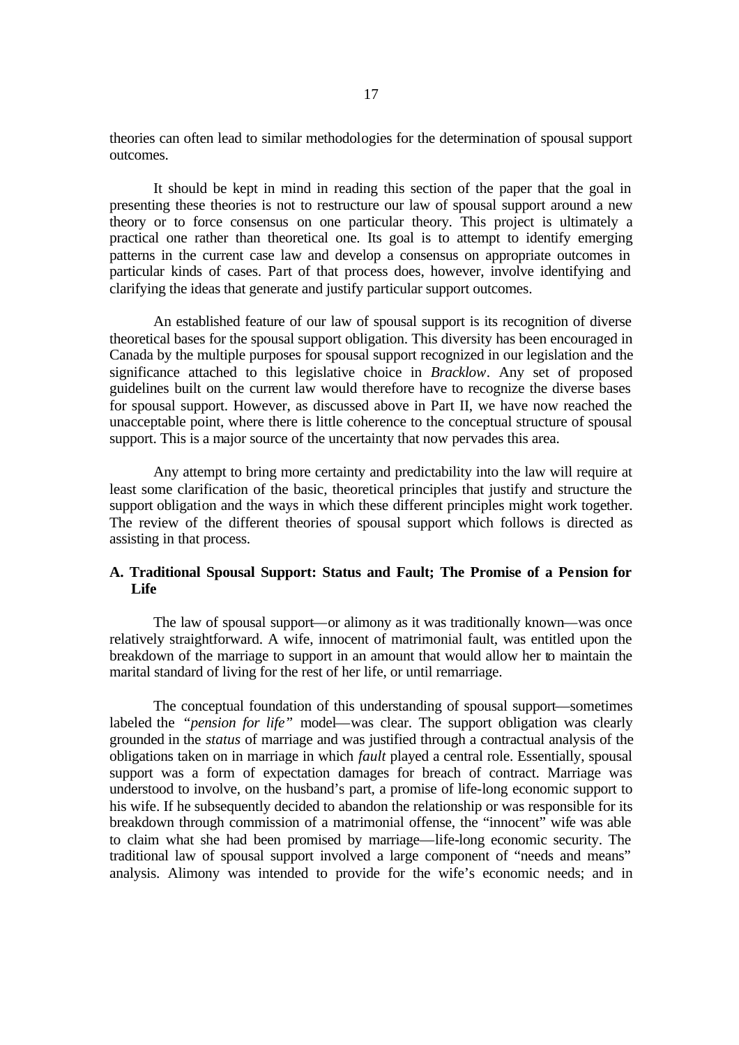theories can often lead to similar methodologies for the determination of spousal support outcomes.

It should be kept in mind in reading this section of the paper that the goal in presenting these theories is not to restructure our law of spousal support around a new theory or to force consensus on one particular theory. This project is ultimately a practical one rather than theoretical one. Its goal is to attempt to identify emerging patterns in the current case law and develop a consensus on appropriate outcomes in particular kinds of cases. Part of that process does, however, involve identifying and clarifying the ideas that generate and justify particular support outcomes.

An established feature of our law of spousal support is its recognition of diverse theoretical bases for the spousal support obligation. This diversity has been encouraged in Canada by the multiple purposes for spousal support recognized in our legislation and the significance attached to this legislative choice in *Bracklow*. Any set of proposed guidelines built on the current law would therefore have to recognize the diverse bases for spousal support. However, as discussed above in Part II, we have now reached the unacceptable point, where there is little coherence to the conceptual structure of spousal support. This is a major source of the uncertainty that now pervades this area.

Any attempt to bring more certainty and predictability into the law will require at least some clarification of the basic, theoretical principles that justify and structure the support obligation and the ways in which these different principles might work together. The review of the different theories of spousal support which follows is directed as assisting in that process.

### A. Traditional Spousal Support: Status and Fault; The Promise of a Pension for Life

The law of spousal support—or alimony as it was traditionally known—was once relatively straightforward. A wife, innocent of matrimonial fault, was entitled upon the breakdown of the marriage to support in an amount that would allow her to maintain the marital standard of living for the rest of her life, or until remarriage.

The conceptual foundation of this understanding of spousal support—sometimes labeled the *"pension for life"* model—was clear. The support obligation was clearly grounded in the *status* of marriage and was justified through a contractual analysis of the obligations taken on in marriage in which *fault* played a central role. Essentially, spousal support was a form of expectation damages for breach of contract. Marriage was understood to involve, on the husband's part, a promise of life-long economic support to his wife. If he subsequently decided to abandon the relationship or was responsible for its breakdown through commission of a matrimonial offense, the "innocent" wife was able to claim what she had been promised by marriage—life-long economic security. The traditional law of spousal support involved a large component of "needs and means" analysis. Alimony was intended to provide for the wife's economic needs; and in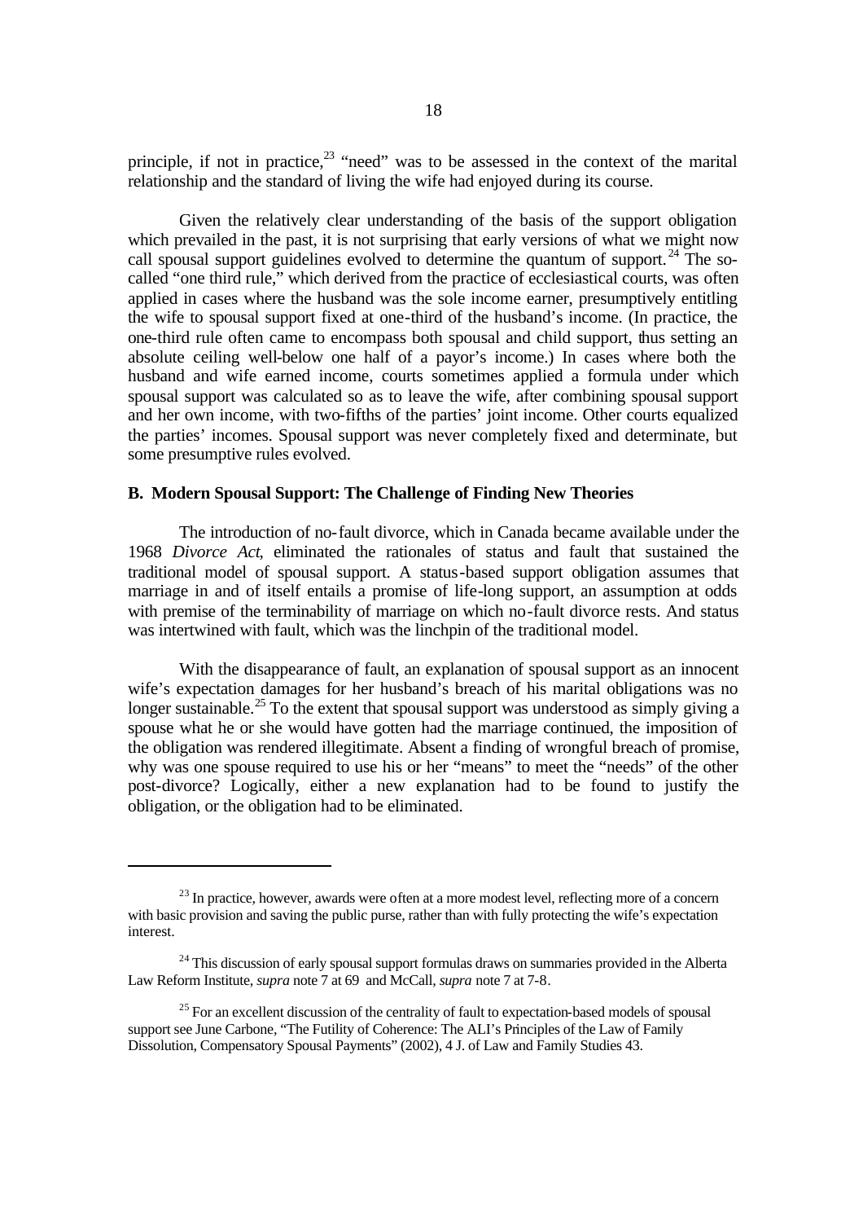principle, if not in practice,[23] "need" was to be assessed in the context of the marital relationship and the standard of living the wife had enjoyed during its course.

Given the relatively clear understanding of the basis of the support obligation which prevailed in the past, it is not surprising that early versions of what we might now call spousal support guidelines evolved to determine the quantum of support.[24] The so-called "one third rule," which derived from the practice of ecclesiastical courts, was often applied in cases where the husband was the sole income earner, presumptively entitling the wife to spousal support fixed at one-third of the husband's income. (In practice, the one-third rule often came to encompass both spousal and child support, thus setting an absolute ceiling well-below one half of a payor's income.) In cases where both the husband and wife earned income, courts sometimes applied a formula under which spousal support was calculated so as to leave the wife, after combining spousal support and her own income, with two-fifths of the parties' joint income. Other courts equalized the parties' incomes. Spousal support was never completely fixed and determinate, but some presumptive rules evolved.

### B. Modern Spousal Support: The Challenge of Finding New Theories

The introduction of no-fault divorce, which in Canada became available under the 1968 *Divorce Act*, eliminated the rationales of status and fault that sustained the traditional model of spousal support. A status-based support obligation assumes that marriage in and of itself entails a promise of life-long support, an assumption at odds with premise of the terminability of marriage on which no-fault divorce rests. And status was intertwined with fault, which was the linchpin of the traditional model.

With the disappearance of fault, an explanation of spousal support as an innocent wife's expectation damages for her husband's breach of his marital obligations was no longer sustainable.[25] To the extent that spousal support was understood as simply giving a spouse what he or she would have gotten had the marriage continued, the imposition of the obligation was rendered illegitimate. Absent a finding of wrongful breach of promise, why was one spouse required to use his or her "means" to meet the "needs" of the other post-divorce? Logically, either a new explanation had to be found to justify the obligation, or the obligation had to be eliminated.

---

[23] In practice, however, awards were often at a more modest level, reflecting more of a concern with basic provision and saving the public purse, rather than with fully protecting the wife's expectation interest.

[24] This discussion of early spousal support formulas draws on summaries provided in the Alberta Law Reform Institute, *supra* note 7 at 69 and McCall, *supra* note 7 at 7-8.

[25] For an excellent discussion of the centrality of fault to expectation-based models of spousal support see June Carbone, "The Futility of Coherence: The ALI's Principles of the Law of Family Dissolution, Compensatory Spousal Payments" (2002), 4 J. of Law and Family Studies 43.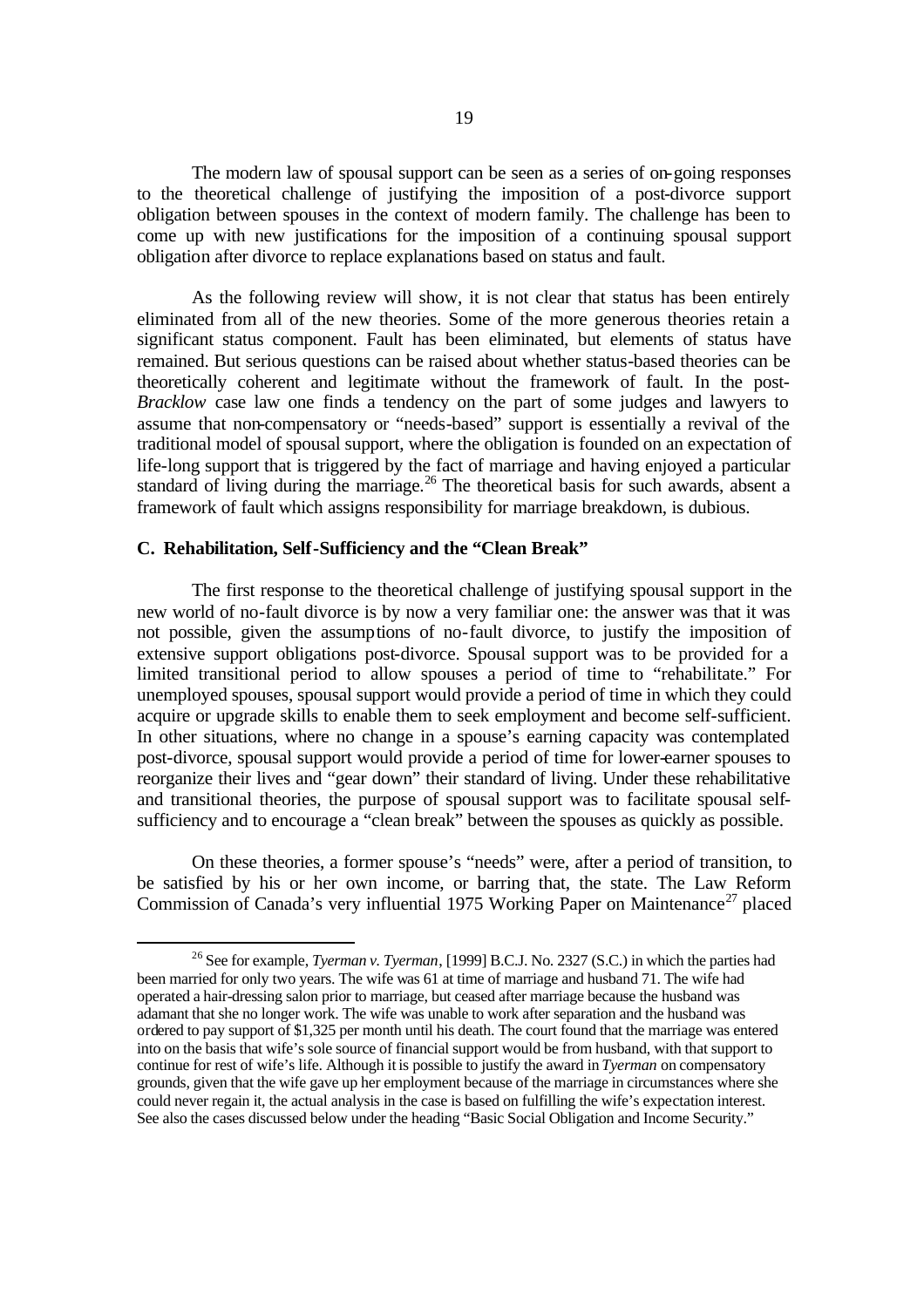The modern law of spousal support can be seen as a series of on-going responses to the theoretical challenge of justifying the imposition of a post-divorce support obligation between spouses in the context of modern family. The challenge has been to come up with new justifications for the imposition of a continuing spousal support obligation after divorce to replace explanations based on status and fault.

As the following review will show, it is not clear that status has been entirely eliminated from all of the new theories. Some of the more generous theories retain a significant status component. Fault has been eliminated, but elements of status have remained. But serious questions can be raised about whether status-based theories can be theoretically coherent and legitimate without the framework of fault. In the post-*Bracklow* case law one finds a tendency on the part of some judges and lawyers to assume that non-compensatory or "needs-based" support is essentially a revival of the traditional model of spousal support, where the obligation is founded on an expectation of life-long support that is triggered by the fact of marriage and having enjoyed a particular standard of living during the marriage.[26] The theoretical basis for such awards, absent a framework of fault which assigns responsibility for marriage breakdown, is dubious.

### C. Rehabilitation, Self-Sufficiency and the "Clean Break"

The first response to the theoretical challenge of justifying spousal support in the new world of no-fault divorce is by now a very familiar one: the answer was that it was not possible, given the assumptions of no-fault divorce, to justify the imposition of extensive support obligations post-divorce. Spousal support was to be provided for a limited transitional period to allow spouses a period of time to "rehabilitate." For unemployed spouses, spousal support would provide a period of time in which they could acquire or upgrade skills to enable them to seek employment and become self-sufficient. In other situations, where no change in a spouse's earning capacity was contemplated post-divorce, spousal support would provide a period of time for lower-earner spouses to reorganize their lives and "gear down" their standard of living. Under these rehabilitative and transitional theories, the purpose of spousal support was to facilitate spousal self-sufficiency and to encourage a "clean break" between the spouses as quickly as possible.

On these theories, a former spouse's "needs" were, after a period of transition, to be satisfied by his or her own income, or barring that, the state. The Law Reform Commission of Canada's very influential 1975 Working Paper on Maintenance[27] placed

---

[26] See for example, *Tyerman v. Tyerman*, [1999] B.C.J. No. 2327 (S.C.) in which the parties had been married for only two years. The wife was 61 at time of marriage and husband 71. The wife had operated a hair-dressing salon prior to marriage, but ceased after marriage because the husband was adamant that she no longer work. The wife was unable to work after separation and the husband was ordered to pay support of $1,325 per month until his death. The court found that the marriage was entered into on the basis that wife's sole source of financial support would be from husband, with that support to continue for rest of wife's life. Although it is possible to justify the award in *Tyerman* on compensatory grounds, given that the wife gave up her employment because of the marriage in circumstances where she could never regain it, the actual analysis in the case is based on fulfilling the wife's expectation interest. See also the cases discussed below under the heading "Basic Social Obligation and Income Security."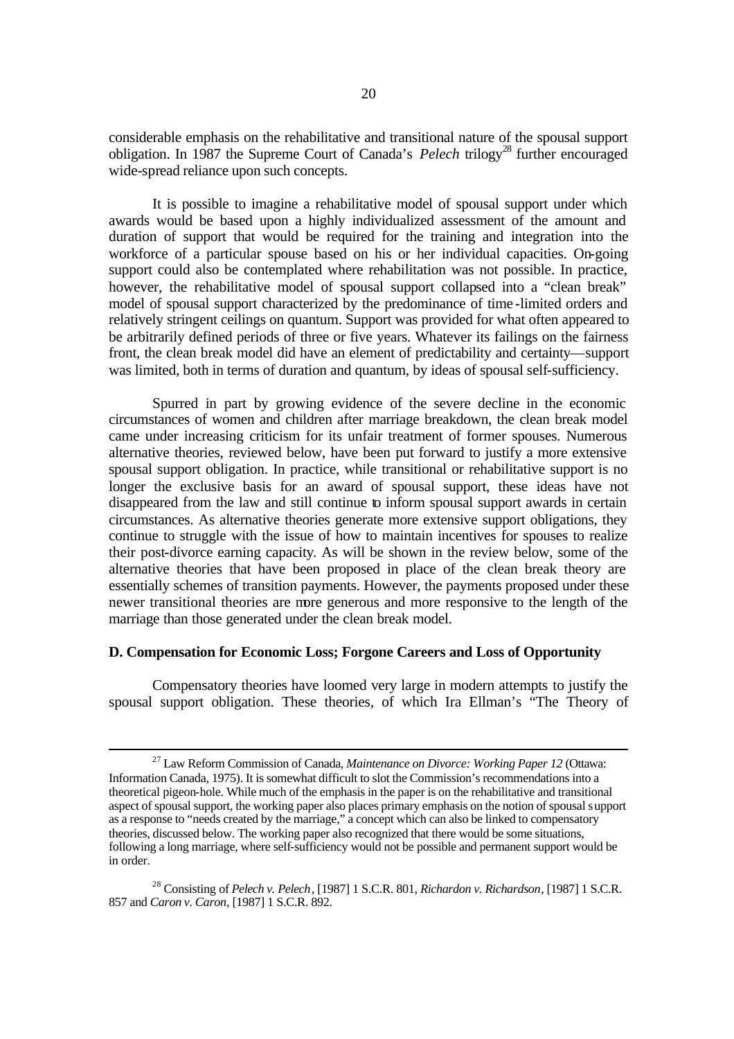considerable emphasis on the rehabilitative and transitional nature of the spousal support obligation. In 1987 the Supreme Court of Canada's *Pelech* trilogy[28] further encouraged wide-spread reliance upon such concepts.

It is possible to imagine a rehabilitative model of spousal support under which awards would be based upon a highly individualized assessment of the amount and duration of support that would be required for the training and integration into the workforce of a particular spouse based on his or her individual capacities. On-going support could also be contemplated where rehabilitation was not possible. In practice, however, the rehabilitative model of spousal support collapsed into a "clean break" model of spousal support characterized by the predominance of time-limited orders and relatively stringent ceilings on quantum. Support was provided for what often appeared to be arbitrarily defined periods of three or five years. Whatever its failings on the fairness front, the clean break model did have an element of predictability and certainty—support was limited, both in terms of duration and quantum, by ideas of spousal self-sufficiency.

Spurred in part by growing evidence of the severe decline in the economic circumstances of women and children after marriage breakdown, the clean break model came under increasing criticism for its unfair treatment of former spouses. Numerous alternative theories, reviewed below, have been put forward to justify a more extensive spousal support obligation. In practice, while transitional or rehabilitative support is no longer the exclusive basis for an award of spousal support, these ideas have not disappeared from the law and still continue to inform spousal support awards in certain circumstances. As alternative theories generate more extensive support obligations, they continue to struggle with the issue of how to maintain incentives for spouses to realize their post-divorce earning capacity. As will be shown in the review below, some of the alternative theories that have been proposed in place of the clean break theory are essentially schemes of transition payments. However, the payments proposed under these newer transitional theories are more generous and more responsive to the length of the marriage than those generated under the clean break model.

### D. Compensation for Economic Loss; Forgone Careers and Loss of Opportunity

Compensatory theories have loomed very large in modern attempts to justify the spousal support obligation. These theories, of which Ira Ellman's "The Theory of

---

[27] Law Reform Commission of Canada, *Maintenance on Divorce: Working Paper 12* (Ottawa: Information Canada, 1975). It is somewhat difficult to slot the Commission's recommendations into a theoretical pigeon-hole. While much of the emphasis in the paper is on the rehabilitative and transitional aspect of spousal support, the working paper also places primary emphasis on the notion of spousal support as a response to "needs created by the marriage," a concept which can also be linked to compensatory theories, discussed below. The working paper also recognized that there would be some situations, following a long marriage, where self-sufficiency would not be possible and permanent support would be in order.

[28] Consisting of *Pelech v. Pelech*, [1987] 1 S.C.R. 801, *Richardon v. Richardson*, [1987] 1 S.C.R. 857 and *Caron v. Caron*, [1987] 1 S.C.R. 892.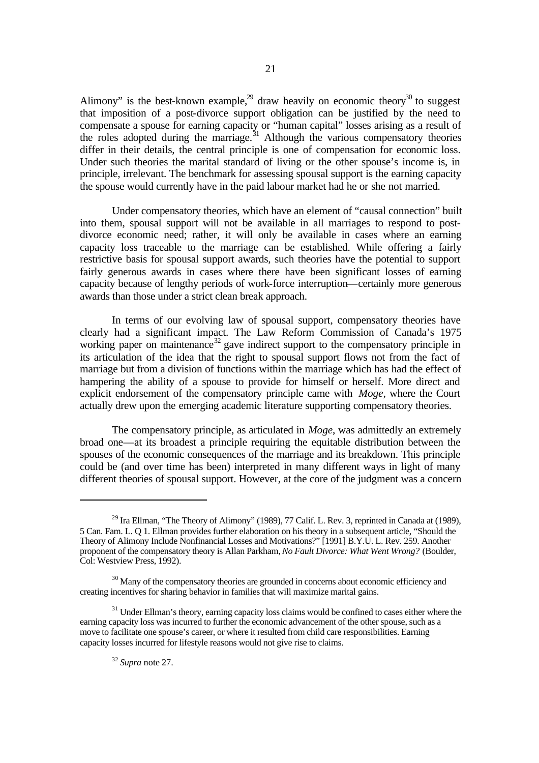Alimony" is the best-known example,[29] draw heavily on economic theory[30] to suggest that imposition of a post-divorce support obligation can be justified by the need to compensate a spouse for earning capacity or "human capital" losses arising as a result of the roles adopted during the marriage.[31] Although the various compensatory theories differ in their details, the central principle is one of compensation for economic loss. Under such theories the marital standard of living or the other spouse's income is, in principle, irrelevant. The benchmark for assessing spousal support is the earning capacity the spouse would currently have in the paid labour market had he or she not married.

Under compensatory theories, which have an element of "causal connection" built into them, spousal support will not be available in all marriages to respond to post-divorce economic need; rather, it will only be available in cases where an earning capacity loss traceable to the marriage can be established. While offering a fairly restrictive basis for spousal support awards, such theories have the potential to support fairly generous awards in cases where there have been significant losses of earning capacity because of lengthy periods of work-force interruption—certainly more generous awards than those under a strict clean break approach.

In terms of our evolving law of spousal support, compensatory theories have clearly had a significant impact. The Law Reform Commission of Canada's 1975 working paper on maintenance[32] gave indirect support to the compensatory principle in its articulation of the idea that the right to spousal support flows not from the fact of marriage but from a division of functions within the marriage which has had the effect of hampering the ability of a spouse to provide for himself or herself. More direct and explicit endorsement of the compensatory principle came with *Moge*, where the Court actually drew upon the emerging academic literature supporting compensatory theories.

The compensatory principle, as articulated in *Moge*, was admittedly an extremely broad one—at its broadest a principle requiring the equitable distribution between the spouses of the economic consequences of the marriage and its breakdown. This principle could be (and over time has been) interpreted in many different ways in light of many different theories of spousal support. However, at the core of the judgment was a concern

---

[29] Ira Ellman, "The Theory of Alimony" (1989), 77 Calif. L. Rev. 3, reprinted in Canada at (1989), 5 Can. Fam. L. Q 1. Ellman provides further elaboration on his theory in a subsequent article, "Should the Theory of Alimony Include Nonfinancial Losses and Motivations?" [1991] B.Y.U. L. Rev. 259. Another proponent of the compensatory theory is Allan Parkham, *No Fault Divorce: What Went Wrong?* (Boulder, Col: Westview Press, 1992).

[30] Many of the compensatory theories are grounded in concerns about economic efficiency and creating incentives for sharing behavior in families that will maximize marital gains.

[31] Under Ellman's theory, earning capacity loss claims would be confined to cases either where the earning capacity loss was incurred to further the economic advancement of the other spouse, such as a move to facilitate one spouse's career, or where it resulted from child care responsibilities. Earning capacity losses incurred for lifestyle reasons would not give rise to claims.

[32] *Supra* note 27.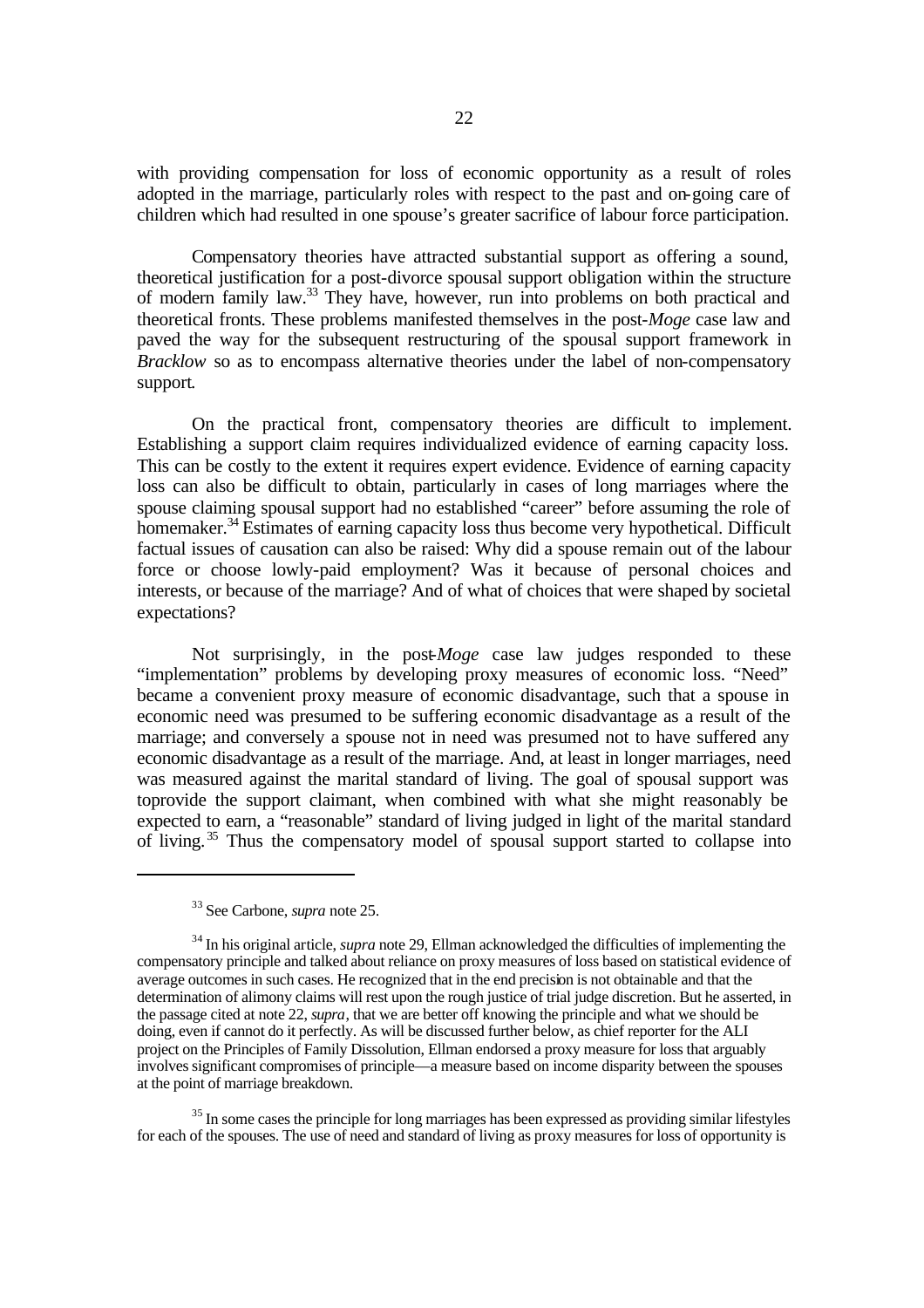with providing compensation for loss of economic opportunity as a result of roles adopted in the marriage, particularly roles with respect to the past and on-going care of children which had resulted in one spouse's greater sacrifice of labour force participation.

Compensatory theories have attracted substantial support as offering a sound, theoretical justification for a post-divorce spousal support obligation within the structure of modern family law.[33] They have, however, run into problems on both practical and theoretical fronts. These problems manifested themselves in the post-*Moge* case law and paved the way for the subsequent restructuring of the spousal support framework in *Bracklow* so as to encompass alternative theories under the label of non-compensatory support.

On the practical front, compensatory theories are difficult to implement. Establishing a support claim requires individualized evidence of earning capacity loss. This can be costly to the extent it requires expert evidence. Evidence of earning capacity loss can also be difficult to obtain, particularly in cases of long marriages where the spouse claiming spousal support had no established "career" before assuming the role of homemaker.[34] Estimates of earning capacity loss thus become very hypothetical. Difficult factual issues of causation can also be raised: Why did a spouse remain out of the labour force or choose lowly-paid employment? Was it because of personal choices and interests, or because of the marriage? And of what of choices that were shaped by societal expectations?

Not surprisingly, in the post-*Moge* case law judges responded to these "implementation" problems by developing proxy measures of economic loss. "Need" became a convenient proxy measure of economic disadvantage, such that a spouse in economic need was presumed to be suffering economic disadvantage as a result of the marriage; and conversely a spouse not in need was presumed not to have suffered any economic disadvantage as a result of the marriage. And, at least in longer marriages, need was measured against the marital standard of living. The goal of spousal support was toprovide the support claimant, when combined with what she might reasonably be expected to earn, a "reasonable" standard of living judged in light of the marital standard of living.[35] Thus the compensatory model of spousal support started to collapse into

---

[33] See Carbone, *supra* note 25.

[34] In his original article, *supra* note 29, Ellman acknowledged the difficulties of implementing the compensatory principle and talked about reliance on proxy measures of loss based on statistical evidence of average outcomes in such cases. He recognized that in the end precision is not obtainable and that the determination of alimony claims will rest upon the rough justice of trial judge discretion. But he asserted, in the passage cited at note 22, *supra*, that we are better off knowing the principle and what we should be doing, even if cannot do it perfectly. As will be discussed further below, as chief reporter for the ALI project on the Principles of Family Dissolution, Ellman endorsed a proxy measure for loss that arguably involves significant compromises of principle—a measure based on income disparity between the spouses at the point of marriage breakdown.

[35] In some cases the principle for long marriages has been expressed as providing similar lifestyles for each of the spouses. The use of need and standard of living as proxy measures for loss of opportunity is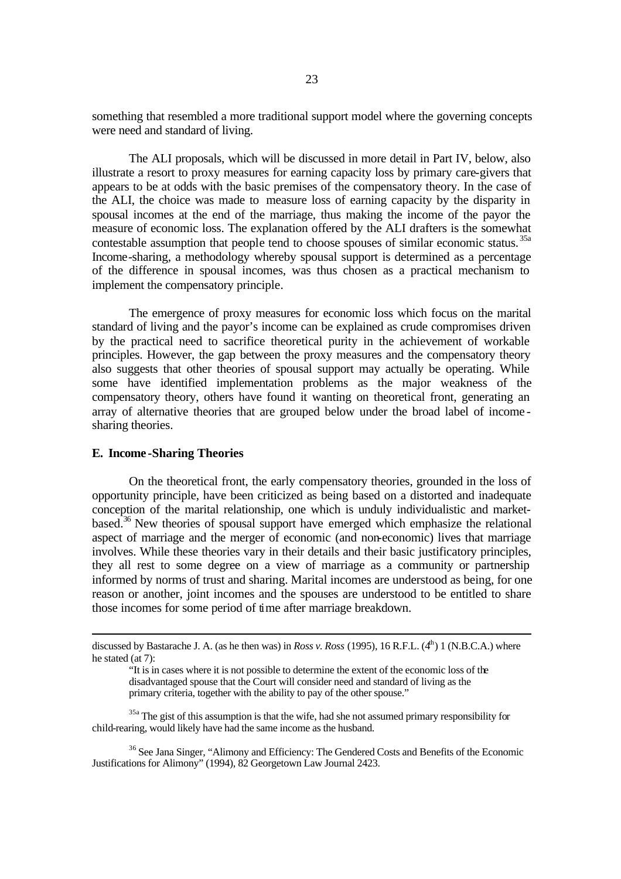something that resembled a more traditional support model where the governing concepts were need and standard of living.

The ALI proposals, which will be discussed in more detail in Part IV, below, also illustrate a resort to proxy measures for earning capacity loss by primary care-givers that appears to be at odds with the basic premises of the compensatory theory. In the case of the ALI, the choice was made to measure loss of earning capacity by the disparity in spousal incomes at the end of the marriage, thus making the income of the payor the measure of economic loss. The explanation offered by the ALI drafters is the somewhat contestable assumption that people tend to choose spouses of similar economic status.[35a] Income-sharing, a methodology whereby spousal support is determined as a percentage of the difference in spousal incomes, was thus chosen as a practical mechanism to implement the compensatory principle.

The emergence of proxy measures for economic loss which focus on the marital standard of living and the payor's income can be explained as crude compromises driven by the practical need to sacrifice theoretical purity in the achievement of workable principles. However, the gap between the proxy measures and the compensatory theory also suggests that other theories of spousal support may actually be operating. While some have identified implementation problems as the major weakness of the compensatory theory, others have found it wanting on theoretical front, generating an array of alternative theories that are grouped below under the broad label of income-sharing theories.

**E. Income-Sharing Theories**

On the theoretical front, the early compensatory theories, grounded in the loss of opportunity principle, have been criticized as being based on a distorted and inadequate conception of the marital relationship, one which is unduly individualistic and market-based.[36] New theories of spousal support have emerged which emphasize the relational aspect of marriage and the merger of economic (and non-economic) lives that marriage involves. While these theories vary in their details and their basic justificatory principles, they all rest to some degree on a view of marriage as a community or partnership informed by norms of trust and sharing. Marital incomes are understood as being, for one reason or another, joint incomes and the spouses are understood to be entitled to share those incomes for some period of time after marriage breakdown.

---

discussed by Bastarache J. A. (as he then was) in *Ross v. Ross* (1995), 16 R.F.L. (4th) 1 (N.B.C.A.) where he stated (at 7):

> "It is in cases where it is not possible to determine the extent of the economic loss of the disadvantaged spouse that the Court will consider need and standard of living as the primary criteria, together with the ability to pay of the other spouse."

[35a] The gist of this assumption is that the wife, had she not assumed primary responsibility for child-rearing, would likely have had the same income as the husband.

[36] See Jana Singer, "Alimony and Efficiency: The Gendered Costs and Benefits of the Economic Justifications for Alimony" (1994), 82 Georgetown Law Journal 2423.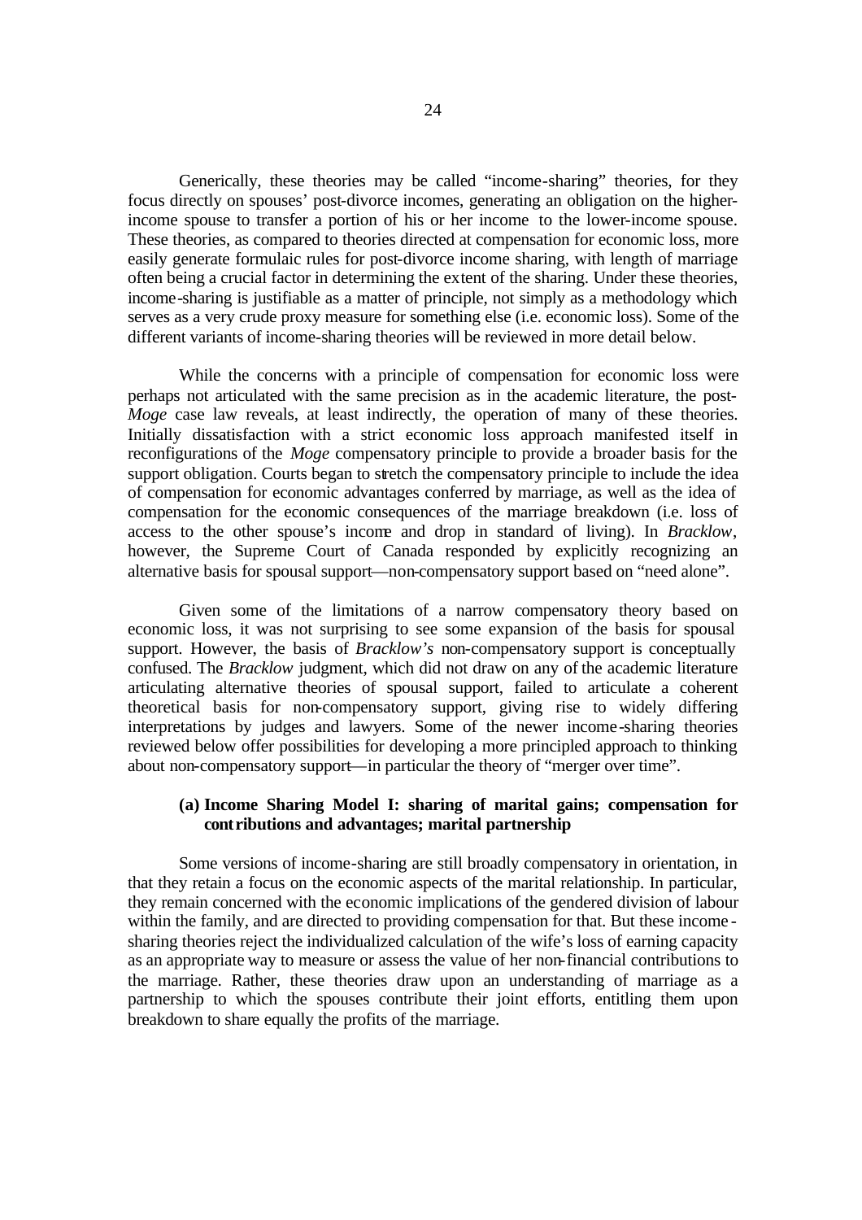Generically, these theories may be called "income-sharing" theories, for they focus directly on spouses' post-divorce incomes, generating an obligation on the higher-income spouse to transfer a portion of his or her income to the lower-income spouse. These theories, as compared to theories directed at compensation for economic loss, more easily generate formulaic rules for post-divorce income sharing, with length of marriage often being a crucial factor in determining the extent of the sharing. Under these theories, income-sharing is justifiable as a matter of principle, not simply as a methodology which serves as a very crude proxy measure for something else (i.e. economic loss). Some of the different variants of income-sharing theories will be reviewed in more detail below.

While the concerns with a principle of compensation for economic loss were perhaps not articulated with the same precision as in the academic literature, the post-*Moge* case law reveals, at least indirectly, the operation of many of these theories. Initially dissatisfaction with a strict economic loss approach manifested itself in reconfigurations of the *Moge* compensatory principle to provide a broader basis for the support obligation. Courts began to stretch the compensatory principle to include the idea of compensation for economic advantages conferred by marriage, as well as the idea of compensation for the economic consequences of the marriage breakdown (i.e. loss of access to the other spouse's income and drop in standard of living). In *Bracklow*, however, the Supreme Court of Canada responded by explicitly recognizing an alternative basis for spousal support—non-compensatory support based on "need alone".

Given some of the limitations of a narrow compensatory theory based on economic loss, it was not surprising to see some expansion of the basis for spousal support. However, the basis of *Bracklow's* non-compensatory support is conceptually confused. The *Bracklow* judgment, which did not draw on any of the academic literature articulating alternative theories of spousal support, failed to articulate a coherent theoretical basis for non-compensatory support, giving rise to widely differing interpretations by judges and lawyers. Some of the newer income-sharing theories reviewed below offer possibilities for developing a more principled approach to thinking about non-compensatory support—in particular the theory of "merger over time".

**(a) Income Sharing Model I: sharing of marital gains; compensation for contributions and advantages; marital partnership**

Some versions of income-sharing are still broadly compensatory in orientation, in that they retain a focus on the economic aspects of the marital relationship. In particular, they remain concerned with the economic implications of the gendered division of labour within the family, and are directed to providing compensation for that. But these income-sharing theories reject the individualized calculation of the wife's loss of earning capacity as an appropriate way to measure or assess the value of her non-financial contributions to the marriage. Rather, these theories draw upon an understanding of marriage as a partnership to which the spouses contribute their joint efforts, entitling them upon breakdown to share equally the profits of the marriage.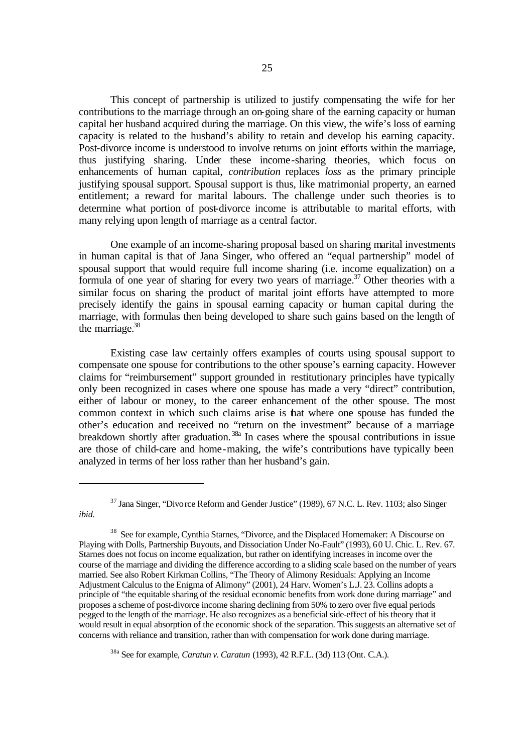This concept of partnership is utilized to justify compensating the wife for her contributions to the marriage through an on-going share of the earning capacity or human capital her husband acquired during the marriage. On this view, the wife's loss of earning capacity is related to the husband's ability to retain and develop his earning capacity. Post-divorce income is understood to involve returns on joint efforts within the marriage, thus justifying sharing. Under these income-sharing theories, which focus on enhancements of human capital, *contribution* replaces *loss* as the primary principle justifying spousal support. Spousal support is thus, like matrimonial property, an earned entitlement; a reward for marital labours. The challenge under such theories is to determine what portion of post-divorce income is attributable to marital efforts, with many relying upon length of marriage as a central factor.

One example of an income-sharing proposal based on sharing marital investments in human capital is that of Jana Singer, who offered an "equal partnership" model of spousal support that would require full income sharing (i.e. income equalization) on a formula of one year of sharing for every two years of marriage.[37] Other theories with a similar focus on sharing the product of marital joint efforts have attempted to more precisely identify the gains in spousal earning capacity or human capital during the marriage, with formulas then being developed to share such gains based on the length of the marriage.[38]

Existing case law certainly offers examples of courts using spousal support to compensate one spouse for contributions to the other spouse's earning capacity. However claims for "reimbursement" support grounded in restitutionary principles have typically only been recognized in cases where one spouse has made a very "direct" contribution, either of labour or money, to the career enhancement of the other spouse. The most common context in which such claims arise is that where one spouse has funded the other's education and received no "return on the investment" because of a marriage breakdown shortly after graduation.[38a] In cases where the spousal contributions in issue are those of child-care and home-making, the wife's contributions have typically been analyzed in terms of her loss rather than her husband's gain.

---

[37] Jana Singer, "Divorce Reform and Gender Justice" (1989), 67 N.C. L. Rev. 1103; also Singer *ibid.*

[38] See for example, Cynthia Starnes, "Divorce, and the Displaced Homemaker: A Discourse on Playing with Dolls, Partnership Buyouts, and Dissociation Under No-Fault" (1993), 60 U. Chic. L. Rev. 67. Starnes does not focus on income equalization, but rather on identifying increases in income over the course of the marriage and dividing the difference according to a sliding scale based on the number of years married. See also Robert Kirkman Collins, "The Theory of Alimony Residuals: Applying an Income Adjustment Calculus to the Enigma of Alimony" (2001), 24 Harv. Women's L.J. 23. Collins adopts a principle of "the equitable sharing of the residual economic benefits from work done during marriage" and proposes a scheme of post-divorce income sharing declining from 50% to zero over five equal periods pegged to the length of the marriage. He also recognizes as a beneficial side-effect of his theory that it would result in equal absorption of the economic shock of the separation. This suggests an alternative set of concerns with reliance and transition, rather than with compensation for work done during marriage.

[38a] See for example, *Caratun v. Caratun* (1993), 42 R.F.L. (3d) 113 (Ont. C.A.).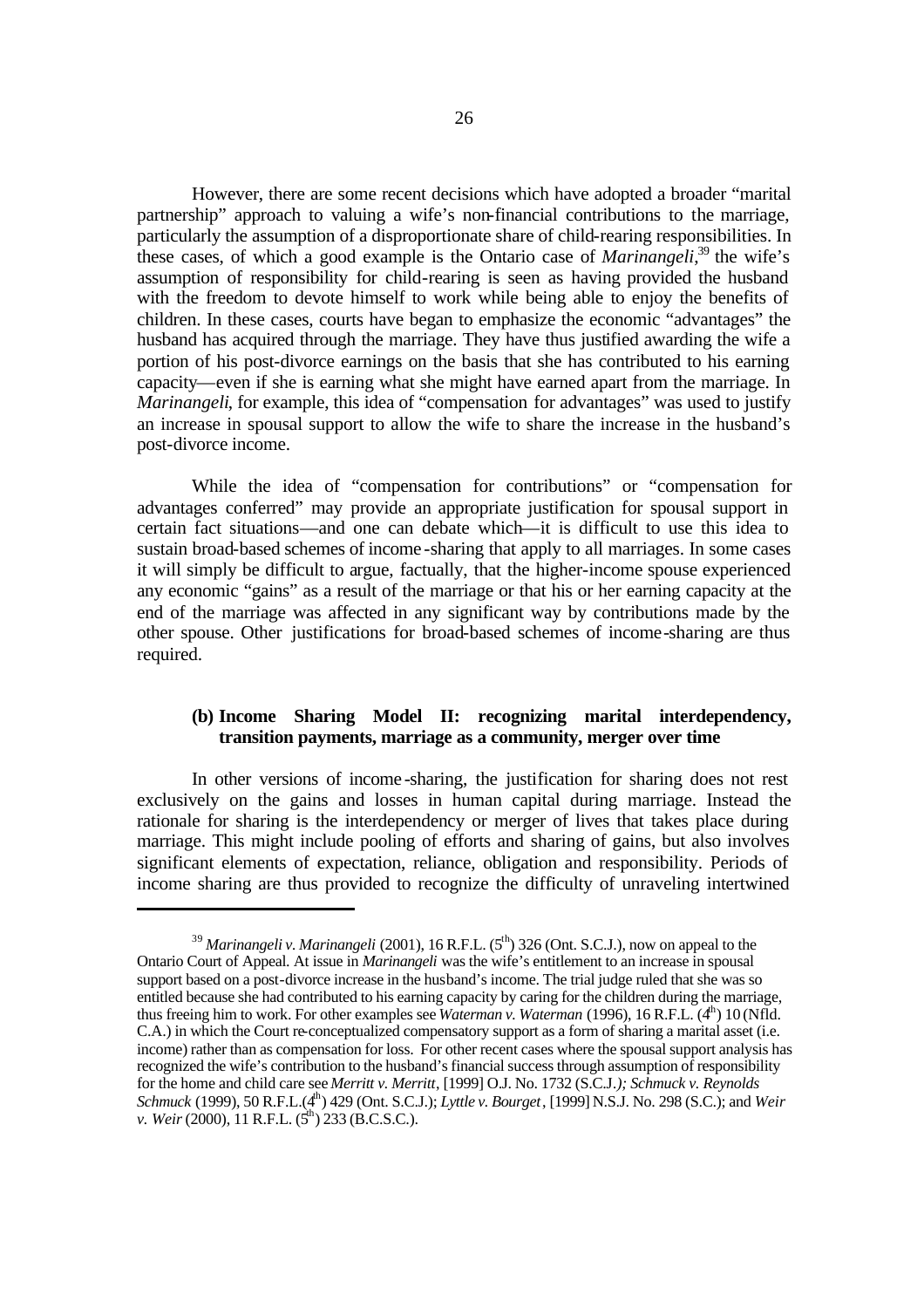However, there are some recent decisions which have adopted a broader "marital partnership" approach to valuing a wife's non-financial contributions to the marriage, particularly the assumption of a disproportionate share of child-rearing responsibilities. In these cases, of which a good example is the Ontario case of *Marinangeli*,[39] the wife's assumption of responsibility for child-rearing is seen as having provided the husband with the freedom to devote himself to work while being able to enjoy the benefits of children. In these cases, courts have began to emphasize the economic "advantages" the husband has acquired through the marriage. They have thus justified awarding the wife a portion of his post-divorce earnings on the basis that she has contributed to his earning capacity—even if she is earning what she might have earned apart from the marriage. In *Marinangeli*, for example, this idea of "compensation for advantages" was used to justify an increase in spousal support to allow the wife to share the increase in the husband's post-divorce income.

While the idea of "compensation for contributions" or "compensation for advantages conferred" may provide an appropriate justification for spousal support in certain fact situations—and one can debate which—it is difficult to use this idea to sustain broad-based schemes of income-sharing that apply to all marriages. In some cases it will simply be difficult to argue, factually, that the higher-income spouse experienced any economic "gains" as a result of the marriage or that his or her earning capacity at the end of the marriage was affected in any significant way by contributions made by the other spouse. Other justifications for broad-based schemes of income-sharing are thus required.

**(b) Income Sharing Model II: recognizing marital interdependency, transition payments, marriage as a community, merger over time**

In other versions of income-sharing, the justification for sharing does not rest exclusively on the gains and losses in human capital during marriage. Instead the rationale for sharing is the interdependency or merger of lives that takes place during marriage. This might include pooling of efforts and sharing of gains, but also involves significant elements of expectation, reliance, obligation and responsibility. Periods of income sharing are thus provided to recognize the difficulty of unraveling intertwined

---

[39] *Marinangeli v. Marinangeli* (2001), 16 R.F.L. (5th) 326 (Ont. S.C.J.), now on appeal to the Ontario Court of Appeal. At issue in *Marinangeli* was the wife's entitlement to an increase in spousal support based on a post-divorce increase in the husband's income. The trial judge ruled that she was so entitled because she had contributed to his earning capacity by caring for the children during the marriage, thus freeing him to work. For other examples see *Waterman v. Waterman* (1996), 16 R.F.L. (4th) 10 (Nfld. C.A.) in which the Court re-conceptualized compensatory support as a form of sharing a marital asset (i.e. income) rather than as compensation for loss. For other recent cases where the spousal support analysis has recognized the wife's contribution to the husband's financial success through assumption of responsibility for the home and child care see *Merritt v. Merritt*, [1999] O.J. No. 1732 (S.C.J.); *Schmuck v. Reynolds Schmuck* (1999), 50 R.F.L.(4th) 429 (Ont. S.C.J.); *Lyttle v. Bourget*, [1999] N.S.J. No. 298 (S.C.); and *Weir v. Weir* (2000), 11 R.F.L. (5th) 233 (B.C.S.C.).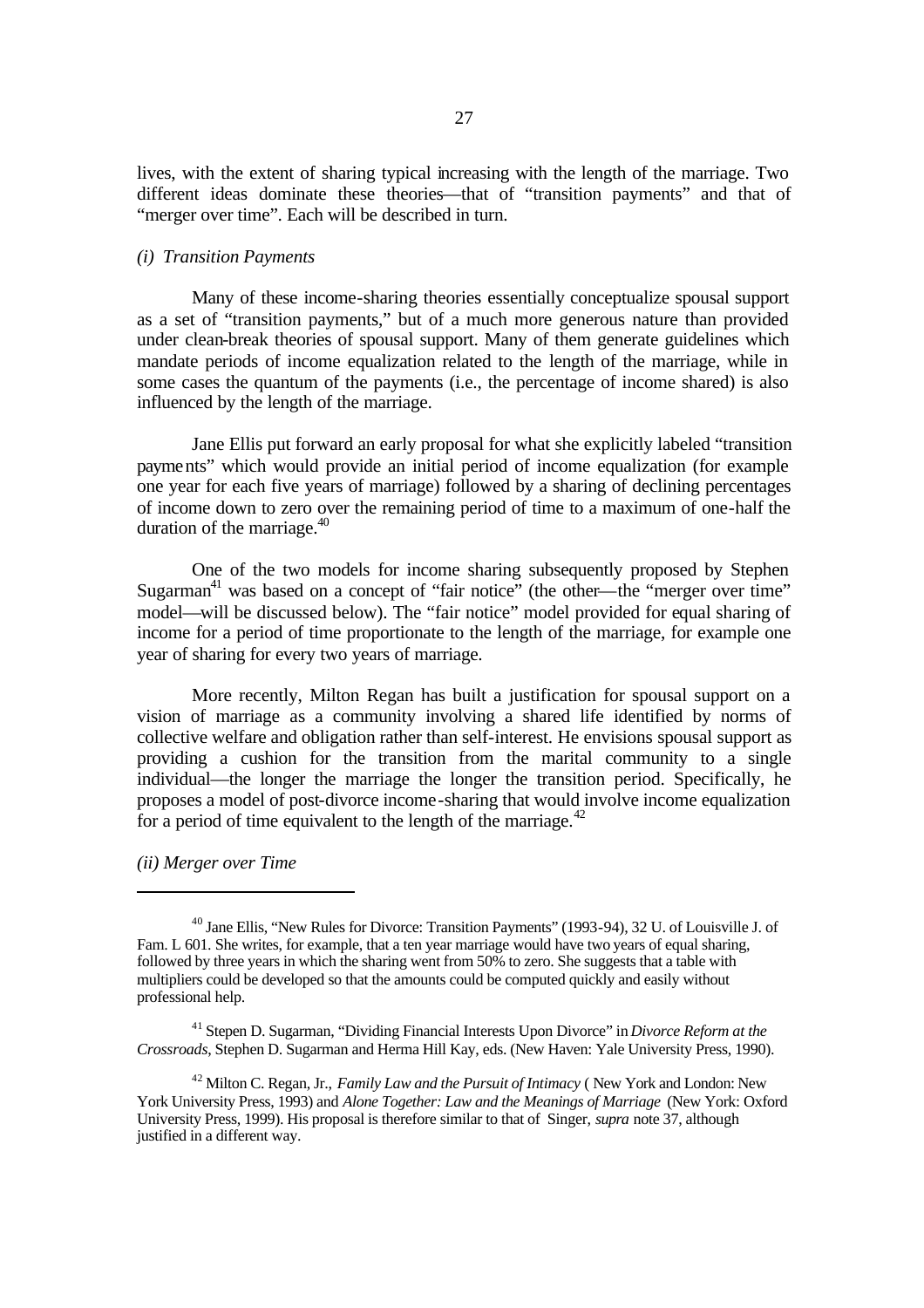lives, with the extent of sharing typical increasing with the length of the marriage. Two different ideas dominate these theories—that of "transition payments" and that of "merger over time". Each will be described in turn.

*(i) Transition Payments*

Many of these income-sharing theories essentially conceptualize spousal support as a set of "transition payments," but of a much more generous nature than provided under clean-break theories of spousal support. Many of them generate guidelines which mandate periods of income equalization related to the length of the marriage, while in some cases the quantum of the payments (i.e., the percentage of income shared) is also influenced by the length of the marriage.

Jane Ellis put forward an early proposal for what she explicitly labeled "transition payments" which would provide an initial period of income equalization (for example one year for each five years of marriage) followed by a sharing of declining percentages of income down to zero over the remaining period of time to a maximum of one-half the duration of the marriage.[40]

One of the two models for income sharing subsequently proposed by Stephen Sugarman[41] was based on a concept of "fair notice" (the other—the "merger over time" model—will be discussed below). The "fair notice" model provided for equal sharing of income for a period of time proportionate to the length of the marriage, for example one year of sharing for every two years of marriage.

More recently, Milton Regan has built a justification for spousal support on a vision of marriage as a community involving a shared life identified by norms of collective welfare and obligation rather than self-interest. He envisions spousal support as providing a cushion for the transition from the marital community to a single individual—the longer the marriage the longer the transition period. Specifically, he proposes a model of post-divorce income-sharing that would involve income equalization for a period of time equivalent to the length of the marriage.[42]

*(ii) Merger over Time*

---

[40] Jane Ellis, "New Rules for Divorce: Transition Payments" (1993-94), 32 U. of Louisville J. of Fam. L 601. She writes, for example, that a ten year marriage would have two years of equal sharing, followed by three years in which the sharing went from 50% to zero. She suggests that a table with multipliers could be developed so that the amounts could be computed quickly and easily without professional help.

[41] Stepen D. Sugarman, "Dividing Financial Interests Upon Divorce" in *Divorce Reform at the Crossroads*, Stephen D. Sugarman and Herma Hill Kay, eds. (New Haven: Yale University Press, 1990).

[42] Milton C. Regan, Jr., *Family Law and the Pursuit of Intimacy* ( New York and London: New York University Press, 1993) and *Alone Together: Law and the Meanings of Marriage* (New York: Oxford University Press, 1999). His proposal is therefore similar to that of Singer, *supra* note 37, although justified in a different way.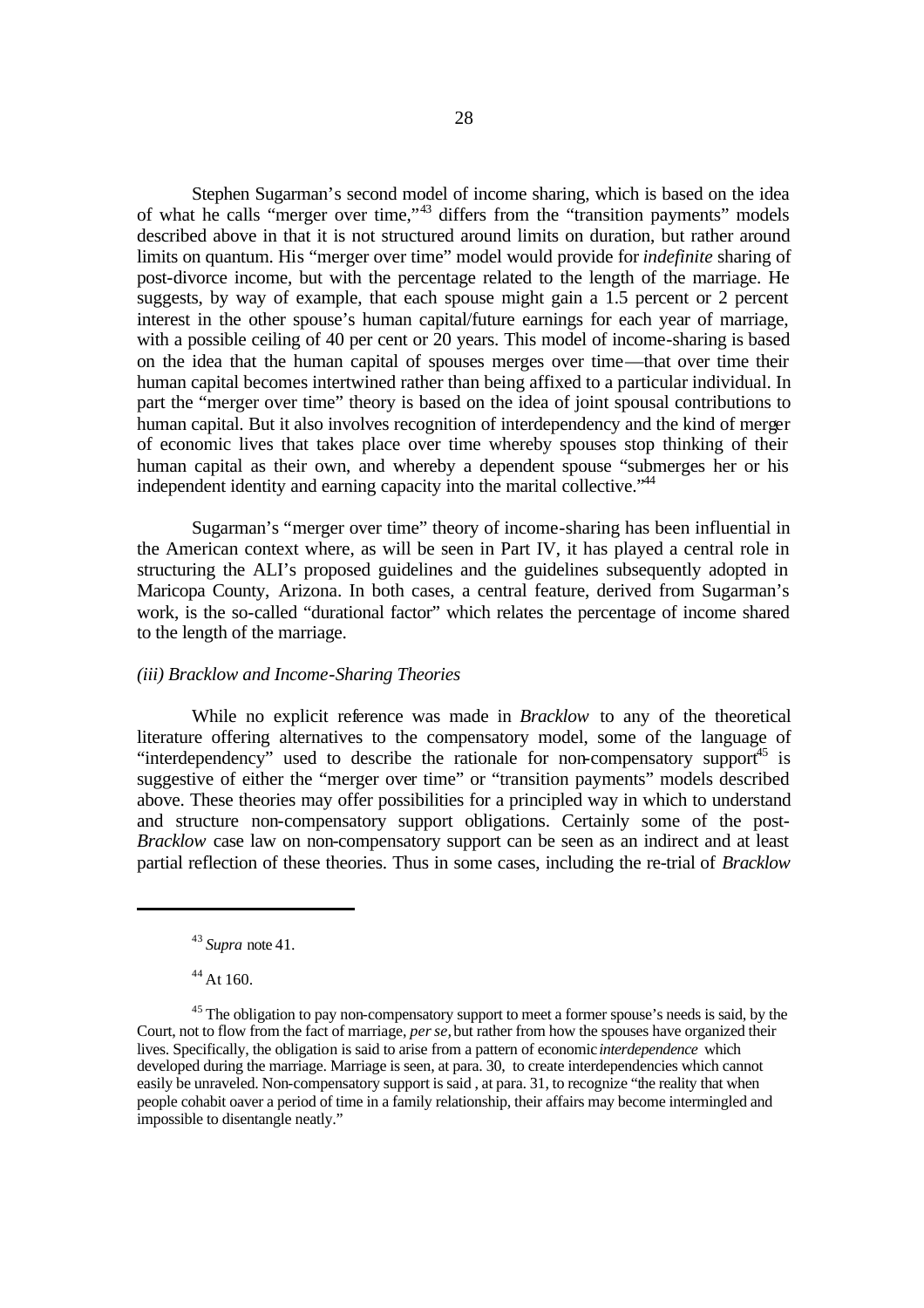Stephen Sugarman's second model of income sharing, which is based on the idea of what he calls "merger over time,"[43] differs from the "transition payments" models described above in that it is not structured around limits on duration, but rather around limits on quantum. His "merger over time" model would provide for *indefinite* sharing of post-divorce income, but with the percentage related to the length of the marriage. He suggests, by way of example, that each spouse might gain a 1.5 percent or 2 percent interest in the other spouse's human capital/future earnings for each year of marriage, with a possible ceiling of 40 per cent or 20 years. This model of income-sharing is based on the idea that the human capital of spouses merges over time—that over time their human capital becomes intertwined rather than being affixed to a particular individual. In part the "merger over time" theory is based on the idea of joint spousal contributions to human capital. But it also involves recognition of interdependency and the kind of merger of economic lives that takes place over time whereby spouses stop thinking of their human capital as their own, and whereby a dependent spouse "submerges her or his independent identity and earning capacity into the marital collective."[44]

Sugarman's "merger over time" theory of income-sharing has been influential in the American context where, as will be seen in Part IV, it has played a central role in structuring the ALI's proposed guidelines and the guidelines subsequently adopted in Maricopa County, Arizona. In both cases, a central feature, derived from Sugarman's work, is the so-called "durational factor" which relates the percentage of income shared to the length of the marriage.

### *(iii) Bracklow and Income-Sharing Theories*

While no explicit reference was made in *Bracklow* to any of the theoretical literature offering alternatives to the compensatory model, some of the language of "interdependency" used to describe the rationale for non-compensatory support[45] is suggestive of either the "merger over time" or "transition payments" models described above. These theories may offer possibilities for a principled way in which to understand and structure non-compensatory support obligations. Certainly some of the post-*Bracklow* case law on non-compensatory support can be seen as an indirect and at least partial reflection of these theories. Thus in some cases, including the re-trial of *Bracklow*

---

[43] *Supra* note 41.

[44] At 160.

[45] The obligation to pay non-compensatory support to meet a former spouse's needs is said, by the Court, not to flow from the fact of marriage, *per se*, but rather from how the spouses have organized their lives. Specifically, the obligation is said to arise from a pattern of economic *interdependence* which developed during the marriage. Marriage is seen, at para. 30, to create interdependencies which cannot easily be unraveled. Non-compensatory support is said, at para. 31, to recognize "the reality that when people cohabit oaver a period of time in a family relationship, their affairs may become intermingled and impossible to disentangle neatly."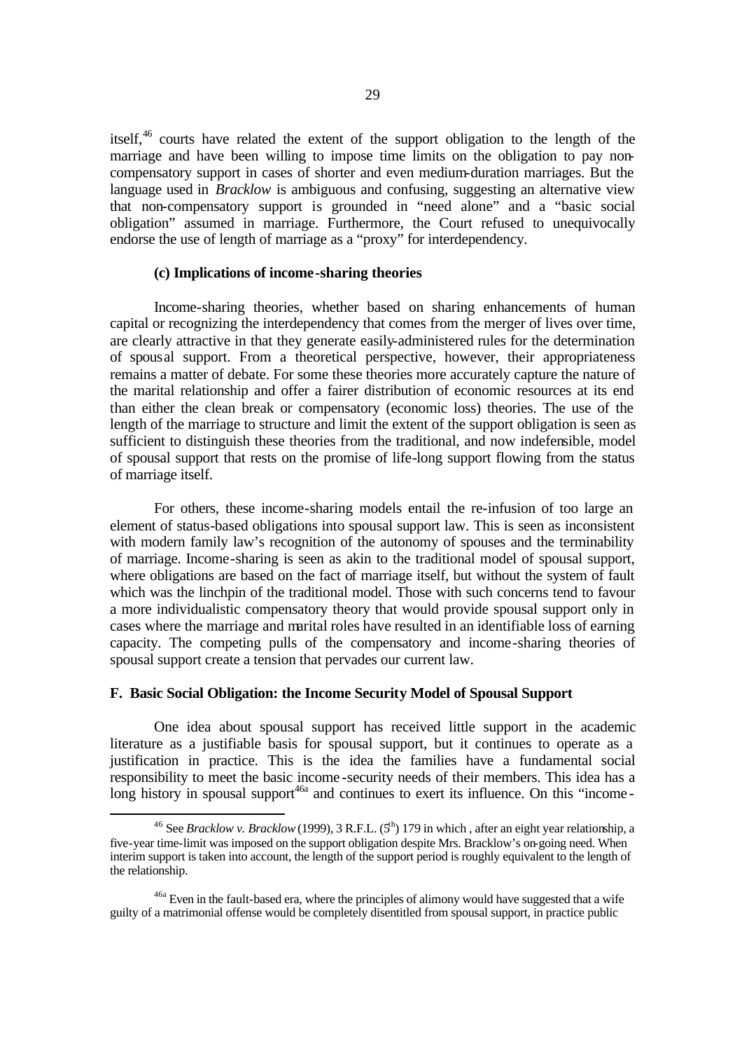itself,[46] courts have related the extent of the support obligation to the length of the marriage and have been willing to impose time limits on the obligation to pay non-compensatory support in cases of shorter and even medium-duration marriages. But the language used in *Bracklow* is ambiguous and confusing, suggesting an alternative view that non-compensatory support is grounded in "need alone" and a "basic social obligation" assumed in marriage. Furthermore, the Court refused to unequivocally endorse the use of length of marriage as a "proxy" for interdependency.

**(c) Implications of income-sharing theories**

Income-sharing theories, whether based on sharing enhancements of human capital or recognizing the interdependency that comes from the merger of lives over time, are clearly attractive in that they generate easily-administered rules for the determination of spousal support. From a theoretical perspective, however, their appropriateness remains a matter of debate. For some these theories more accurately capture the nature of the marital relationship and offer a fairer distribution of economic resources at its end than either the clean break or compensatory (economic loss) theories. The use of the length of the marriage to structure and limit the extent of the support obligation is seen as sufficient to distinguish these theories from the traditional, and now indefensible, model of spousal support that rests on the promise of life-long support flowing from the status of marriage itself.

For others, these income-sharing models entail the re-infusion of too large an element of status-based obligations into spousal support law. This is seen as inconsistent with modern family law's recognition of the autonomy of spouses and the terminability of marriage. Income-sharing is seen as akin to the traditional model of spousal support, where obligations are based on the fact of marriage itself, but without the system of fault which was the linchpin of the traditional model. Those with such concerns tend to favour a more individualistic compensatory theory that would provide spousal support only in cases where the marriage and marital roles have resulted in an identifiable loss of earning capacity. The competing pulls of the compensatory and income-sharing theories of spousal support create a tension that pervades our current law.

### F. Basic Social Obligation: the Income Security Model of Spousal Support

One idea about spousal support has received little support in the academic literature as a justifiable basis for spousal support, but it continues to operate as a justification in practice. This is the idea the families have a fundamental social responsibility to meet the basic income-security needs of their members. This idea has a long history in spousal support[46a] and continues to exert its influence. On this "income-

---

[46] See *Bracklow v. Bracklow* (1999), 3 R.F.L. (5th) 179 in which , after an eight year relationship, a five-year time-limit was imposed on the support obligation despite Mrs. Bracklow's on-going need. When interim support is taken into account, the length of the support period is roughly equivalent to the length of the relationship.

[46a] Even in the fault-based era, where the principles of alimony would have suggested that a wife guilty of a matrimonial offense would be completely disentitled from spousal support, in practice public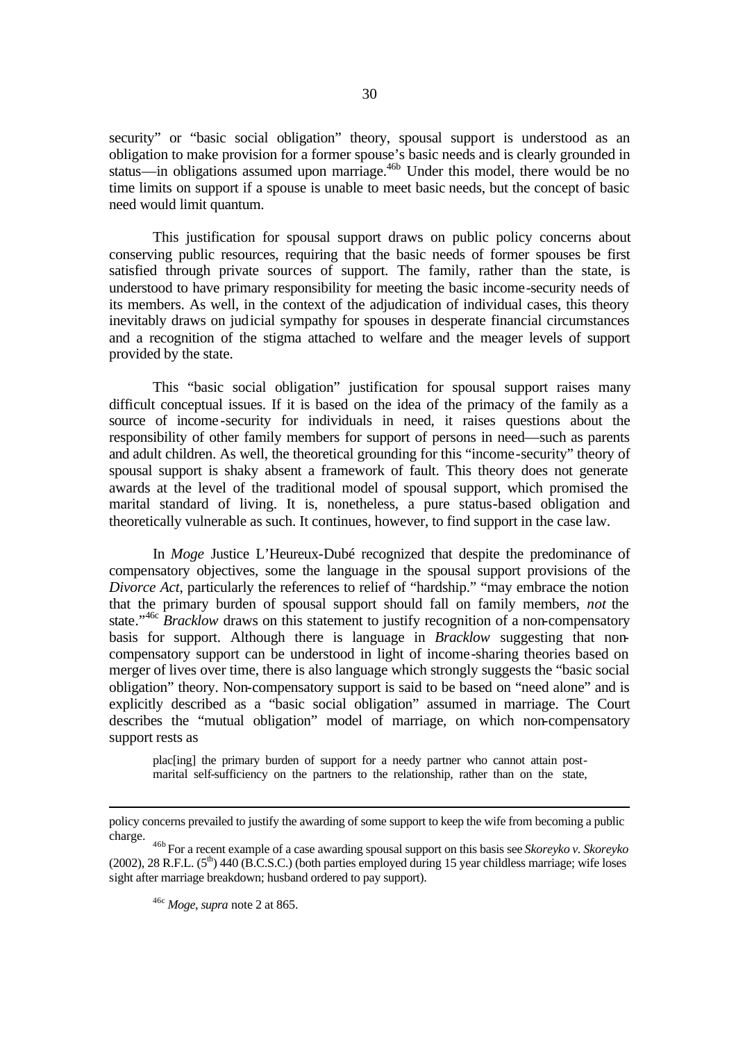security" or "basic social obligation" theory, spousal support is understood as an obligation to make provision for a former spouse's basic needs and is clearly grounded in status—in obligations assumed upon marriage.[46b] Under this model, there would be no time limits on support if a spouse is unable to meet basic needs, but the concept of basic need would limit quantum.

This justification for spousal support draws on public policy concerns about conserving public resources, requiring that the basic needs of former spouses be first satisfied through private sources of support. The family, rather than the state, is understood to have primary responsibility for meeting the basic income-security needs of its members. As well, in the context of the adjudication of individual cases, this theory inevitably draws on judicial sympathy for spouses in desperate financial circumstances and a recognition of the stigma attached to welfare and the meager levels of support provided by the state.

This "basic social obligation" justification for spousal support raises many difficult conceptual issues. If it is based on the idea of the primacy of the family as a source of income-security for individuals in need, it raises questions about the responsibility of other family members for support of persons in need—such as parents and adult children. As well, the theoretical grounding for this "income-security" theory of spousal support is shaky absent a framework of fault. This theory does not generate awards at the level of the traditional model of spousal support, which promised the marital standard of living. It is, nonetheless, a pure status-based obligation and theoretically vulnerable as such. It continues, however, to find support in the case law.

In *Moge* Justice L'Heureux-Dubé recognized that despite the predominance of compensatory objectives, some the language in the spousal support provisions of the *Divorce Act*, particularly the references to relief of "hardship." "may embrace the notion that the primary burden of spousal support should fall on family members, *not* the state."[46c] *Bracklow* draws on this statement to justify recognition of a non-compensatory basis for support. Although there is language in *Bracklow* suggesting that non-compensatory support can be understood in light of income-sharing theories based on merger of lives over time, there is also language which strongly suggests the "basic social obligation" theory. Non-compensatory support is said to be based on "need alone" and is explicitly described as a "basic social obligation" assumed in marriage. The Court describes the "mutual obligation" model of marriage, on which non-compensatory support rests as

> plac[ing] the primary burden of support for a needy partner who cannot attain post-marital self-sufficiency on the partners to the relationship, rather than on the state,

---

policy concerns prevailed to justify the awarding of some support to keep the wife from becoming a public charge.

[46b] For a recent example of a case awarding spousal support on this basis see *Skoreyko v. Skoreyko* (2002), 28 R.F.L. (5th) 440 (B.C.S.C.) (both parties employed during 15 year childless marriage; wife loses sight after marriage breakdown; husband ordered to pay support).

[46c] *Moge*, *supra* note 2 at 865.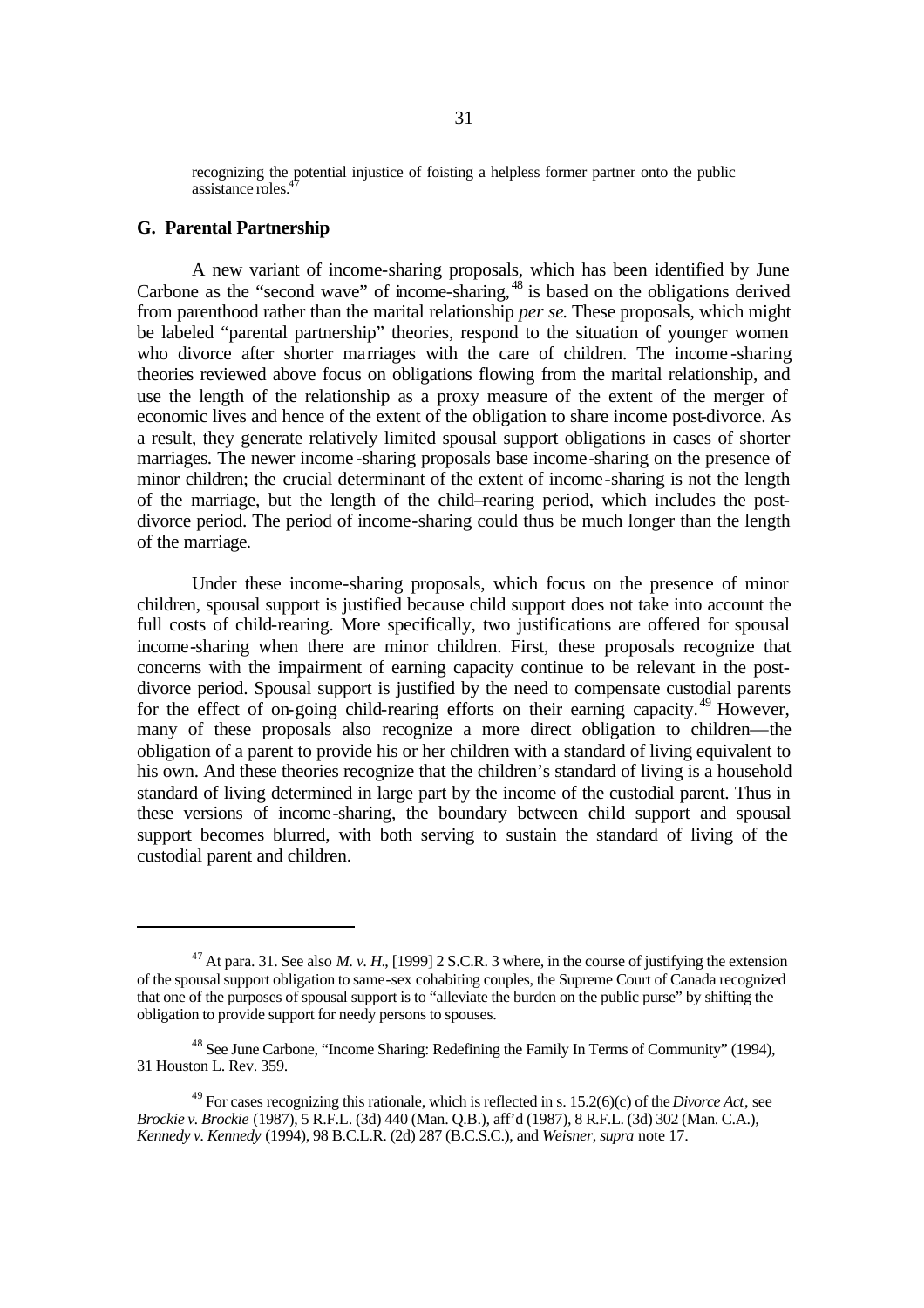recognizing the potential injustice of foisting a helpless former partner onto the public assistance roles.[47]

## G. Parental Partnership

A new variant of income-sharing proposals, which has been identified by June Carbone as the "second wave" of income-sharing,[48] is based on the obligations derived from parenthood rather than the marital relationship *per se*. These proposals, which might be labeled "parental partnership" theories, respond to the situation of younger women who divorce after shorter marriages with the care of children. The income-sharing theories reviewed above focus on obligations flowing from the marital relationship, and use the length of the relationship as a proxy measure of the extent of the merger of economic lives and hence of the extent of the obligation to share income post-divorce. As a result, they generate relatively limited spousal support obligations in cases of shorter marriages. The newer income-sharing proposals base income-sharing on the presence of minor children; the crucial determinant of the extent of income-sharing is not the length of the marriage, but the length of the child–rearing period, which includes the post-divorce period. The period of income-sharing could thus be much longer than the length of the marriage.

Under these income-sharing proposals, which focus on the presence of minor children, spousal support is justified because child support does not take into account the full costs of child-rearing. More specifically, two justifications are offered for spousal income-sharing when there are minor children. First, these proposals recognize that concerns with the impairment of earning capacity continue to be relevant in the post-divorce period. Spousal support is justified by the need to compensate custodial parents for the effect of on-going child-rearing efforts on their earning capacity.[49] However, many of these proposals also recognize a more direct obligation to children—the obligation of a parent to provide his or her children with a standard of living equivalent to his own. And these theories recognize that the children's standard of living is a household standard of living determined in large part by the income of the custodial parent. Thus in these versions of income-sharing, the boundary between child support and spousal support becomes blurred, with both serving to sustain the standard of living of the custodial parent and children.

---

[47] At para. 31. See also *M. v. H.*, [1999] 2 S.C.R. 3 where, in the course of justifying the extension of the spousal support obligation to same-sex cohabiting couples, the Supreme Court of Canada recognized that one of the purposes of spousal support is to "alleviate the burden on the public purse" by shifting the obligation to provide support for needy persons to spouses.

[48] See June Carbone, "Income Sharing: Redefining the Family In Terms of Community" (1994), 31 Houston L. Rev. 359.

[49] For cases recognizing this rationale, which is reflected in s. 15.2(6)(c) of the *Divorce Act*, see *Brockie v. Brockie* (1987), 5 R.F.L. (3d) 440 (Man. Q.B.), aff'd (1987), 8 R.F.L. (3d) 302 (Man. C.A.), *Kennedy v. Kennedy* (1994), 98 B.C.L.R. (2d) 287 (B.C.S.C.), and *Weisner*, *supra* note 17.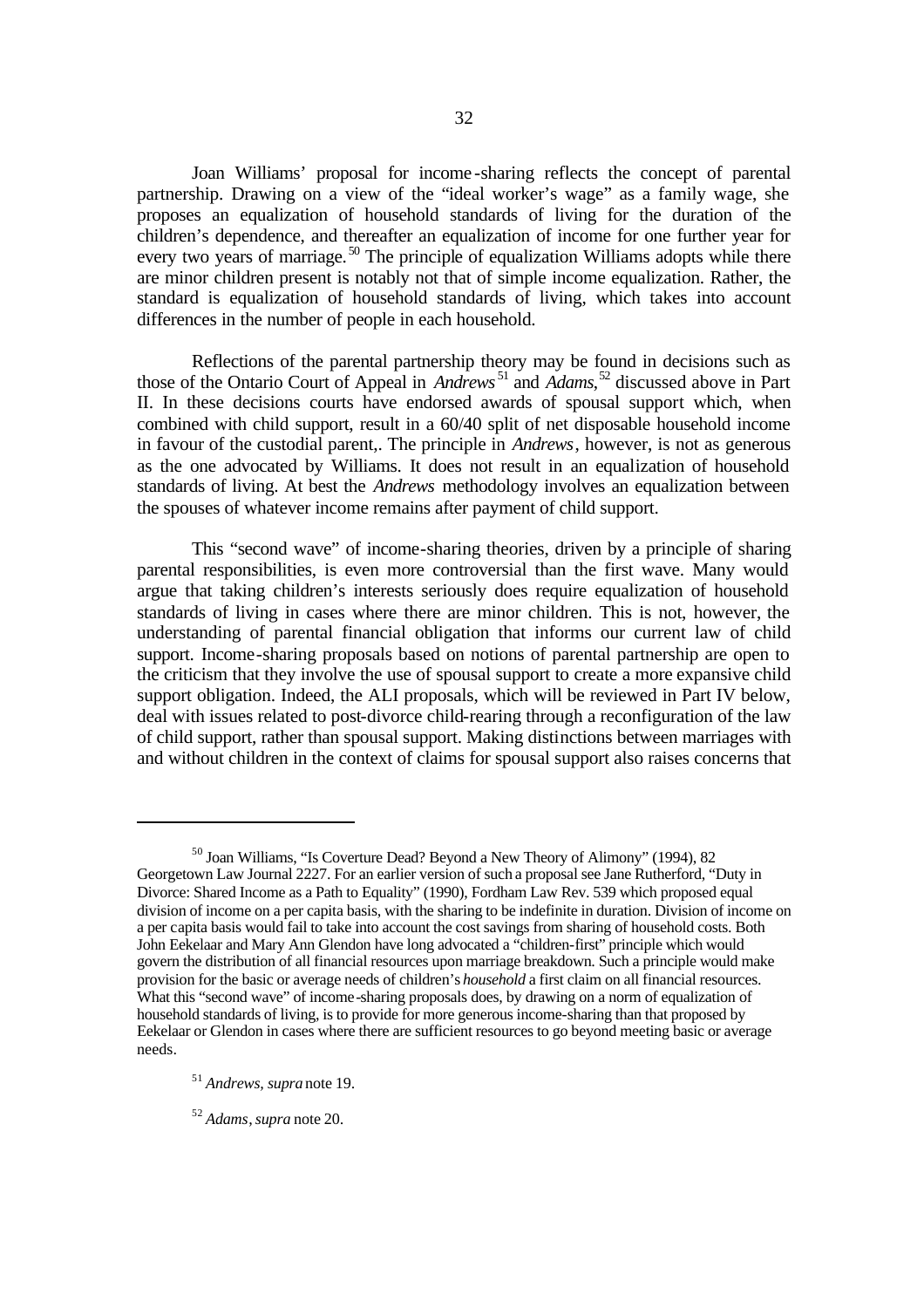Joan Williams' proposal for income-sharing reflects the concept of parental partnership. Drawing on a view of the "ideal worker's wage" as a family wage, she proposes an equalization of household standards of living for the duration of the children's dependence, and thereafter an equalization of income for one further year for every two years of marriage.[50] The principle of equalization Williams adopts while there are minor children present is notably not that of simple income equalization. Rather, the standard is equalization of household standards of living, which takes into account differences in the number of people in each household.

Reflections of the parental partnership theory may be found in decisions such as those of the Ontario Court of Appeal in *Andrews*[51] and *Adams*,[52] discussed above in Part II. In these decisions courts have endorsed awards of spousal support which, when combined with child support, result in a 60/40 split of net disposable household income in favour of the custodial parent,. The principle in *Andrews*, however, is not as generous as the one advocated by Williams. It does not result in an equalization of household standards of living. At best the *Andrews* methodology involves an equalization between the spouses of whatever income remains after payment of child support.

This "second wave" of income-sharing theories, driven by a principle of sharing parental responsibilities, is even more controversial than the first wave. Many would argue that taking children's interests seriously does require equalization of household standards of living in cases where there are minor children. This is not, however, the understanding of parental financial obligation that informs our current law of child support. Income-sharing proposals based on notions of parental partnership are open to the criticism that they involve the use of spousal support to create a more expansive child support obligation. Indeed, the ALI proposals, which will be reviewed in Part IV below, deal with issues related to post-divorce child-rearing through a reconfiguration of the law of child support, rather than spousal support. Making distinctions between marriages with and without children in the context of claims for spousal support also raises concerns that

---

[50] Joan Williams, "Is Coverture Dead? Beyond a New Theory of Alimony" (1994), 82 Georgetown Law Journal 2227. For an earlier version of such a proposal see Jane Rutherford, "Duty in Divorce: Shared Income as a Path to Equality" (1990), Fordham Law Rev. 539 which proposed equal division of income on a per capita basis, with the sharing to be indefinite in duration. Division of income on a per capita basis would fail to take into account the cost savings from sharing of household costs. Both John Eekelaar and Mary Ann Glendon have long advocated a "children-first" principle which would govern the distribution of all financial resources upon marriage breakdown. Such a principle would make provision for the basic or average needs of children's *household* a first claim on all financial resources. What this "second wave" of income-sharing proposals does, by drawing on a norm of equalization of household standards of living, is to provide for more generous income-sharing than that proposed by Eekelaar or Glendon in cases where there are sufficient resources to go beyond meeting basic or average needs.

[51] *Andrews, supra* note 19.

[52] *Adams*, *supra* note 20.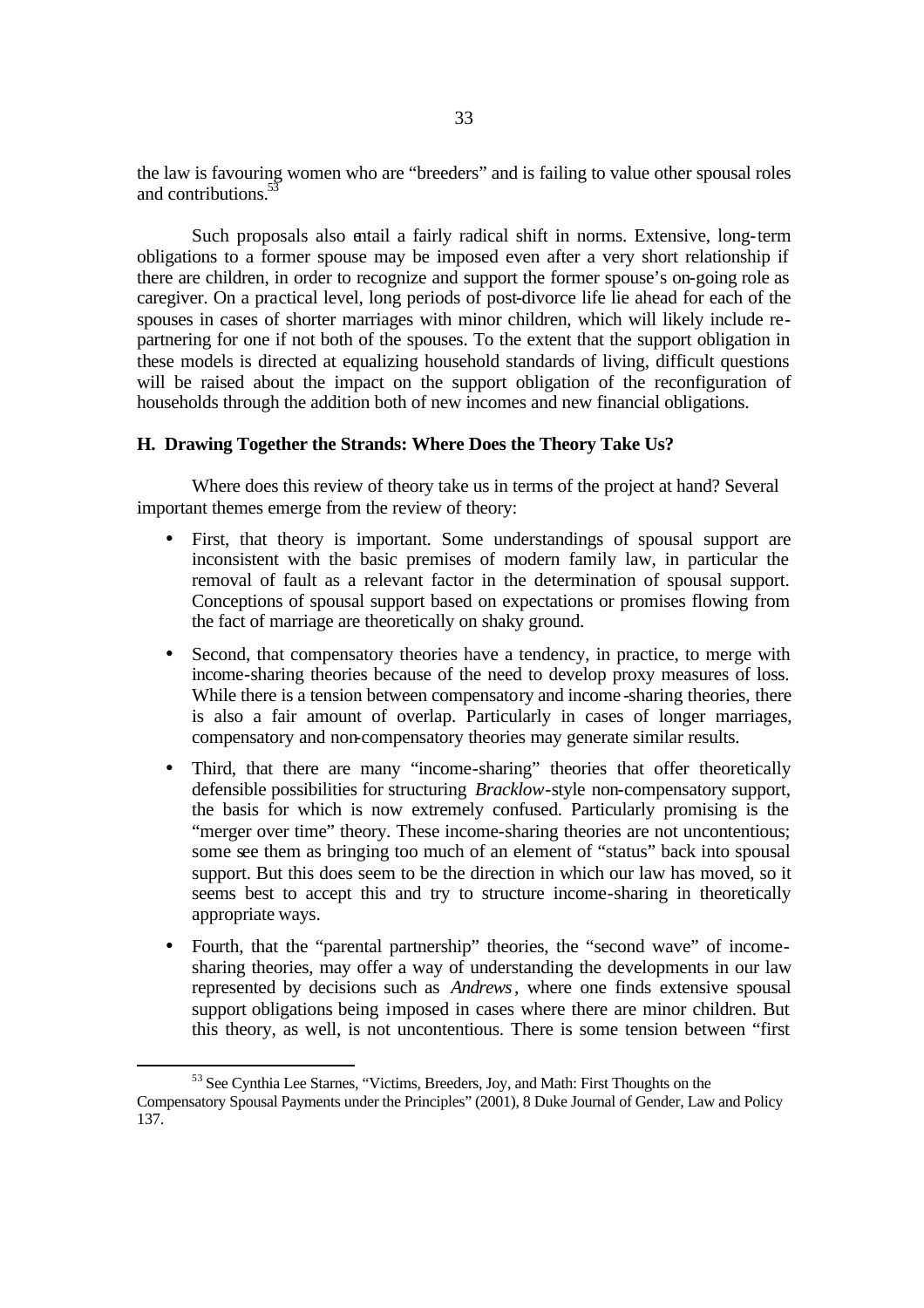the law is favouring women who are "breeders" and is failing to value other spousal roles and contributions.[53]

Such proposals also entail a fairly radical shift in norms. Extensive, long-term obligations to a former spouse may be imposed even after a very short relationship if there are children, in order to recognize and support the former spouse's on-going role as caregiver. On a practical level, long periods of post-divorce life lie ahead for each of the spouses in cases of shorter marriages with minor children, which will likely include re-partnering for one if not both of the spouses. To the extent that the support obligation in these models is directed at equalizing household standards of living, difficult questions will be raised about the impact on the support obligation of the reconfiguration of households through the addition both of new incomes and new financial obligations.

### H. Drawing Together the Strands: Where Does the Theory Take Us?

Where does this review of theory take us in terms of the project at hand? Several important themes emerge from the review of theory:

- First, that theory is important. Some understandings of spousal support are inconsistent with the basic premises of modern family law, in particular the removal of fault as a relevant factor in the determination of spousal support. Conceptions of spousal support based on expectations or promises flowing from the fact of marriage are theoretically on shaky ground.
- Second, that compensatory theories have a tendency, in practice, to merge with income-sharing theories because of the need to develop proxy measures of loss. While there is a tension between compensatory and income-sharing theories, there is also a fair amount of overlap. Particularly in cases of longer marriages, compensatory and non-compensatory theories may generate similar results.
- Third, that there are many "income-sharing" theories that offer theoretically defensible possibilities for structuring *Bracklow*-style non-compensatory support, the basis for which is now extremely confused. Particularly promising is the "merger over time" theory. These income-sharing theories are not uncontentious; some see them as bringing too much of an element of "status" back into spousal support. But this does seem to be the direction in which our law has moved, so it seems best to accept this and try to structure income-sharing in theoretically appropriate ways.
- Fourth, that the "parental partnership" theories, the "second wave" of income-sharing theories, may offer a way of understanding the developments in our law represented by decisions such as *Andrews*, where one finds extensive spousal support obligations being imposed in cases where there are minor children. But this theory, as well, is not uncontentious. There is some tension between "first

[53] See Cynthia Lee Starnes, "Victims, Breeders, Joy, and Math: First Thoughts on the Compensatory Spousal Payments under the Principles" (2001), 8 Duke Journal of Gender, Law and Policy 137.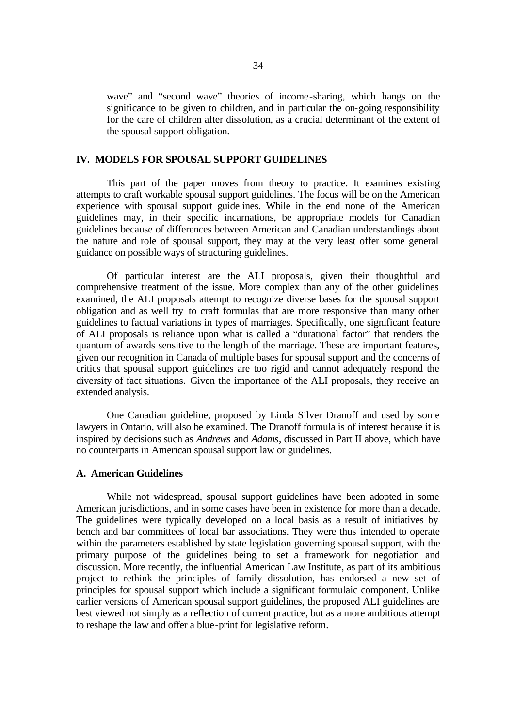wave" and "second wave" theories of income-sharing, which hangs on the significance to be given to children, and in particular the on-going responsibility for the care of children after dissolution, as a crucial determinant of the extent of the spousal support obligation.

## IV. MODELS FOR SPOUSAL SUPPORT GUIDELINES

This part of the paper moves from theory to practice. It examines existing attempts to craft workable spousal support guidelines. The focus will be on the American experience with spousal support guidelines. While in the end none of the American guidelines may, in their specific incarnations, be appropriate models for Canadian guidelines because of differences between American and Canadian understandings about the nature and role of spousal support, they may at the very least offer some general guidance on possible ways of structuring guidelines.

Of particular interest are the ALI proposals, given their thoughtful and comprehensive treatment of the issue. More complex than any of the other guidelines examined, the ALI proposals attempt to recognize diverse bases for the spousal support obligation and as well try to craft formulas that are more responsive than many other guidelines to factual variations in types of marriages. Specifically, one significant feature of ALI proposals is reliance upon what is called a "durational factor" that renders the quantum of awards sensitive to the length of the marriage. These are important features, given our recognition in Canada of multiple bases for spousal support and the concerns of critics that spousal support guidelines are too rigid and cannot adequately respond the diversity of fact situations. Given the importance of the ALI proposals, they receive an extended analysis.

One Canadian guideline, proposed by Linda Silver Dranoff and used by some lawyers in Ontario, will also be examined. The Dranoff formula is of interest because it is inspired by decisions such as *Andrews* and *Adams*, discussed in Part II above, which have no counterparts in American spousal support law or guidelines.

### A. American Guidelines

While not widespread, spousal support guidelines have been adopted in some American jurisdictions, and in some cases have been in existence for more than a decade. The guidelines were typically developed on a local basis as a result of initiatives by bench and bar committees of local bar associations. They were thus intended to operate within the parameters established by state legislation governing spousal support, with the primary purpose of the guidelines being to set a framework for negotiation and discussion. More recently, the influential American Law Institute, as part of its ambitious project to rethink the principles of family dissolution, has endorsed a new set of principles for spousal support which include a significant formulaic component. Unlike earlier versions of American spousal support guidelines, the proposed ALI guidelines are best viewed not simply as a reflection of current practice, but as a more ambitious attempt to reshape the law and offer a blue-print for legislative reform.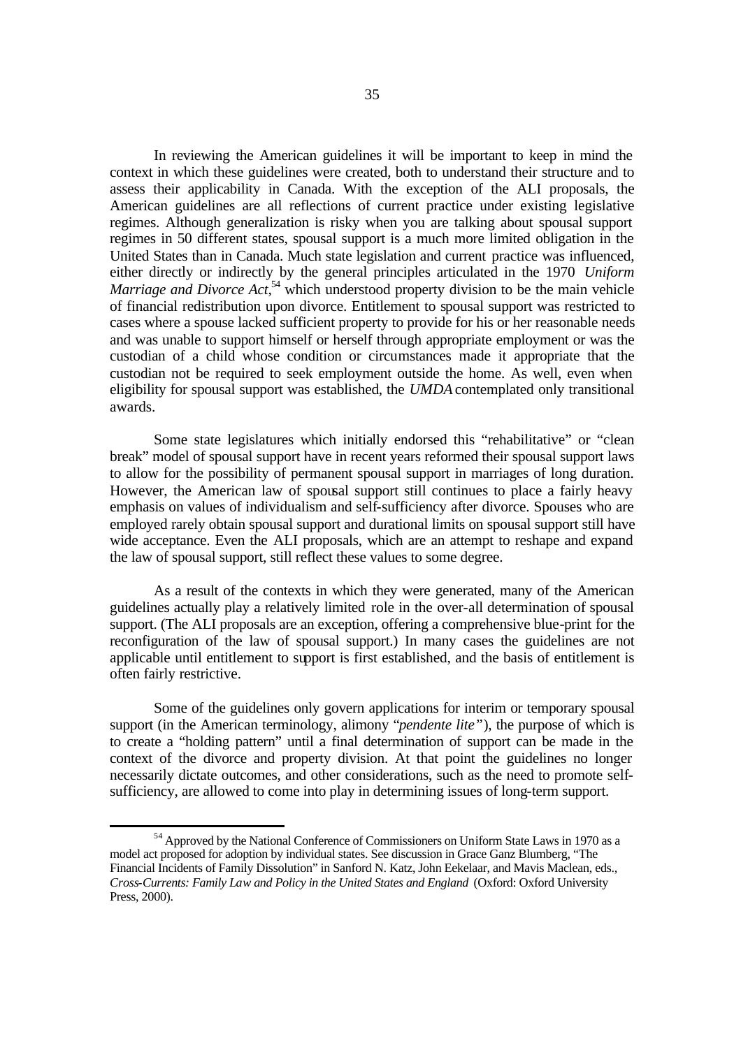In reviewing the American guidelines it will be important to keep in mind the context in which these guidelines were created, both to understand their structure and to assess their applicability in Canada. With the exception of the ALI proposals, the American guidelines are all reflections of current practice under existing legislative regimes. Although generalization is risky when you are talking about spousal support regimes in 50 different states, spousal support is a much more limited obligation in the United States than in Canada. Much state legislation and current practice was influenced, either directly or indirectly by the general principles articulated in the 1970 *Uniform Marriage and Divorce Act*,[54] which understood property division to be the main vehicle of financial redistribution upon divorce. Entitlement to spousal support was restricted to cases where a spouse lacked sufficient property to provide for his or her reasonable needs and was unable to support himself or herself through appropriate employment or was the custodian of a child whose condition or circumstances made it appropriate that the custodian not be required to seek employment outside the home. As well, even when eligibility for spousal support was established, the *UMDA* contemplated only transitional awards.

Some state legislatures which initially endorsed this "rehabilitative" or "clean break" model of spousal support have in recent years reformed their spousal support laws to allow for the possibility of permanent spousal support in marriages of long duration. However, the American law of spousal support still continues to place a fairly heavy emphasis on values of individualism and self-sufficiency after divorce. Spouses who are employed rarely obtain spousal support and durational limits on spousal support still have wide acceptance. Even the ALI proposals, which are an attempt to reshape and expand the law of spousal support, still reflect these values to some degree.

As a result of the contexts in which they were generated, many of the American guidelines actually play a relatively limited role in the over-all determination of spousal support. (The ALI proposals are an exception, offering a comprehensive blue-print for the reconfiguration of the law of spousal support.) In many cases the guidelines are not applicable until entitlement to support is first established, and the basis of entitlement is often fairly restrictive.

Some of the guidelines only govern applications for interim or temporary spousal support (in the American terminology, alimony "*pendente lite*"), the purpose of which is to create a "holding pattern" until a final determination of support can be made in the context of the divorce and property division. At that point the guidelines no longer necessarily dictate outcomes, and other considerations, such as the need to promote self-sufficiency, are allowed to come into play in determining issues of long-term support.

---

[54] Approved by the National Conference of Commissioners on Uniform State Laws in 1970 as a model act proposed for adoption by individual states. See discussion in Grace Ganz Blumberg, "The Financial Incidents of Family Dissolution" in Sanford N. Katz, John Eekelaar, and Mavis Maclean, eds., *Cross-Currents: Family Law and Policy in the United States and England* (Oxford: Oxford University Press, 2000).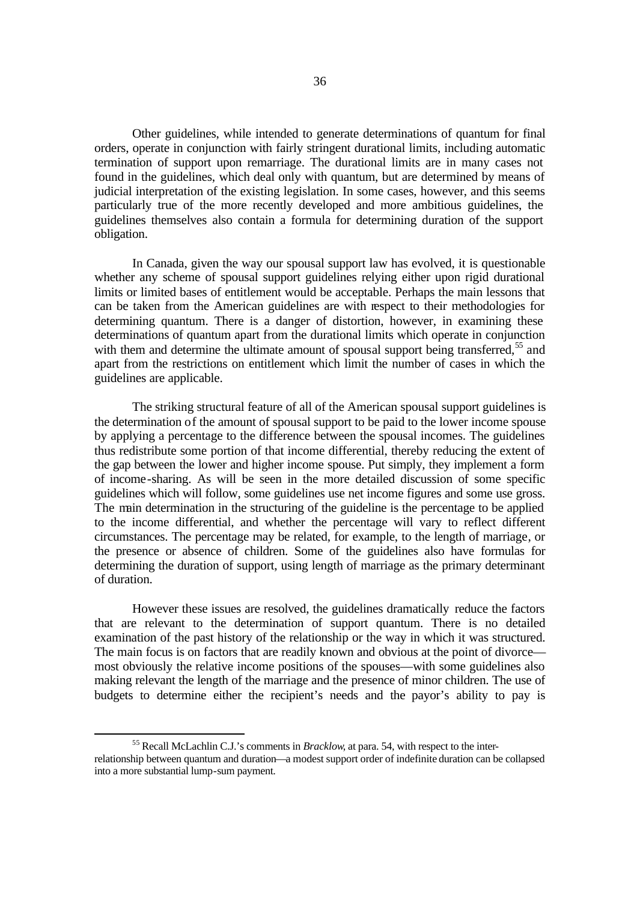Other guidelines, while intended to generate determinations of quantum for final orders, operate in conjunction with fairly stringent durational limits, including automatic termination of support upon remarriage. The durational limits are in many cases not found in the guidelines, which deal only with quantum, but are determined by means of judicial interpretation of the existing legislation. In some cases, however, and this seems particularly true of the more recently developed and more ambitious guidelines, the guidelines themselves also contain a formula for determining duration of the support obligation.

In Canada, given the way our spousal support law has evolved, it is questionable whether any scheme of spousal support guidelines relying either upon rigid durational limits or limited bases of entitlement would be acceptable. Perhaps the main lessons that can be taken from the American guidelines are with respect to their methodologies for determining quantum. There is a danger of distortion, however, in examining these determinations of quantum apart from the durational limits which operate in conjunction with them and determine the ultimate amount of spousal support being transferred,[55] and apart from the restrictions on entitlement which limit the number of cases in which the guidelines are applicable.

The striking structural feature of all of the American spousal support guidelines is the determination of the amount of spousal support to be paid to the lower income spouse by applying a percentage to the difference between the spousal incomes. The guidelines thus redistribute some portion of that income differential, thereby reducing the extent of the gap between the lower and higher income spouse. Put simply, they implement a form of income-sharing. As will be seen in the more detailed discussion of some specific guidelines which will follow, some guidelines use net income figures and some use gross. The main determination in the structuring of the guideline is the percentage to be applied to the income differential, and whether the percentage will vary to reflect different circumstances. The percentage may be related, for example, to the length of marriage, or the presence or absence of children. Some of the guidelines also have formulas for determining the duration of support, using length of marriage as the primary determinant of duration.

However these issues are resolved, the guidelines dramatically reduce the factors that are relevant to the determination of support quantum. There is no detailed examination of the past history of the relationship or the way in which it was structured. The main focus is on factors that are readily known and obvious at the point of divorce—most obviously the relative income positions of the spouses—with some guidelines also making relevant the length of the marriage and the presence of minor children. The use of budgets to determine either the recipient's needs and the payor's ability to pay is

[55] Recall McLachlin C.J.'s comments in *Bracklow*, at para. 54, with respect to the inter-relationship between quantum and duration—a modest support order of indefinite duration can be collapsed into a more substantial lump-sum payment.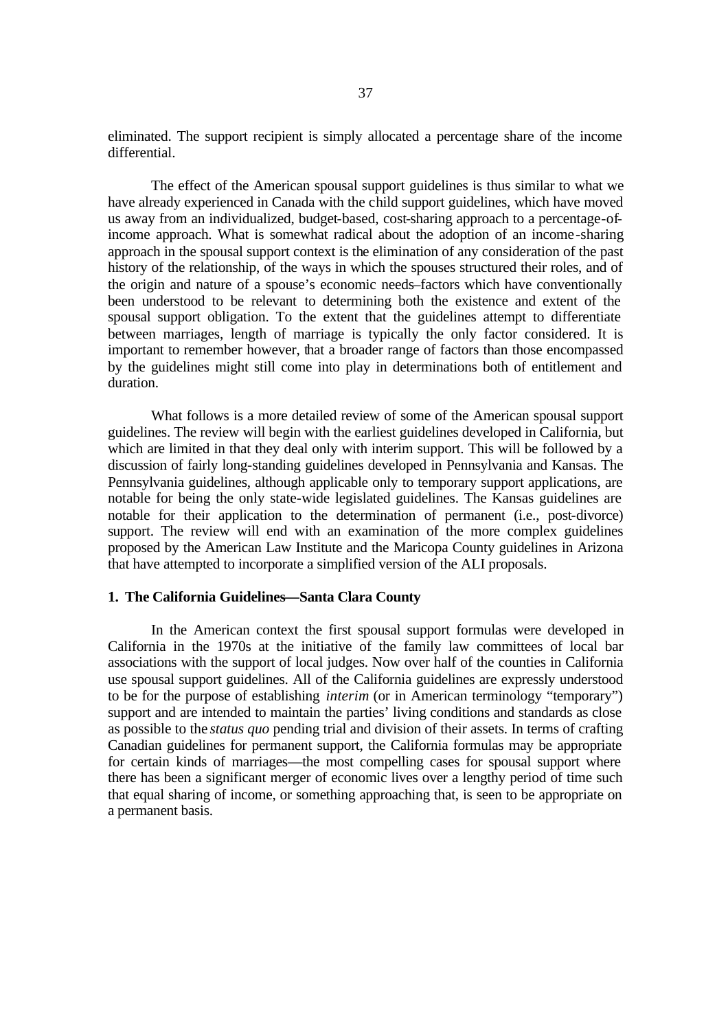eliminated. The support recipient is simply allocated a percentage share of the income differential.

The effect of the American spousal support guidelines is thus similar to what we have already experienced in Canada with the child support guidelines, which have moved us away from an individualized, budget-based, cost-sharing approach to a percentage-of-income approach. What is somewhat radical about the adoption of an income-sharing approach in the spousal support context is the elimination of any consideration of the past history of the relationship, of the ways in which the spouses structured their roles, and of the origin and nature of a spouse's economic needs–factors which have conventionally been understood to be relevant to determining both the existence and extent of the spousal support obligation. To the extent that the guidelines attempt to differentiate between marriages, length of marriage is typically the only factor considered. It is important to remember however, that a broader range of factors than those encompassed by the guidelines might still come into play in determinations both of entitlement and duration.

What follows is a more detailed review of some of the American spousal support guidelines. The review will begin with the earliest guidelines developed in California, but which are limited in that they deal only with interim support. This will be followed by a discussion of fairly long-standing guidelines developed in Pennsylvania and Kansas. The Pennsylvania guidelines, although applicable only to temporary support applications, are notable for being the only state-wide legislated guidelines. The Kansas guidelines are notable for their application to the determination of permanent (i.e., post-divorce) support. The review will end with an examination of the more complex guidelines proposed by the American Law Institute and the Maricopa County guidelines in Arizona that have attempted to incorporate a simplified version of the ALI proposals.

**1. The California Guidelines—Santa Clara County**

In the American context the first spousal support formulas were developed in California in the 1970s at the initiative of the family law committees of local bar associations with the support of local judges. Now over half of the counties in California use spousal support guidelines. All of the California guidelines are expressly understood to be for the purpose of establishing *interim* (or in American terminology "temporary") support and are intended to maintain the parties' living conditions and standards as close as possible to the *status quo* pending trial and division of their assets. In terms of crafting Canadian guidelines for permanent support, the California formulas may be appropriate for certain kinds of marriages—the most compelling cases for spousal support where there has been a significant merger of economic lives over a lengthy period of time such that equal sharing of income, or something approaching that, is seen to be appropriate on a permanent basis.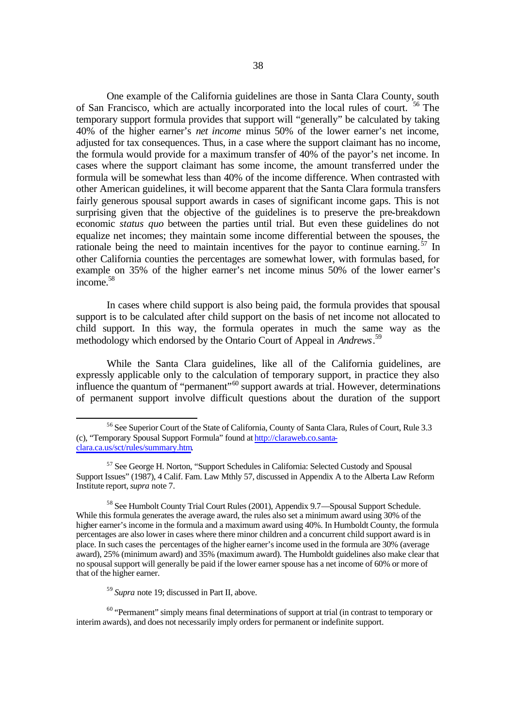One example of the California guidelines are those in Santa Clara County, south of San Francisco, which are actually incorporated into the local rules of court. [56] The temporary support formula provides that support will "generally" be calculated by taking 40% of the higher earner's *net income* minus 50% of the lower earner's net income, adjusted for tax consequences. Thus, in a case where the support claimant has no income, the formula would provide for a maximum transfer of 40% of the payor's net income. In cases where the support claimant has some income, the amount transferred under the formula will be somewhat less than 40% of the income difference. When contrasted with other American guidelines, it will become apparent that the Santa Clara formula transfers fairly generous spousal support awards in cases of significant income gaps. This is not surprising given that the objective of the guidelines is to preserve the pre-breakdown economic *status quo* between the parties until trial. But even these guidelines do not equalize net incomes; they maintain some income differential between the spouses, the rationale being the need to maintain incentives for the payor to continue earning. [57] In other California counties the percentages are somewhat lower, with formulas based, for example on 35% of the higher earner's net income minus 50% of the lower earner's income.[58]

In cases where child support is also being paid, the formula provides that spousal support is to be calculated after child support on the basis of net income not allocated to child support. In this way, the formula operates in much the same way as the methodology which endorsed by the Ontario Court of Appeal in *Andrews*.[59]

While the Santa Clara guidelines, like all of the California guidelines, are expressly applicable only to the calculation of temporary support, in practice they also influence the quantum of "permanent"[60] support awards at trial. However, determinations of permanent support involve difficult questions about the duration of the support

---

[56] See Superior Court of the State of California, County of Santa Clara, Rules of Court, Rule 3.3 (c), "Temporary Spousal Support Formula" found at http://claraweb.co.santa-clara.ca.us/sct/rules/summary.htm.

[57] See George H. Norton, "Support Schedules in California: Selected Custody and Spousal Support Issues" (1987), 4 Calif. Fam. Law Mthly 57, discussed in Appendix A to the Alberta Law Reform Institute report, *supra* note 7.

[58] See Humbolt County Trial Court Rules (2001), Appendix 9.7—Spousal Support Schedule. While this formula generates the average award, the rules also set a minimum award using 30% of the higher earner's income in the formula and a maximum award using 40%. In Humboldt County, the formula percentages are also lower in cases where there minor children and a concurrent child support award is in place. In such cases the percentages of the higher earner's income used in the formula are 30% (average award), 25% (minimum award) and 35% (maximum award). The Humboldt guidelines also make clear that no spousal support will generally be paid if the lower earner spouse has a net income of 60% or more of that of the higher earner.

[59] *Supra* note 19; discussed in Part II, above.

[60] "Permanent" simply means final determinations of support at trial (in contrast to temporary or interim awards), and does not necessarily imply orders for permanent or indefinite support.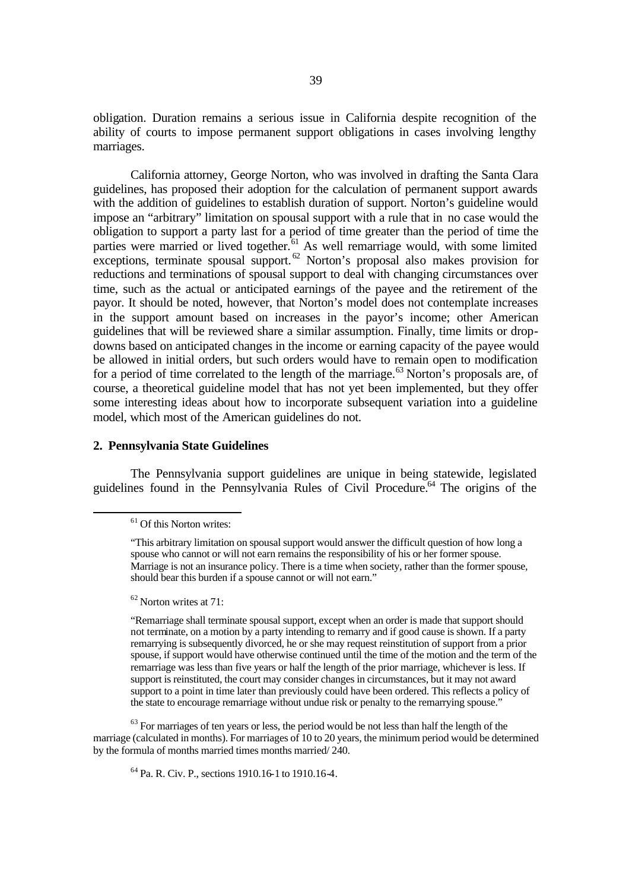obligation. Duration remains a serious issue in California despite recognition of the ability of courts to impose permanent support obligations in cases involving lengthy marriages.

California attorney, George Norton, who was involved in drafting the Santa Clara guidelines, has proposed their adoption for the calculation of permanent support awards with the addition of guidelines to establish duration of support. Norton's guideline would impose an "arbitrary" limitation on spousal support with a rule that in no case would the obligation to support a party last for a period of time greater than the period of time the parties were married or lived together.[61] As well remarriage would, with some limited exceptions, terminate spousal support.[62] Norton's proposal also makes provision for reductions and terminations of spousal support to deal with changing circumstances over time, such as the actual or anticipated earnings of the payee and the retirement of the payor. It should be noted, however, that Norton's model does not contemplate increases in the support amount based on increases in the payor's income; other American guidelines that will be reviewed share a similar assumption. Finally, time limits or drop-downs based on anticipated changes in the income or earning capacity of the payee would be allowed in initial orders, but such orders would have to remain open to modification for a period of time correlated to the length of the marriage.[63] Norton's proposals are, of course, a theoretical guideline model that has not yet been implemented, but they offer some interesting ideas about how to incorporate subsequent variation into a guideline model, which most of the American guidelines do not.

### 2. Pennsylvania State Guidelines

The Pennsylvania support guidelines are unique in being statewide, legislated guidelines found in the Pennsylvania Rules of Civil Procedure.[64] The origins of the

---

[61] Of this Norton writes:

"This arbitrary limitation on spousal support would answer the difficult question of how long a spouse who cannot or will not earn remains the responsibility of his or her former spouse. Marriage is not an insurance policy. There is a time when society, rather than the former spouse, should bear this burden if a spouse cannot or will not earn."

[62] Norton writes at 71:

"Remarriage shall terminate spousal support, except when an order is made that support should not terminate, on a motion by a party intending to remarry and if good cause is shown. If a party remarrying is subsequently divorced, he or she may request reinstitution of support from a prior spouse, if support would have otherwise continued until the time of the motion and the term of the remarriage was less than five years or half the length of the prior marriage, whichever is less. If support is reinstituted, the court may consider changes in circumstances, but it may not award support to a point in time later than previously could have been ordered. This reflects a policy of the state to encourage remarriage without undue risk or penalty to the remarrying spouse."

[63] For marriages of ten years or less, the period would be not less than half the length of the marriage (calculated in months). For marriages of 10 to 20 years, the minimum period would be determined by the formula of months married times months married/ 240.

[64] Pa. R. Civ. P., sections 1910.16-1 to 1910.16-4.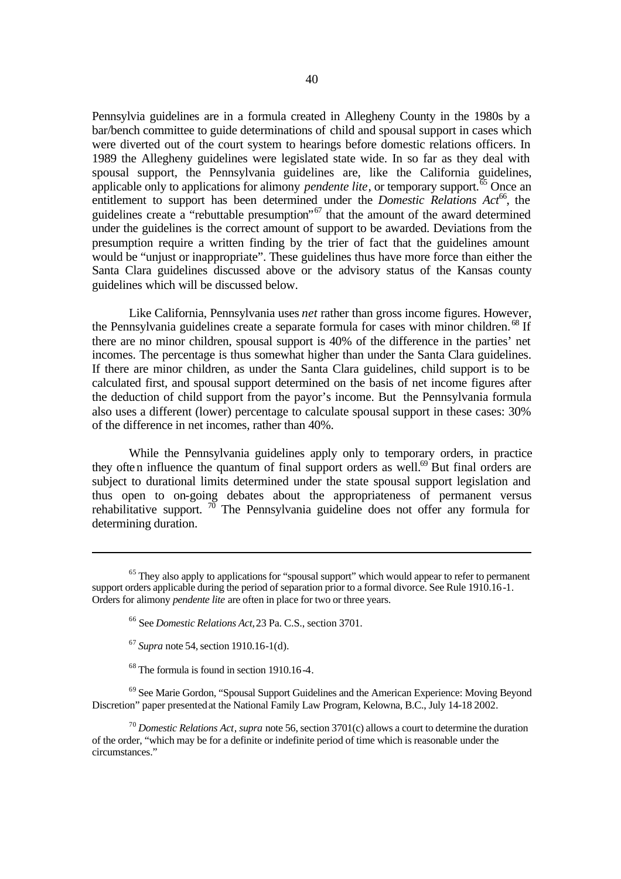Pennsylvia guidelines are in a formula created in Allegheny County in the 1980s by a bar/bench committee to guide determinations of child and spousal support in cases which were diverted out of the court system to hearings before domestic relations officers. In 1989 the Allegheny guidelines were legislated state wide. In so far as they deal with spousal support, the Pennsylvania guidelines are, like the California guidelines, applicable only to applications for alimony *pendente lite*, or temporary support.[65] Once an entitlement to support has been determined under the *Domestic Relations Act*[66], the guidelines create a "rebuttable presumption"[67] that the amount of the award determined under the guidelines is the correct amount of support to be awarded. Deviations from the presumption require a written finding by the trier of fact that the guidelines amount would be "unjust or inappropriate". These guidelines thus have more force than either the Santa Clara guidelines discussed above or the advisory status of the Kansas county guidelines which will be discussed below.

Like California, Pennsylvania uses *net* rather than gross income figures. However, the Pennsylvania guidelines create a separate formula for cases with minor children.[68] If there are no minor children, spousal support is 40% of the difference in the parties' net incomes. The percentage is thus somewhat higher than under the Santa Clara guidelines. If there are minor children, as under the Santa Clara guidelines, child support is to be calculated first, and spousal support determined on the basis of net income figures after the deduction of child support from the payor's income. But the Pennsylvania formula also uses a different (lower) percentage to calculate spousal support in these cases: 30% of the difference in net incomes, rather than 40%.

While the Pennsylvania guidelines apply only to temporary orders, in practice they often influence the quantum of final support orders as well.[69] But final orders are subject to durational limits determined under the state spousal support legislation and thus open to on-going debates about the appropriateness of permanent versus rehabilitative support.[70] The Pennsylvania guideline does not offer any formula for determining duration.

---

[65] They also apply to applications for "spousal support" which would appear to refer to permanent support orders applicable during the period of separation prior to a formal divorce. See Rule 1910.16-1. Orders for alimony *pendente lite* are often in place for two or three years.

[66] See *Domestic Relations Act*, 23 Pa. C.S., section 3701.

[67] *Supra* note 54, section 1910.16-1(d).

[68] The formula is found in section 1910.16-4.

[69] See Marie Gordon, "Spousal Support Guidelines and the American Experience: Moving Beyond Discretion" paper presented at the National Family Law Program, Kelowna, B.C., July 14-18 2002.

[70] *Domestic Relations Act*, *supra* note 56, section 3701(c) allows a court to determine the duration of the order, "which may be for a definite or indefinite period of time which is reasonable under the circumstances."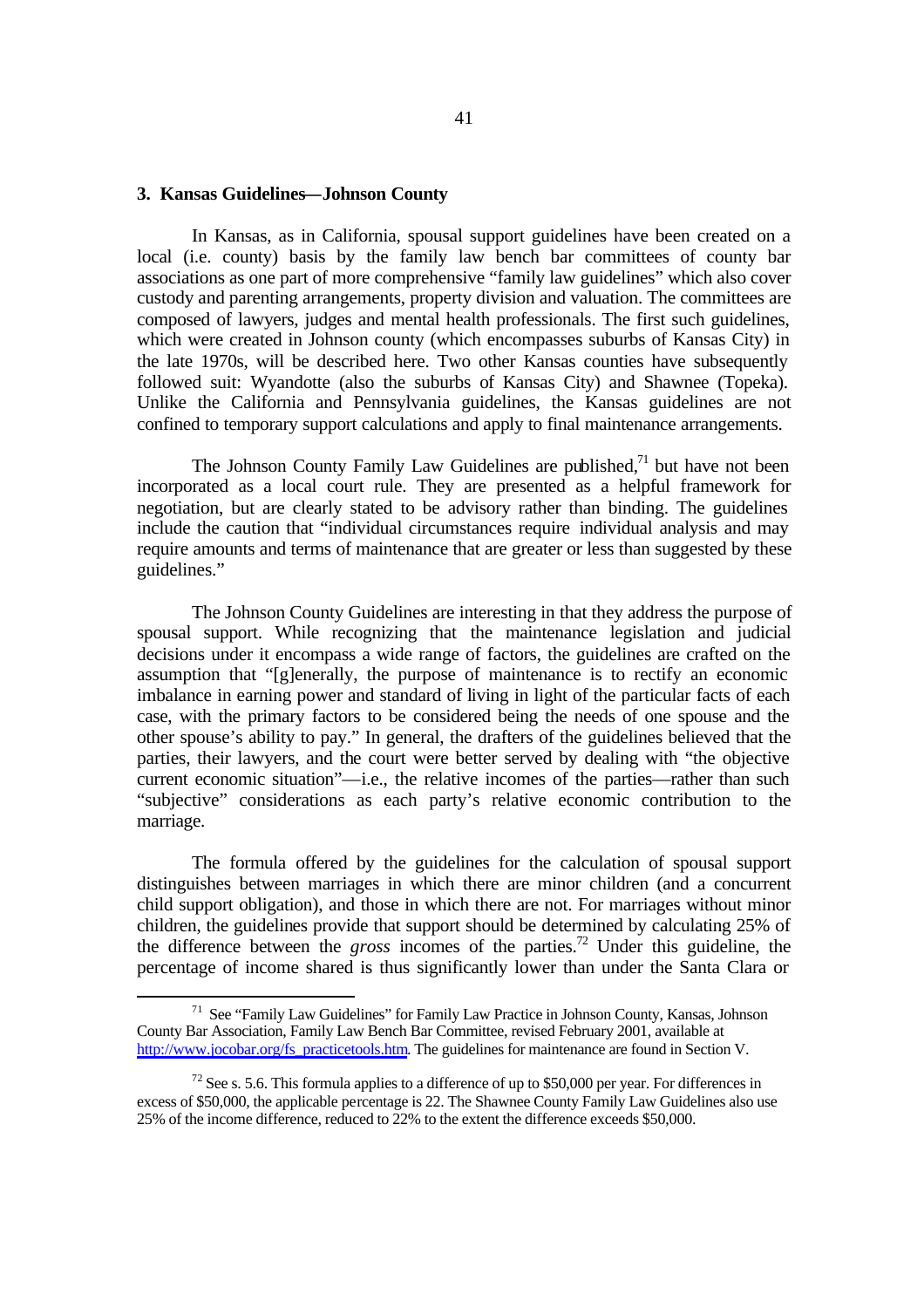### 3. Kansas Guidelines—Johnson County

In Kansas, as in California, spousal support guidelines have been created on a local (i.e. county) basis by the family law bench bar committees of county bar associations as one part of more comprehensive "family law guidelines" which also cover custody and parenting arrangements, property division and valuation. The committees are composed of lawyers, judges and mental health professionals. The first such guidelines, which were created in Johnson county (which encompasses suburbs of Kansas City) in the late 1970s, will be described here. Two other Kansas counties have subsequently followed suit: Wyandotte (also the suburbs of Kansas City) and Shawnee (Topeka). Unlike the California and Pennsylvania guidelines, the Kansas guidelines are not confined to temporary support calculations and apply to final maintenance arrangements.

The Johnson County Family Law Guidelines are published,[71] but have not been incorporated as a local court rule. They are presented as a helpful framework for negotiation, but are clearly stated to be advisory rather than binding. The guidelines include the caution that "individual circumstances require individual analysis and may require amounts and terms of maintenance that are greater or less than suggested by these guidelines."

The Johnson County Guidelines are interesting in that they address the purpose of spousal support. While recognizing that the maintenance legislation and judicial decisions under it encompass a wide range of factors, the guidelines are crafted on the assumption that "[g]enerally, the purpose of maintenance is to rectify an economic imbalance in earning power and standard of living in light of the particular facts of each case, with the primary factors to be considered being the needs of one spouse and the other spouse's ability to pay." In general, the drafters of the guidelines believed that the parties, their lawyers, and the court were better served by dealing with "the objective current economic situation"—i.e., the relative incomes of the parties—rather than such "subjective" considerations as each party's relative economic contribution to the marriage.

The formula offered by the guidelines for the calculation of spousal support distinguishes between marriages in which there are minor children (and a concurrent child support obligation), and those in which there are not. For marriages without minor children, the guidelines provide that support should be determined by calculating 25% of the difference between the *gross* incomes of the parties.[72] Under this guideline, the percentage of income shared is thus significantly lower than under the Santa Clara or

---

[71] See "Family Law Guidelines" for Family Law Practice in Johnson County, Kansas, Johnson County Bar Association, Family Law Bench Bar Committee, revised February 2001, available at http://www.jocobar.org/fs_practicetools.htm. The guidelines for maintenance are found in Section V.

[72] See s. 5.6. This formula applies to a difference of up to $50,000 per year. For differences in excess of $50,000, the applicable percentage is 22. The Shawnee County Family Law Guidelines also use 25% of the income difference, reduced to 22% to the extent the difference exceeds $50,000.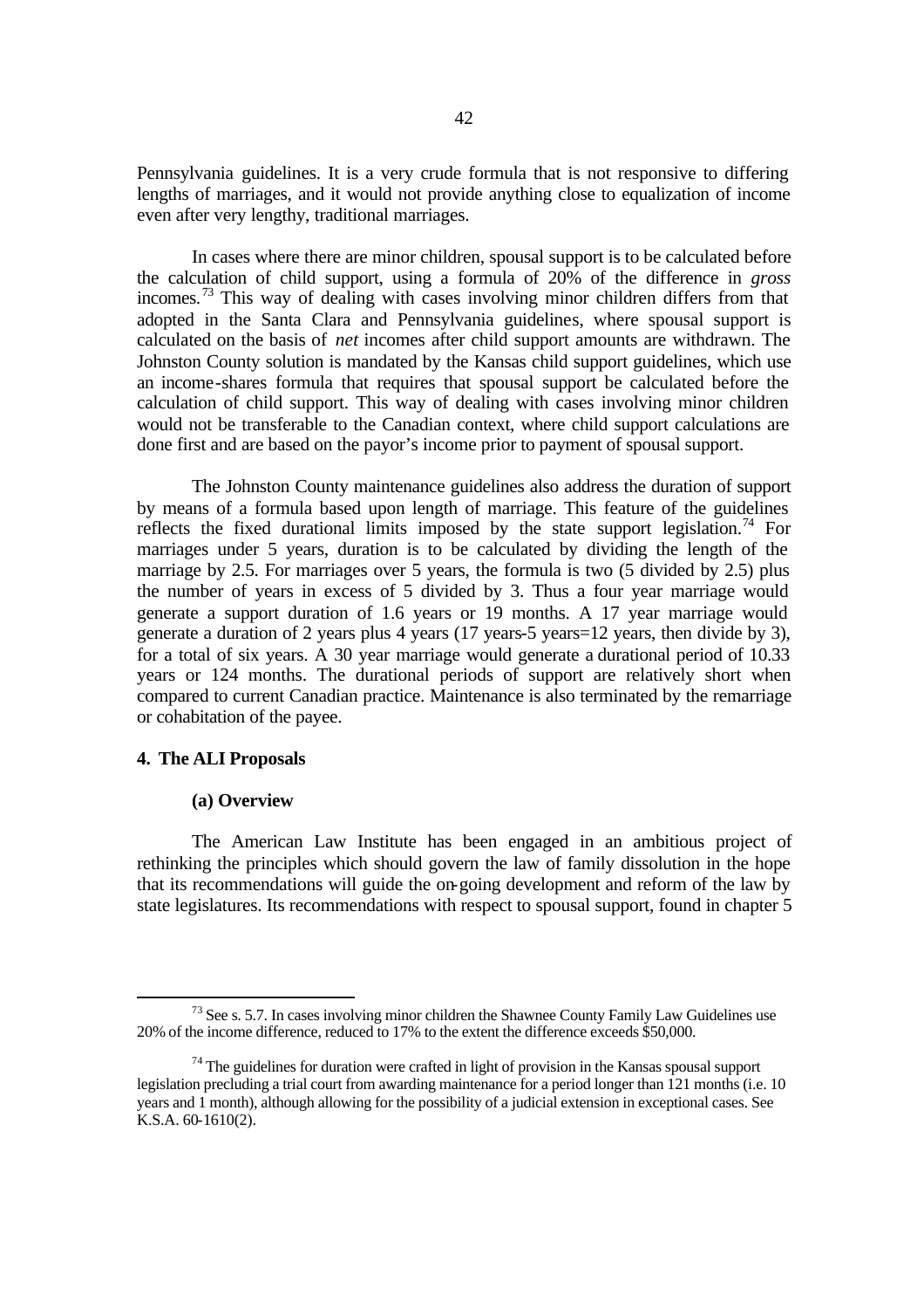Pennsylvania guidelines. It is a very crude formula that is not responsive to differing lengths of marriages, and it would not provide anything close to equalization of income even after very lengthy, traditional marriages.

In cases where there are minor children, spousal support is to be calculated before the calculation of child support, using a formula of 20% of the difference in *gross* incomes.[73] This way of dealing with cases involving minor children differs from that adopted in the Santa Clara and Pennsylvania guidelines, where spousal support is calculated on the basis of *net* incomes after child support amounts are withdrawn. The Johnston County solution is mandated by the Kansas child support guidelines, which use an income-shares formula that requires that spousal support be calculated before the calculation of child support. This way of dealing with cases involving minor children would not be transferable to the Canadian context, where child support calculations are done first and are based on the payor's income prior to payment of spousal support.

The Johnston County maintenance guidelines also address the duration of support by means of a formula based upon length of marriage. This feature of the guidelines reflects the fixed durational limits imposed by the state support legislation.[74] For marriages under 5 years, duration is to be calculated by dividing the length of the marriage by 2.5. For marriages over 5 years, the formula is two (5 divided by 2.5) plus the number of years in excess of 5 divided by 3. Thus a four year marriage would generate a support duration of 1.6 years or 19 months. A 17 year marriage would generate a duration of 2 years plus 4 years (17 years-5 years=12 years, then divide by 3), for a total of six years. A 30 year marriage would generate a durational period of 10.33 years or 124 months. The durational periods of support are relatively short when compared to current Canadian practice. Maintenance is also terminated by the remarriage or cohabitation of the payee.

#### 4. The ALI Proposals

##### (a) Overview

The American Law Institute has been engaged in an ambitious project of rethinking the principles which should govern the law of family dissolution in the hope that its recommendations will guide the on-going development and reform of the law by state legislatures. Its recommendations with respect to spousal support, found in chapter 5

---

[73] See s. 5.7. In cases involving minor children the Shawnee County Family Law Guidelines use 20% of the income difference, reduced to 17% to the extent the difference exceeds $50,000.

[74] The guidelines for duration were crafted in light of provision in the Kansas spousal support legislation precluding a trial court from awarding maintenance for a period longer than 121 months (i.e. 10 years and 1 month), although allowing for the possibility of a judicial extension in exceptional cases. See K.S.A. 60-1610(2).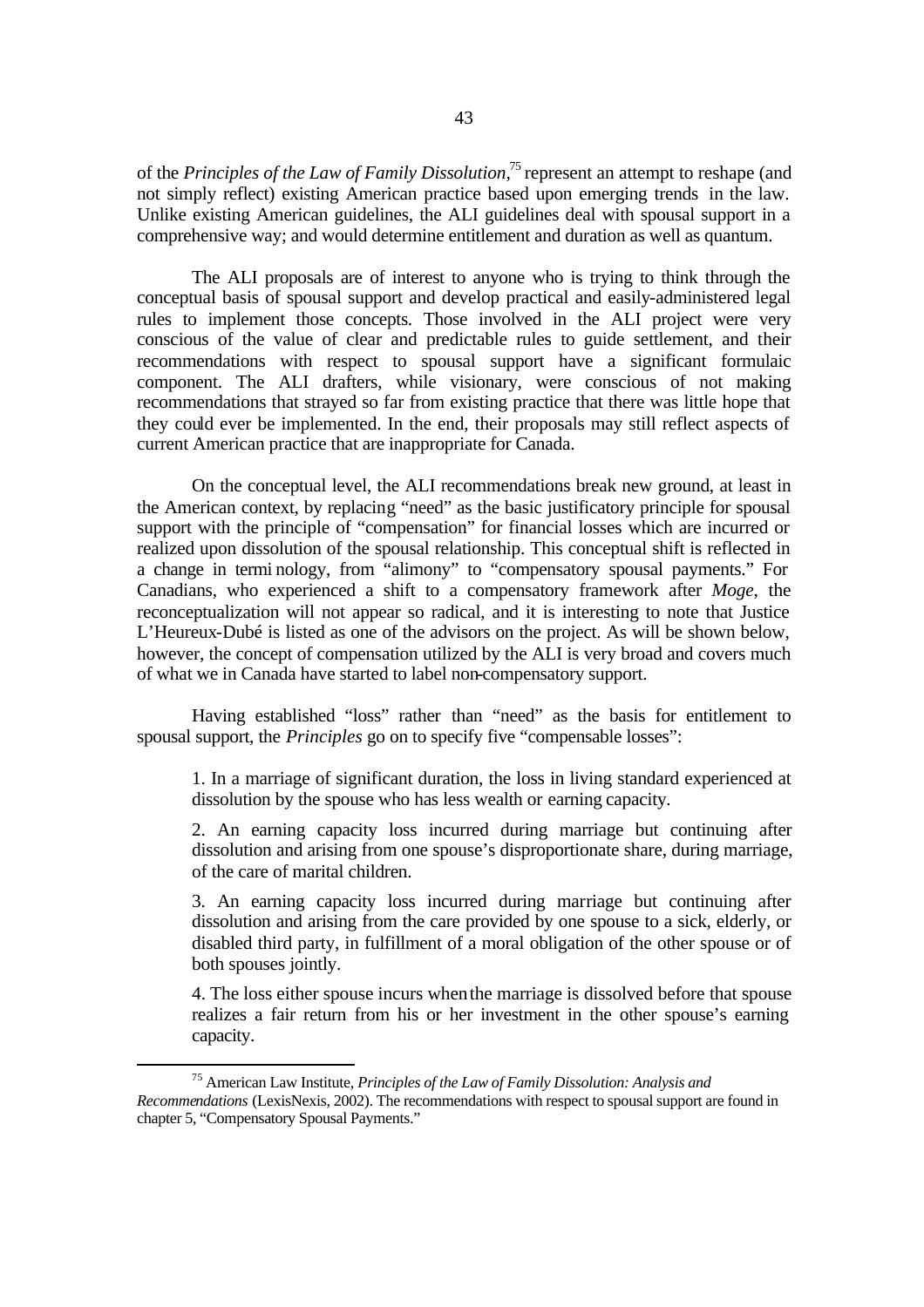of the *Principles of the Law of Family Dissolution*,[75] represent an attempt to reshape (and not simply reflect) existing American practice based upon emerging trends in the law. Unlike existing American guidelines, the ALI guidelines deal with spousal support in a comprehensive way; and would determine entitlement and duration as well as quantum.

The ALI proposals are of interest to anyone who is trying to think through the conceptual basis of spousal support and develop practical and easily-administered legal rules to implement those concepts. Those involved in the ALI project were very conscious of the value of clear and predictable rules to guide settlement, and their recommendations with respect to spousal support have a significant formulaic component. The ALI drafters, while visionary, were conscious of not making recommendations that strayed so far from existing practice that there was little hope that they could ever be implemented. In the end, their proposals may still reflect aspects of current American practice that are inappropriate for Canada.

On the conceptual level, the ALI recommendations break new ground, at least in the American context, by replacing "need" as the basic justificatory principle for spousal support with the principle of "compensation" for financial losses which are incurred or realized upon dissolution of the spousal relationship. This conceptual shift is reflected in a change in terminology, from "alimony" to "compensatory spousal payments." For Canadians, who experienced a shift to a compensatory framework after *Moge*, the reconceptualization will not appear so radical, and it is interesting to note that Justice L'Heureux-Dubé is listed as one of the advisors on the project. As will be shown below, however, the concept of compensation utilized by the ALI is very broad and covers much of what we in Canada have started to label non-compensatory support.

Having established "loss" rather than "need" as the basis for entitlement to spousal support, the *Principles* go on to specify five "compensable losses":

> 1. In a marriage of significant duration, the loss in living standard experienced at dissolution by the spouse who has less wealth or earning capacity.
>
> 2. An earning capacity loss incurred during marriage but continuing after dissolution and arising from one spouse's disproportionate share, during marriage, of the care of marital children.
>
> 3. An earning capacity loss incurred during marriage but continuing after dissolution and arising from the care provided by one spouse to a sick, elderly, or disabled third party, in fulfillment of a moral obligation of the other spouse or of both spouses jointly.
>
> 4. The loss either spouse incurs when the marriage is dissolved before that spouse realizes a fair return from his or her investment in the other spouse's earning capacity.

---

[75] American Law Institute, *Principles of the Law of Family Dissolution: Analysis and Recommendations* (LexisNexis, 2002). The recommendations with respect to spousal support are found in chapter 5, "Compensatory Spousal Payments."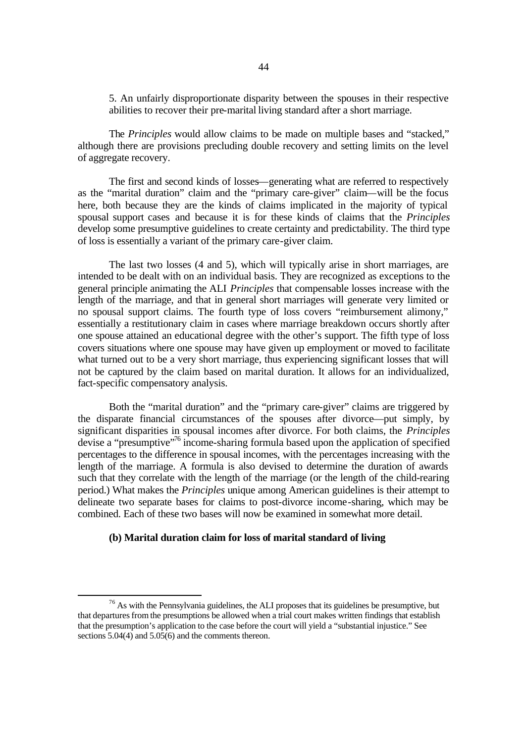5. An unfairly disproportionate disparity between the spouses in their respective abilities to recover their pre-marital living standard after a short marriage.

The *Principles* would allow claims to be made on multiple bases and "stacked," although there are provisions precluding double recovery and setting limits on the level of aggregate recovery.

The first and second kinds of losses—generating what are referred to respectively as the "marital duration" claim and the "primary care-giver" claim—will be the focus here, both because they are the kinds of claims implicated in the majority of typical spousal support cases and because it is for these kinds of claims that the *Principles* develop some presumptive guidelines to create certainty and predictability. The third type of loss is essentially a variant of the primary care-giver claim.

The last two losses (4 and 5), which will typically arise in short marriages, are intended to be dealt with on an individual basis. They are recognized as exceptions to the general principle animating the ALI *Principles* that compensable losses increase with the length of the marriage, and that in general short marriages will generate very limited or no spousal support claims. The fourth type of loss covers "reimbursement alimony," essentially a restitutionary claim in cases where marriage breakdown occurs shortly after one spouse attained an educational degree with the other's support. The fifth type of loss covers situations where one spouse may have given up employment or moved to facilitate what turned out to be a very short marriage, thus experiencing significant losses that will not be captured by the claim based on marital duration. It allows for an individualized, fact-specific compensatory analysis.

Both the "marital duration" and the "primary care-giver" claims are triggered by the disparate financial circumstances of the spouses after divorce—put simply, by significant disparities in spousal incomes after divorce. For both claims, the *Principles* devise a "presumptive"[76] income-sharing formula based upon the application of specified percentages to the difference in spousal incomes, with the percentages increasing with the length of the marriage. A formula is also devised to determine the duration of awards such that they correlate with the length of the marriage (or the length of the child-rearing period.) What makes the *Principles* unique among American guidelines is their attempt to delineate two separate bases for claims to post-divorce income-sharing, which may be combined. Each of these two bases will now be examined in somewhat more detail.

### (b) Marital duration claim for loss of marital standard of living

[76] As with the Pennsylvania guidelines, the ALI proposes that its guidelines be presumptive, but that departures from the presumptions be allowed when a trial court makes written findings that establish that the presumption's application to the case before the court will yield a "substantial injustice." See sections 5.04(4) and 5.05(6) and the comments thereon.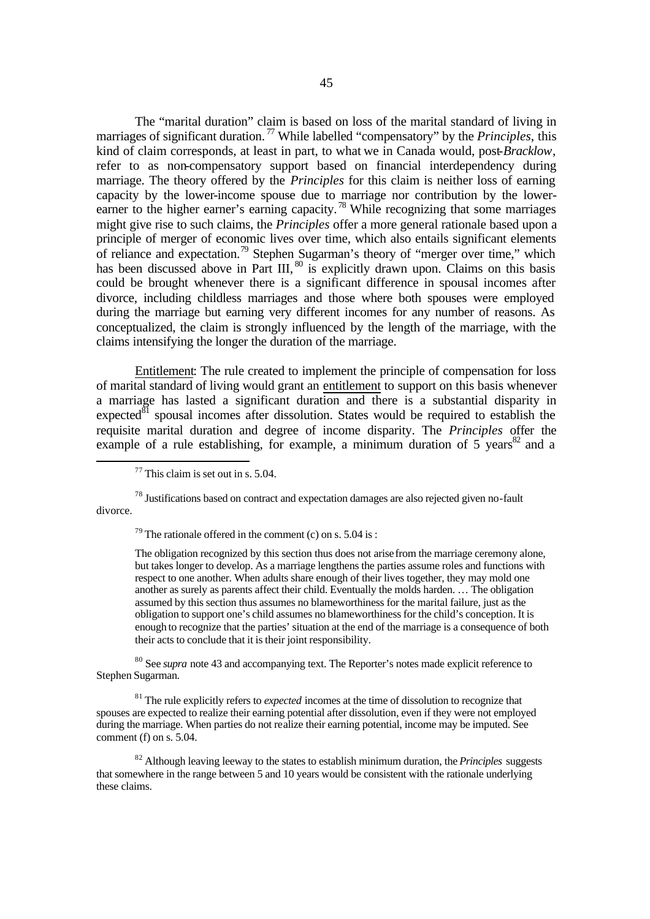The "marital duration" claim is based on loss of the marital standard of living in marriages of significant duration.[77] While labelled "compensatory" by the *Principles*, this kind of claim corresponds, at least in part, to what we in Canada would, post-*Bracklow*, refer to as non-compensatory support based on financial interdependency during marriage. The theory offered by the *Principles* for this claim is neither loss of earning capacity by the lower-income spouse due to marriage nor contribution by the lower-earner to the higher earner's earning capacity.[78] While recognizing that some marriages might give rise to such claims, the *Principles* offer a more general rationale based upon a principle of merger of economic lives over time, which also entails significant elements of reliance and expectation.[79] Stephen Sugarman's theory of "merger over time," which has been discussed above in Part III,[80] is explicitly drawn upon. Claims on this basis could be brought whenever there is a significant difference in spousal incomes after divorce, including childless marriages and those where both spouses were employed during the marriage but earning very different incomes for any number of reasons. As conceptualized, the claim is strongly influenced by the length of the marriage, with the claims intensifying the longer the duration of the marriage.

<u>Entitlement</u>: The rule created to implement the principle of compensation for loss of marital standard of living would grant an <u>entitlement</u> to support on this basis whenever a marriage has lasted a significant duration and there is a substantial disparity in expected[81] spousal incomes after dissolution. States would be required to establish the requisite marital duration and degree of income disparity. The *Principles* offer the example of a rule establishing, for example, a minimum duration of 5 years[82] and a

---

[77] This claim is set out in s. 5.04.

[78] Justifications based on contract and expectation damages are also rejected given no-fault divorce.

[79] The rationale offered in the comment (c) on s. 5.04 is :

> The obligation recognized by this section thus does not arise from the marriage ceremony alone, but takes longer to develop. As a marriage lengthens the parties assume roles and functions with respect to one another. When adults share enough of their lives together, they may mold one another as surely as parents affect their child. Eventually the molds harden. … The obligation assumed by this section thus assumes no blameworthiness for the marital failure, just as the obligation to support one's child assumes no blameworthiness for the child's conception. It is enough to recognize that the parties' situation at the end of the marriage is a consequence of both their acts to conclude that it is their joint responsibility.

[80] See *supra* note 43 and accompanying text. The Reporter's notes made explicit reference to Stephen Sugarman.

[81] The rule explicitly refers to *expected* incomes at the time of dissolution to recognize that spouses are expected to realize their earning potential after dissolution, even if they were not employed during the marriage. When parties do not realize their earning potential, income may be imputed. See comment (f) on s. 5.04.

[82] Although leaving leeway to the states to establish minimum duration, the *Principles* suggests that somewhere in the range between 5 and 10 years would be consistent with the rationale underlying these claims.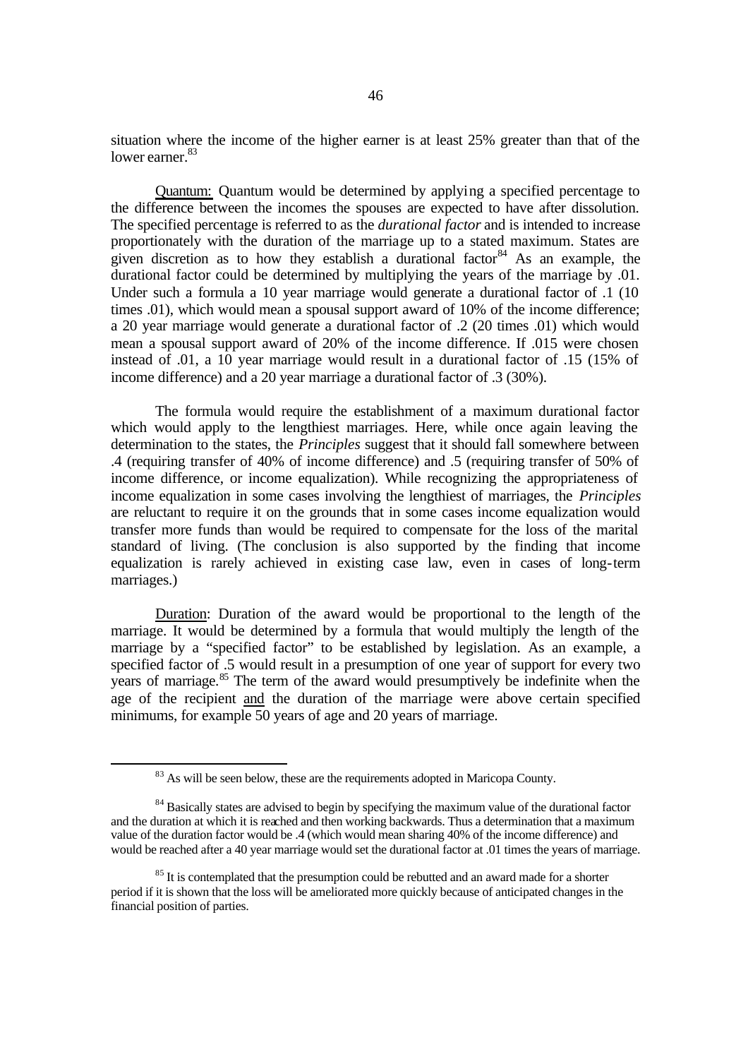situation where the income of the higher earner is at least 25% greater than that of the lower earner.[83]

Quantum: Quantum would be determined by applying a specified percentage to the difference between the incomes the spouses are expected to have after dissolution. The specified percentage is referred to as the *durational factor* and is intended to increase proportionately with the duration of the marriage up to a stated maximum. States are given discretion as to how they establish a durational factor[84] As an example, the durational factor could be determined by multiplying the years of the marriage by .01. Under such a formula a 10 year marriage would generate a durational factor of .1 (10 times .01), which would mean a spousal support award of 10% of the income difference; a 20 year marriage would generate a durational factor of .2 (20 times .01) which would mean a spousal support award of 20% of the income difference. If .015 were chosen instead of .01, a 10 year marriage would result in a durational factor of .15 (15% of income difference) and a 20 year marriage a durational factor of .3 (30%).

The formula would require the establishment of a maximum durational factor which would apply to the lengthiest marriages. Here, while once again leaving the determination to the states, the *Principles* suggest that it should fall somewhere between .4 (requiring transfer of 40% of income difference) and .5 (requiring transfer of 50% of income difference, or income equalization). While recognizing the appropriateness of income equalization in some cases involving the lengthiest of marriages, the *Principles* are reluctant to require it on the grounds that in some cases income equalization would transfer more funds than would be required to compensate for the loss of the marital standard of living. (The conclusion is also supported by the finding that income equalization is rarely achieved in existing case law, even in cases of long-term marriages.)

Duration: Duration of the award would be proportional to the length of the marriage. It would be determined by a formula that would multiply the length of the marriage by a "specified factor" to be established by legislation. As an example, a specified factor of .5 would result in a presumption of one year of support for every two years of marriage.[85] The term of the award would presumptively be indefinite when the age of the recipient and the duration of the marriage were above certain specified minimums, for example 50 years of age and 20 years of marriage.

[83] As will be seen below, these are the requirements adopted in Maricopa County.

[84] Basically states are advised to begin by specifying the maximum value of the durational factor and the duration at which it is reached and then working backwards. Thus a determination that a maximum value of the duration factor would be .4 (which would mean sharing 40% of the income difference) and would be reached after a 40 year marriage would set the durational factor at .01 times the years of marriage.

[85] It is contemplated that the presumption could be rebutted and an award made for a shorter period if it is shown that the loss will be ameliorated more quickly because of anticipated changes in the financial position of parties.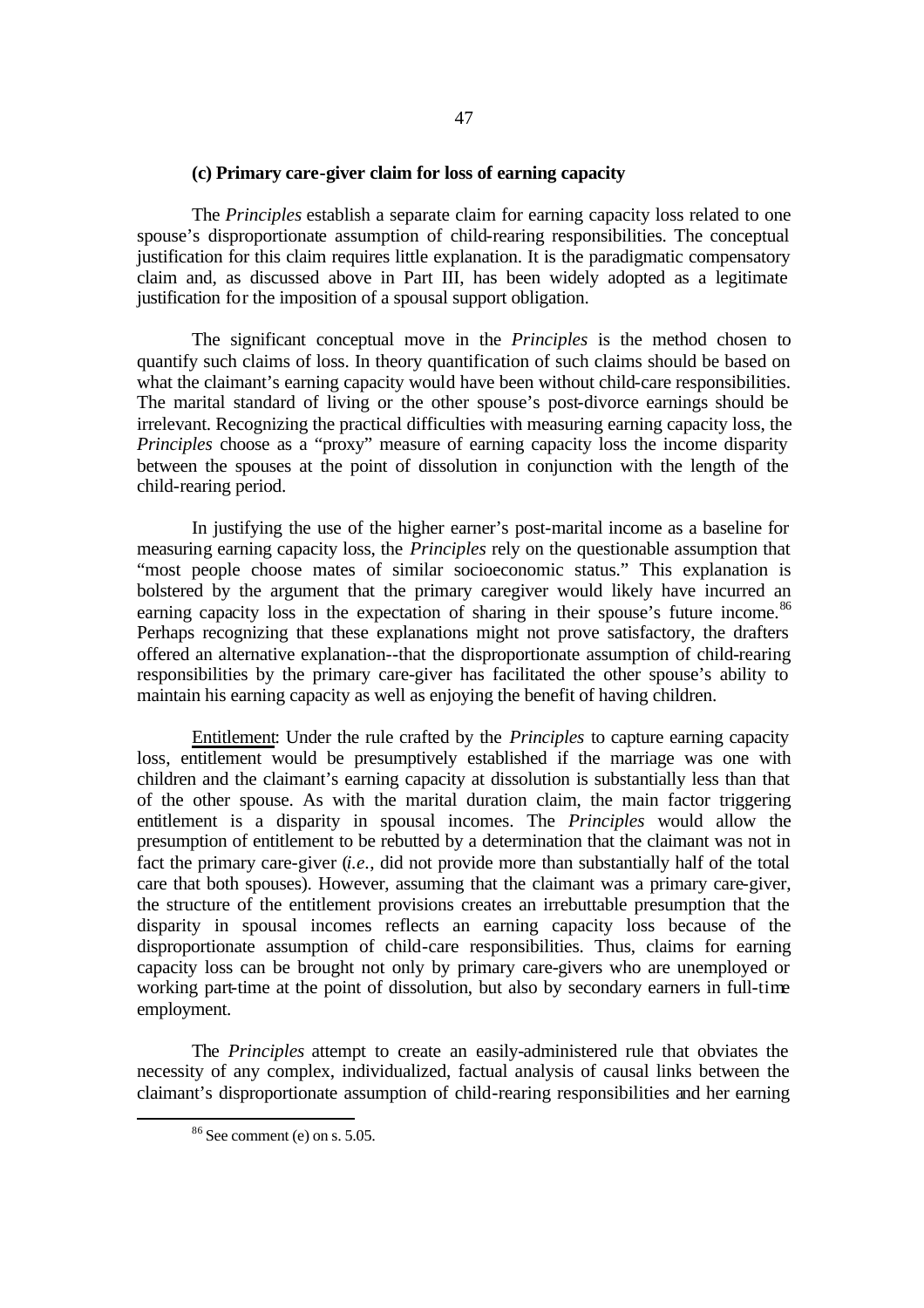### (c) Primary care-giver claim for loss of earning capacity

The *Principles* establish a separate claim for earning capacity loss related to one spouse's disproportionate assumption of child-rearing responsibilities. The conceptual justification for this claim requires little explanation. It is the paradigmatic compensatory claim and, as discussed above in Part III, has been widely adopted as a legitimate justification for the imposition of a spousal support obligation.

The significant conceptual move in the *Principles* is the method chosen to quantify such claims of loss. In theory quantification of such claims should be based on what the claimant's earning capacity would have been without child-care responsibilities. The marital standard of living or the other spouse's post-divorce earnings should be irrelevant. Recognizing the practical difficulties with measuring earning capacity loss, the *Principles* choose as a "proxy" measure of earning capacity loss the income disparity between the spouses at the point of dissolution in conjunction with the length of the child-rearing period.

In justifying the use of the higher earner's post-marital income as a baseline for measuring earning capacity loss, the *Principles* rely on the questionable assumption that "most people choose mates of similar socioeconomic status." This explanation is bolstered by the argument that the primary caregiver would likely have incurred an earning capacity loss in the expectation of sharing in their spouse's future income.[86] Perhaps recognizing that these explanations might not prove satisfactory, the drafters offered an alternative explanation--that the disproportionate assumption of child-rearing responsibilities by the primary care-giver has facilitated the other spouse's ability to maintain his earning capacity as well as enjoying the benefit of having children.

<u>Entitlement</u>: Under the rule crafted by the *Principles* to capture earning capacity loss, entitlement would be presumptively established if the marriage was one with children and the claimant's earning capacity at dissolution is substantially less than that of the other spouse. As with the marital duration claim, the main factor triggering entitlement is a disparity in spousal incomes. The *Principles* would allow the presumption of entitlement to be rebutted by a determination that the claimant was not in fact the primary care-giver (*i.e.*, did not provide more than substantially half of the total care that both spouses). However, assuming that the claimant was a primary care-giver, the structure of the entitlement provisions creates an irrebuttable presumption that the disparity in spousal incomes reflects an earning capacity loss because of the disproportionate assumption of child-care responsibilities. Thus, claims for earning capacity loss can be brought not only by primary care-givers who are unemployed or working part-time at the point of dissolution, but also by secondary earners in full-time employment.

The *Principles* attempt to create an easily-administered rule that obviates the necessity of any complex, individualized, factual analysis of causal links between the claimant's disproportionate assumption of child-rearing responsibilities and her earning

---

[86] See comment (e) on s. 5.05.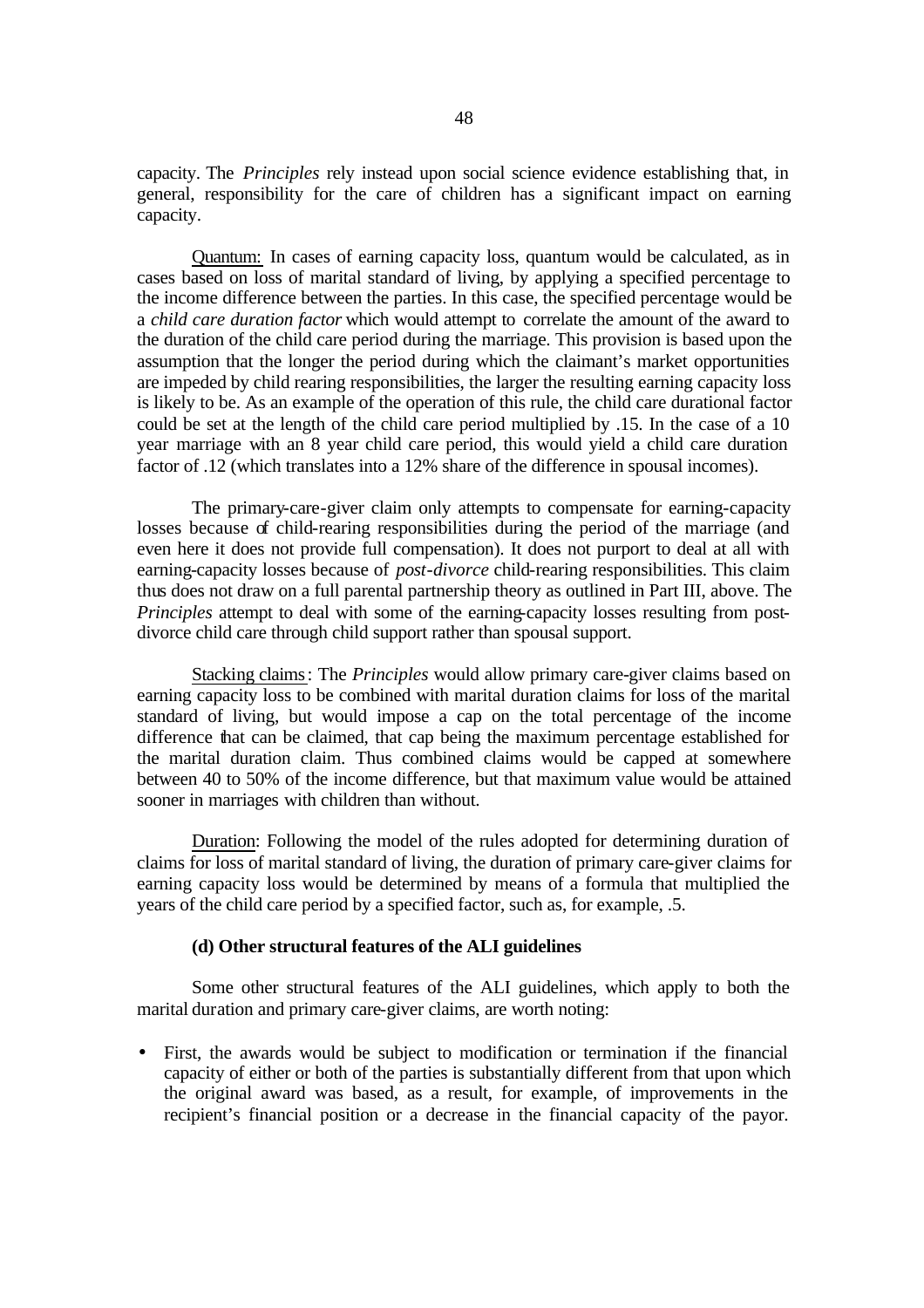capacity. The *Principles* rely instead upon social science evidence establishing that, in general, responsibility for the care of children has a significant impact on earning capacity.

Quantum: In cases of earning capacity loss, quantum would be calculated, as in cases based on loss of marital standard of living, by applying a specified percentage to the income difference between the parties. In this case, the specified percentage would be a *child care duration factor* which would attempt to correlate the amount of the award to the duration of the child care period during the marriage. This provision is based upon the assumption that the longer the period during which the claimant's market opportunities are impeded by child rearing responsibilities, the larger the resulting earning capacity loss is likely to be. As an example of the operation of this rule, the child care durational factor could be set at the length of the child care period multiplied by .15. In the case of a 10 year marriage with an 8 year child care period, this would yield a child care duration factor of .12 (which translates into a 12% share of the difference in spousal incomes).

The primary-care-giver claim only attempts to compensate for earning-capacity losses because of child-rearing responsibilities during the period of the marriage (and even here it does not provide full compensation). It does not purport to deal at all with earning-capacity losses because of *post-divorce* child-rearing responsibilities. This claim thus does not draw on a full parental partnership theory as outlined in Part III, above. The *Principles* attempt to deal with some of the earning-capacity losses resulting from post-divorce child care through child support rather than spousal support.

Stacking claims: The *Principles* would allow primary care-giver claims based on earning capacity loss to be combined with marital duration claims for loss of the marital standard of living, but would impose a cap on the total percentage of the income difference that can be claimed, that cap being the maximum percentage established for the marital duration claim. Thus combined claims would be capped at somewhere between 40 to 50% of the income difference, but that maximum value would be attained sooner in marriages with children than without.

Duration: Following the model of the rules adopted for determining duration of claims for loss of marital standard of living, the duration of primary care-giver claims for earning capacity loss would be determined by means of a formula that multiplied the years of the child care period by a specified factor, such as, for example, .5.

**(d) Other structural features of the ALI guidelines**

Some other structural features of the ALI guidelines, which apply to both the marital duration and primary care-giver claims, are worth noting:

- First, the awards would be subject to modification or termination if the financial capacity of either or both of the parties is substantially different from that upon which the original award was based, as a result, for example, of improvements in the recipient's financial position or a decrease in the financial capacity of the payor.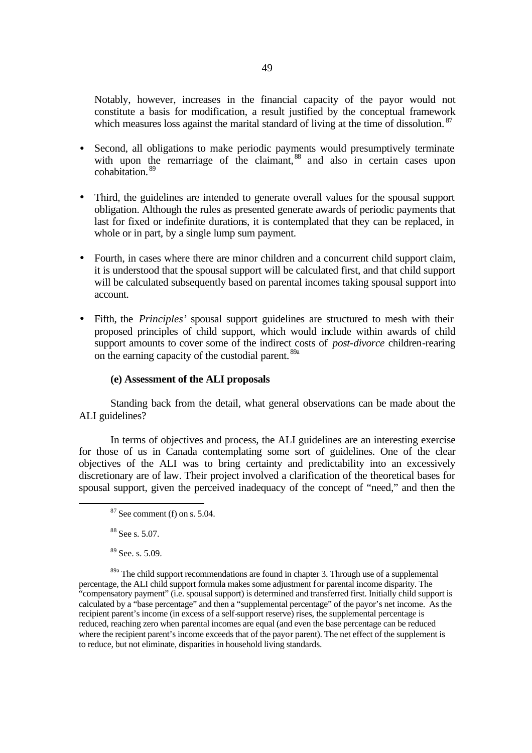Notably, however, increases in the financial capacity of the payor would not constitute a basis for modification, a result justified by the conceptual framework which measures loss against the marital standard of living at the time of dissolution.[87]

- Second, all obligations to make periodic payments would presumptively terminate with upon the remarriage of the claimant,[88] and also in certain cases upon cohabitation.[89]

- Third, the guidelines are intended to generate overall values for the spousal support obligation. Although the rules as presented generate awards of periodic payments that last for fixed or indefinite durations, it is contemplated that they can be replaced, in whole or in part, by a single lump sum payment.

- Fourth, in cases where there are minor children and a concurrent child support claim, it is understood that the spousal support will be calculated first, and that child support will be calculated subsequently based on parental incomes taking spousal support into account.

- Fifth, the *Principles'* spousal support guidelines are structured to mesh with their proposed principles of child support, which would include within awards of child support amounts to cover some of the indirect costs of *post-divorce* children-rearing on the earning capacity of the custodial parent.[89a]

**(e) Assessment of the ALI proposals**

Standing back from the detail, what general observations can be made about the ALI guidelines?

In terms of objectives and process, the ALI guidelines are an interesting exercise for those of us in Canada contemplating some sort of guidelines. One of the clear objectives of the ALI was to bring certainty and predictability into an excessively discretionary are of law. Their project involved a clarification of the theoretical bases for spousal support, given the perceived inadequacy of the concept of "need," and then the

---

[87] See comment (f) on s. 5.04.

[88] See s. 5.07.

[89] See. s. 5.09.

[89a] The child support recommendations are found in chapter 3. Through use of a supplemental percentage, the ALI child support formula makes some adjustment for parental income disparity. The "compensatory payment" (i.e. spousal support) is determined and transferred first. Initially child support is calculated by a "base percentage" and then a "supplemental percentage" of the payor's net income. As the recipient parent's income (in excess of a self-support reserve) rises, the supplemental percentage is reduced, reaching zero when parental incomes are equal (and even the base percentage can be reduced where the recipient parent's income exceeds that of the payor parent). The net effect of the supplement is to reduce, but not eliminate, disparities in household living standards.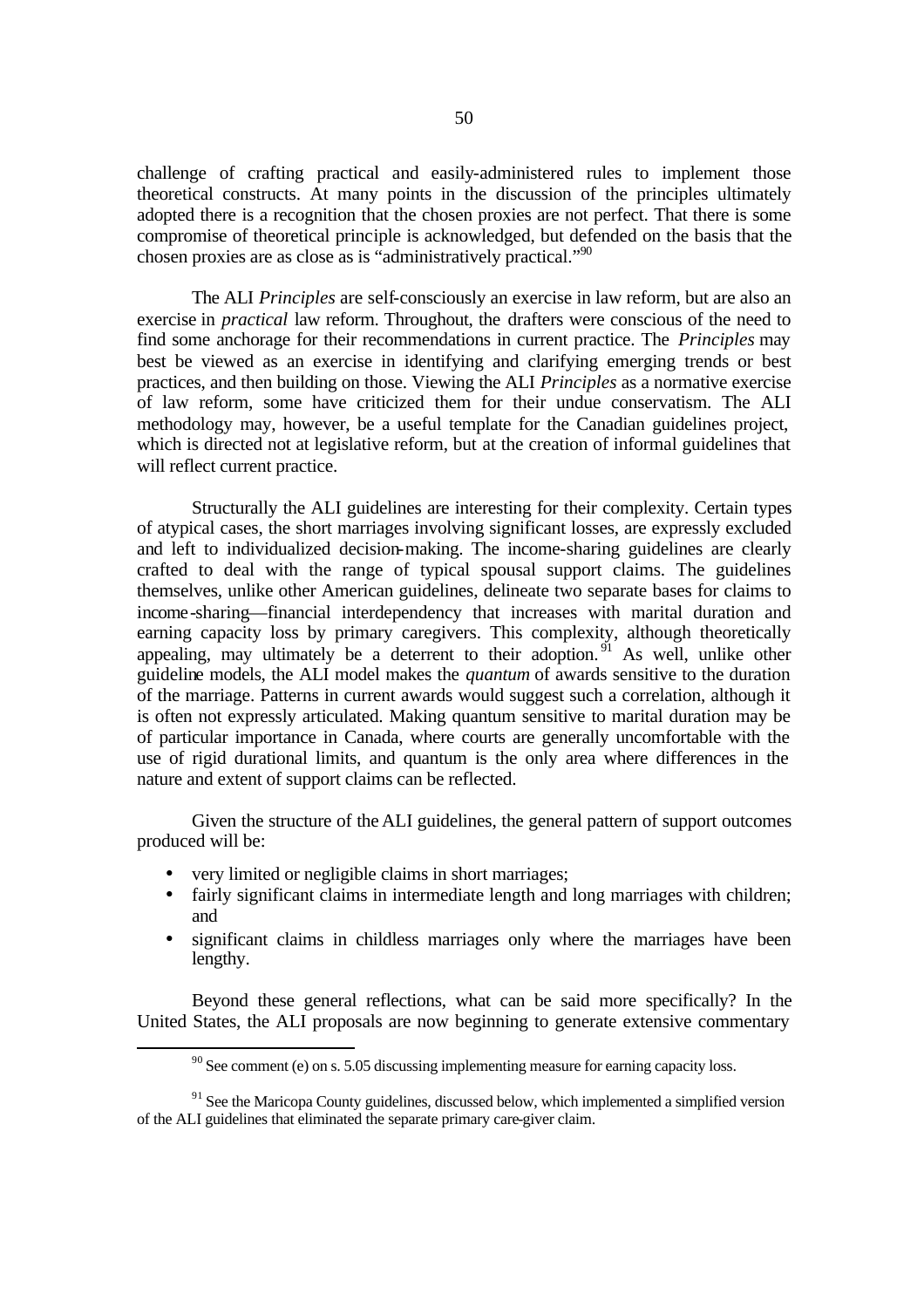challenge of crafting practical and easily-administered rules to implement those theoretical constructs. At many points in the discussion of the principles ultimately adopted there is a recognition that the chosen proxies are not perfect. That there is some compromise of theoretical principle is acknowledged, but defended on the basis that the chosen proxies are as close as is "administratively practical."[90]

The ALI *Principles* are self-consciously an exercise in law reform, but are also an exercise in *practical* law reform. Throughout, the drafters were conscious of the need to find some anchorage for their recommendations in current practice. The *Principles* may best be viewed as an exercise in identifying and clarifying emerging trends or best practices, and then building on those. Viewing the ALI *Principles* as a normative exercise of law reform, some have criticized them for their undue conservatism. The ALI methodology may, however, be a useful template for the Canadian guidelines project, which is directed not at legislative reform, but at the creation of informal guidelines that will reflect current practice.

Structurally the ALI guidelines are interesting for their complexity. Certain types of atypical cases, the short marriages involving significant losses, are expressly excluded and left to individualized decision-making. The income-sharing guidelines are clearly crafted to deal with the range of typical spousal support claims. The guidelines themselves, unlike other American guidelines, delineate two separate bases for claims to income-sharing—financial interdependency that increases with marital duration and earning capacity loss by primary caregivers. This complexity, although theoretically appealing, may ultimately be a deterrent to their adoption.[91] As well, unlike other guideline models, the ALI model makes the *quantum* of awards sensitive to the duration of the marriage. Patterns in current awards would suggest such a correlation, although it is often not expressly articulated. Making quantum sensitive to marital duration may be of particular importance in Canada, where courts are generally uncomfortable with the use of rigid durational limits, and quantum is the only area where differences in the nature and extent of support claims can be reflected.

Given the structure of the ALI guidelines, the general pattern of support outcomes produced will be:

- very limited or negligible claims in short marriages;
- fairly significant claims in intermediate length and long marriages with children; and
- significant claims in childless marriages only where the marriages have been lengthy.

Beyond these general reflections, what can be said more specifically? In the United States, the ALI proposals are now beginning to generate extensive commentary

---

[90] See comment (e) on s. 5.05 discussing implementing measure for earning capacity loss.

[91] See the Maricopa County guidelines, discussed below, which implemented a simplified version of the ALI guidelines that eliminated the separate primary care-giver claim.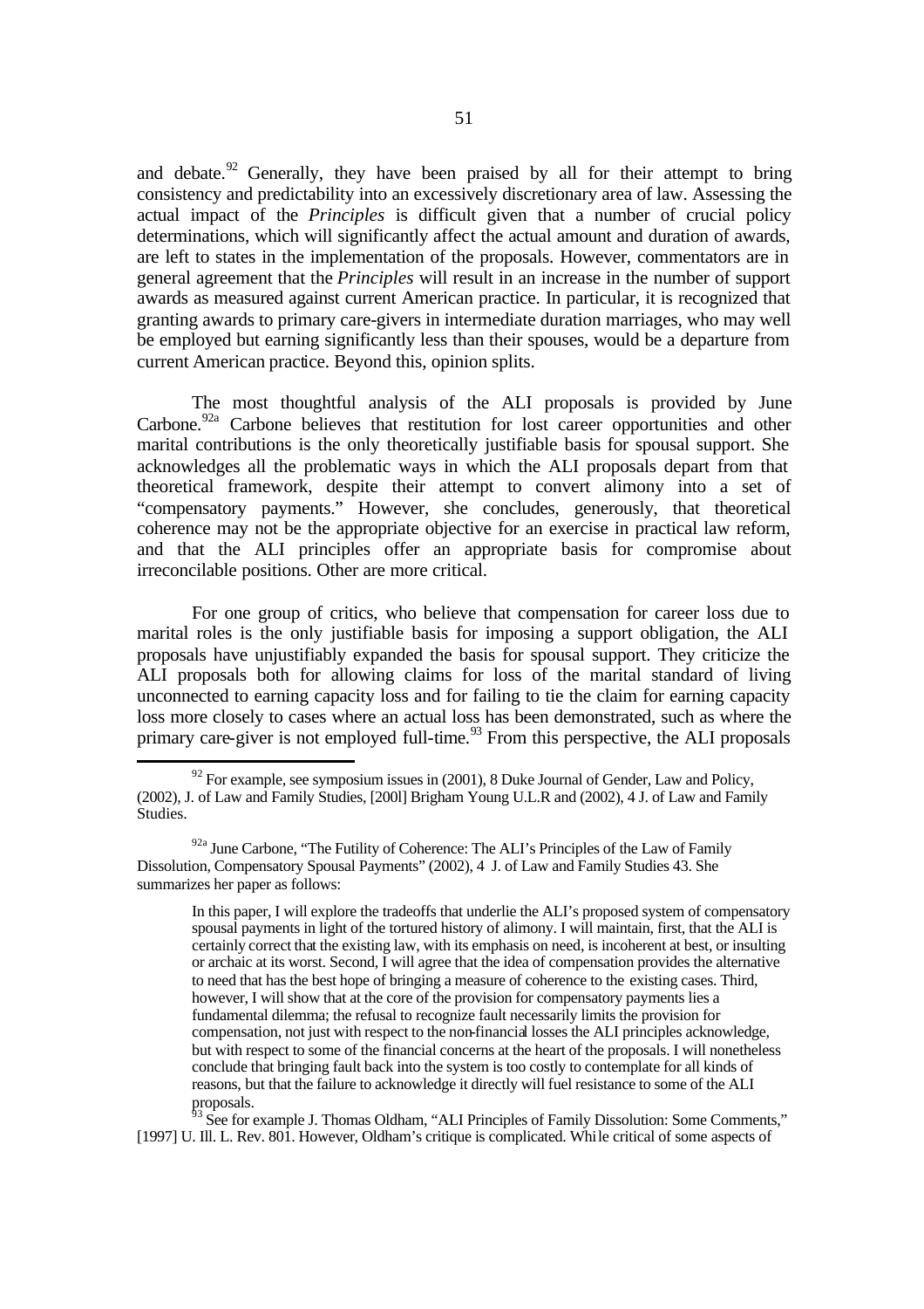and debate.[92] Generally, they have been praised by all for their attempt to bring consistency and predictability into an excessively discretionary area of law. Assessing the actual impact of the *Principles* is difficult given that a number of crucial policy determinations, which will significantly affect the actual amount and duration of awards, are left to states in the implementation of the proposals. However, commentators are in general agreement that the *Principles* will result in an increase in the number of support awards as measured against current American practice. In particular, it is recognized that granting awards to primary care-givers in intermediate duration marriages, who may well be employed but earning significantly less than their spouses, would be a departure from current American practice. Beyond this, opinion splits.

The most thoughtful analysis of the ALI proposals is provided by June Carbone.[92a] Carbone believes that restitution for lost career opportunities and other marital contributions is the only theoretically justifiable basis for spousal support. She acknowledges all the problematic ways in which the ALI proposals depart from that theoretical framework, despite their attempt to convert alimony into a set of "compensatory payments." However, she concludes, generously, that theoretical coherence may not be the appropriate objective for an exercise in practical law reform, and that the ALI principles offer an appropriate basis for compromise about irreconcilable positions. Other are more critical.

For one group of critics, who believe that compensation for career loss due to marital roles is the only justifiable basis for imposing a support obligation, the ALI proposals have unjustifiably expanded the basis for spousal support. They criticize the ALI proposals both for allowing claims for loss of the marital standard of living unconnected to earning capacity loss and for failing to tie the claim for earning capacity loss more closely to cases where an actual loss has been demonstrated, such as where the primary care-giver is not employed full-time.[93] From this perspective, the ALI proposals

---

[92] For example, see symposium issues in (2001), 8 Duke Journal of Gender, Law and Policy, (2002), J. of Law and Family Studies, [200l] Brigham Young U.L.R and (2002), 4 J. of Law and Family Studies.

[92a] June Carbone, "The Futility of Coherence: The ALI's Principles of the Law of Family Dissolution, Compensatory Spousal Payments" (2002), 4 J. of Law and Family Studies 43. She summarizes her paper as follows:

> In this paper, I will explore the tradeoffs that underlie the ALI's proposed system of compensatory spousal payments in light of the tortured history of alimony. I will maintain, first, that the ALI is certainly correct that the existing law, with its emphasis on need, is incoherent at best, or insulting or archaic at its worst. Second, I will agree that the idea of compensation provides the alternative to need that has the best hope of bringing a measure of coherence to the existing cases. Third, however, I will show that at the core of the provision for compensatory payments lies a fundamental dilemma; the refusal to recognize fault necessarily limits the provision for compensation, not just with respect to the non-financial losses the ALI principles acknowledge, but with respect to some of the financial concerns at the heart of the proposals. I will nonetheless conclude that bringing fault back into the system is too costly to contemplate for all kinds of reasons, but that the failure to acknowledge it directly will fuel resistance to some of the ALI proposals.

[93] See for example J. Thomas Oldham, "ALI Principles of Family Dissolution: Some Comments," [1997] U. Ill. L. Rev. 801. However, Oldham's critique is complicated. While critical of some aspects of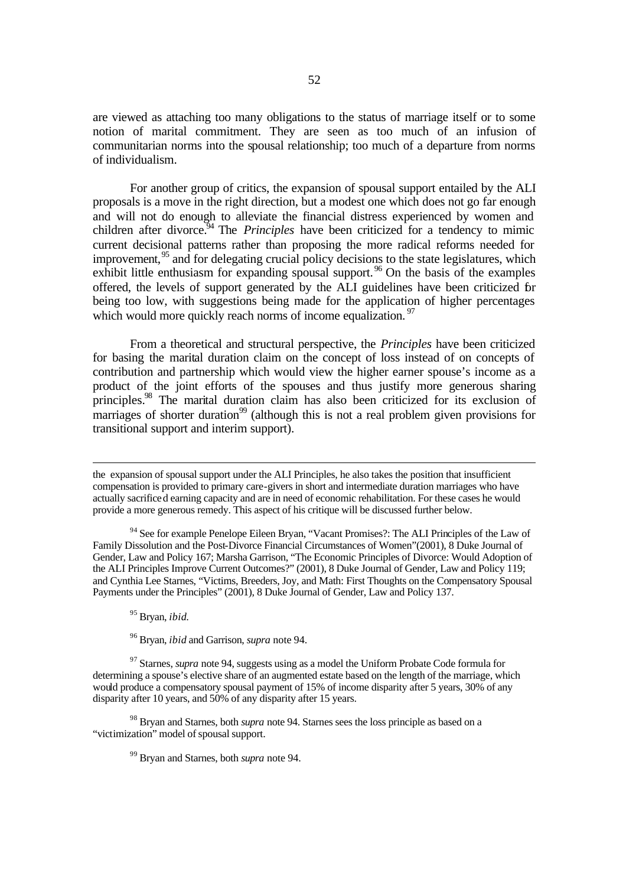are viewed as attaching too many obligations to the status of marriage itself or to some notion of marital commitment. They are seen as too much of an infusion of communitarian norms into the spousal relationship; too much of a departure from norms of individualism.

For another group of critics, the expansion of spousal support entailed by the ALI proposals is a move in the right direction, but a modest one which does not go far enough and will not do enough to alleviate the financial distress experienced by women and children after divorce.[94] The *Principles* have been criticized for a tendency to mimic current decisional patterns rather than proposing the more radical reforms needed for improvement,[95] and for delegating crucial policy decisions to the state legislatures, which exhibit little enthusiasm for expanding spousal support.[96] On the basis of the examples offered, the levels of support generated by the ALI guidelines have been criticized for being too low, with suggestions being made for the application of higher percentages which would more quickly reach norms of income equalization.[97]

From a theoretical and structural perspective, the *Principles* have been criticized for basing the marital duration claim on the concept of loss instead of on concepts of contribution and partnership which would view the higher earner spouse's income as a product of the joint efforts of the spouses and thus justify more generous sharing principles.[98] The marital duration claim has also been criticized for its exclusion of marriages of shorter duration[99] (although this is not a real problem given provisions for transitional support and interim support).

---

the expansion of spousal support under the ALI Principles, he also takes the position that insufficient compensation is provided to primary care-givers in short and intermediate duration marriages who have actually sacrificed earning capacity and are in need of economic rehabilitation. For these cases he would provide a more generous remedy. This aspect of his critique will be discussed further below.

[94] See for example Penelope Eileen Bryan, "Vacant Promises?: The ALI Principles of the Law of Family Dissolution and the Post-Divorce Financial Circumstances of Women"(2001), 8 Duke Journal of Gender, Law and Policy 167; Marsha Garrison, "The Economic Principles of Divorce: Would Adoption of the ALI Principles Improve Current Outcomes?" (2001), 8 Duke Journal of Gender, Law and Policy 119; and Cynthia Lee Starnes, "Victims, Breeders, Joy, and Math: First Thoughts on the Compensatory Spousal Payments under the Principles" (2001), 8 Duke Journal of Gender, Law and Policy 137.

[95] Bryan, *ibid.*

[96] Bryan, *ibid* and Garrison, *supra* note 94.

[97] Starnes, *supra* note 94, suggests using as a model the Uniform Probate Code formula for determining a spouse's elective share of an augmented estate based on the length of the marriage, which would produce a compensatory spousal payment of 15% of income disparity after 5 years, 30% of any disparity after 10 years, and 50% of any disparity after 15 years.

[98] Bryan and Starnes, both *supra* note 94. Starnes sees the loss principle as based on a "victimization" model of spousal support.

[99] Bryan and Starnes, both *supra* note 94.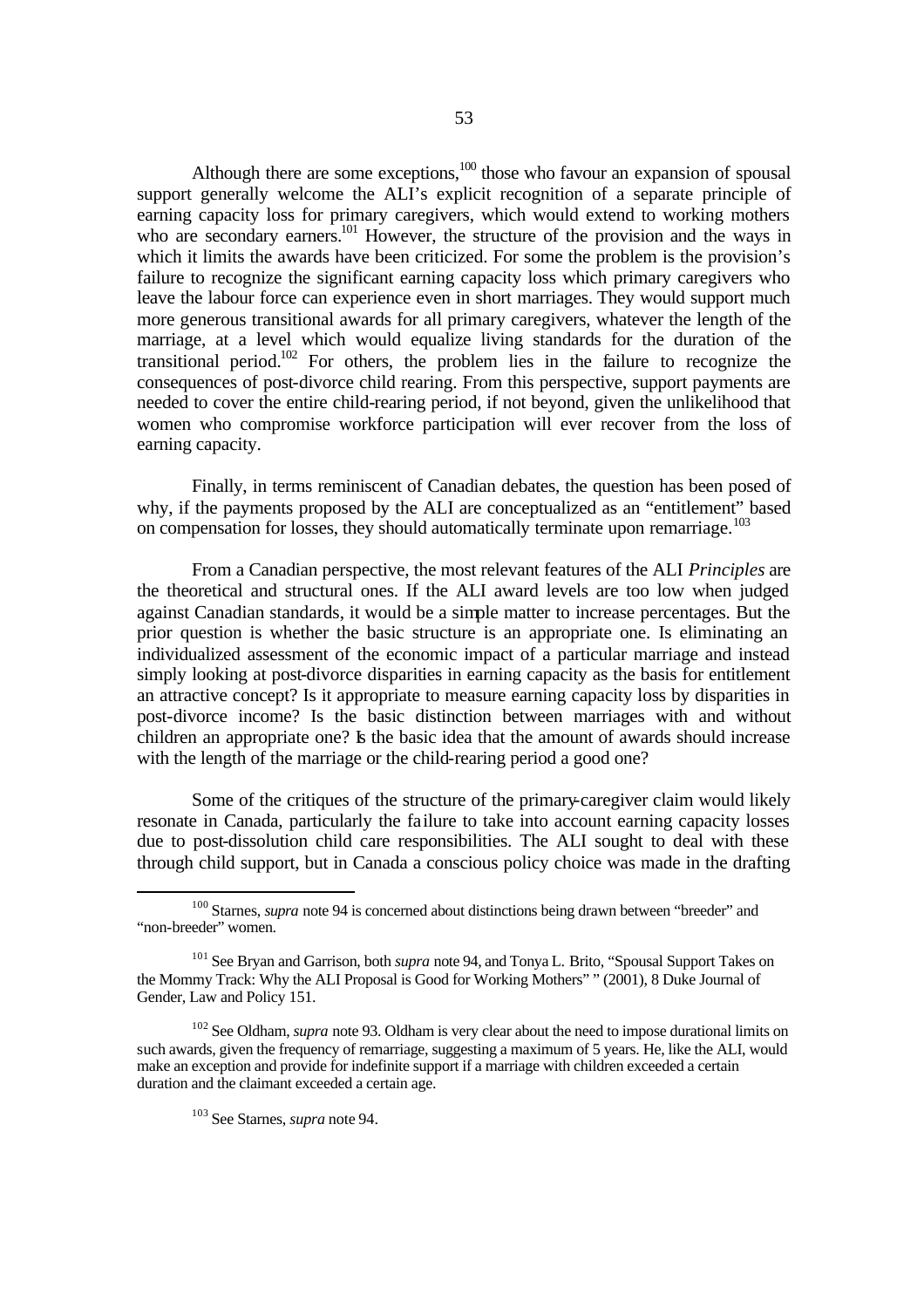Although there are some exceptions,[100] those who favour an expansion of spousal support generally welcome the ALI's explicit recognition of a separate principle of earning capacity loss for primary caregivers, which would extend to working mothers who are secondary earners.[101] However, the structure of the provision and the ways in which it limits the awards have been criticized. For some the problem is the provision's failure to recognize the significant earning capacity loss which primary caregivers who leave the labour force can experience even in short marriages. They would support much more generous transitional awards for all primary caregivers, whatever the length of the marriage, at a level which would equalize living standards for the duration of the transitional period.[102] For others, the problem lies in the failure to recognize the consequences of post-divorce child rearing. From this perspective, support payments are needed to cover the entire child-rearing period, if not beyond, given the unlikelihood that women who compromise workforce participation will ever recover from the loss of earning capacity.

Finally, in terms reminiscent of Canadian debates, the question has been posed of why, if the payments proposed by the ALI are conceptualized as an "entitlement" based on compensation for losses, they should automatically terminate upon remarriage.[103]

From a Canadian perspective, the most relevant features of the ALI *Principles* are the theoretical and structural ones. If the ALI award levels are too low when judged against Canadian standards, it would be a simple matter to increase percentages. But the prior question is whether the basic structure is an appropriate one. Is eliminating an individualized assessment of the economic impact of a particular marriage and instead simply looking at post-divorce disparities in earning capacity as the basis for entitlement an attractive concept? Is it appropriate to measure earning capacity loss by disparities in post-divorce income? Is the basic distinction between marriages with and without children an appropriate one? Is the basic idea that the amount of awards should increase with the length of the marriage or the child-rearing period a good one?

Some of the critiques of the structure of the primary-caregiver claim would likely resonate in Canada, particularly the failure to take into account earning capacity losses due to post-dissolution child care responsibilities. The ALI sought to deal with these through child support, but in Canada a conscious policy choice was made in the drafting

---

[100] Starnes, *supra* note 94 is concerned about distinctions being drawn between "breeder" and "non-breeder" women.

[101] See Bryan and Garrison, both *supra* note 94, and Tonya L. Brito, "Spousal Support Takes on the Mommy Track: Why the ALI Proposal is Good for Working Mothers" " (2001), 8 Duke Journal of Gender, Law and Policy 151.

[102] See Oldham, *supra* note 93. Oldham is very clear about the need to impose durational limits on such awards, given the frequency of remarriage, suggesting a maximum of 5 years. He, like the ALI, would make an exception and provide for indefinite support if a marriage with children exceeded a certain duration and the claimant exceeded a certain age.

[103] See Starnes, *supra* note 94.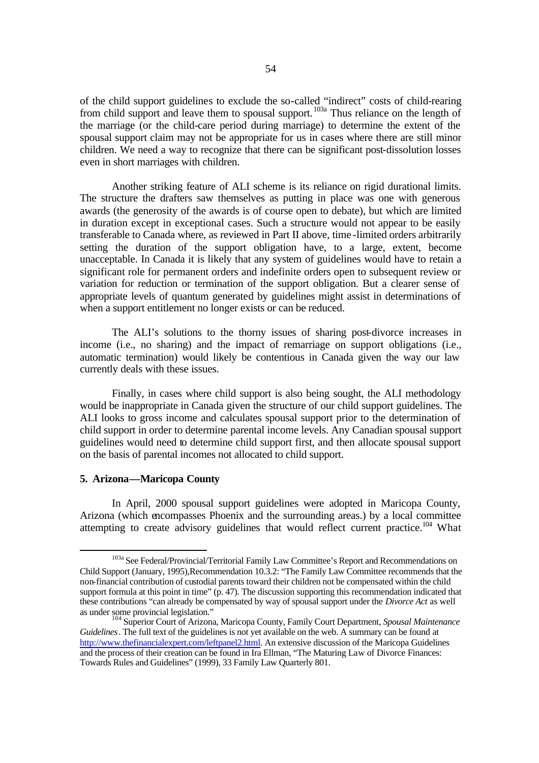of the child support guidelines to exclude the so-called "indirect" costs of child-rearing from child support and leave them to spousal support.[103a] Thus reliance on the length of the marriage (or the child-care period during marriage) to determine the extent of the spousal support claim may not be appropriate for us in cases where there are still minor children. We need a way to recognize that there can be significant post-dissolution losses even in short marriages with children.

Another striking feature of ALI scheme is its reliance on rigid durational limits. The structure the drafters saw themselves as putting in place was one with generous awards (the generosity of the awards is of course open to debate), but which are limited in duration except in exceptional cases. Such a structure would not appear to be easily transferable to Canada where, as reviewed in Part II above, time-limited orders arbitrarily setting the duration of the support obligation have, to a large, extent, become unacceptable. In Canada it is likely that any system of guidelines would have to retain a significant role for permanent orders and indefinite orders open to subsequent review or variation for reduction or termination of the support obligation. But a clearer sense of appropriate levels of quantum generated by guidelines might assist in determinations of when a support entitlement no longer exists or can be reduced.

The ALI's solutions to the thorny issues of sharing post-divorce increases in income (i.e., no sharing) and the impact of remarriage on support obligations (i.e., automatic termination) would likely be contentious in Canada given the way our law currently deals with these issues.

Finally, in cases where child support is also being sought, the ALI methodology would be inappropriate in Canada given the structure of our child support guidelines. The ALI looks to gross income and calculates spousal support prior to the determination of child support in order to determine parental income levels. Any Canadian spousal support guidelines would need to determine child support first, and then allocate spousal support on the basis of parental incomes not allocated to child support.

**5. Arizona—Maricopa County**

In April, 2000 spousal support guidelines were adopted in Maricopa County, Arizona (which encompasses Phoenix and the surrounding areas.) by a local committee attempting to create advisory guidelines that would reflect current practice.[104] What

---

[103a] See Federal/Provincial/Territorial Family Law Committee's Report and Recommendations on Child Support (January, 1995), Recommendation 10.3.2: "The Family Law Committee recommends that the non-financial contribution of custodial parents toward their children not be compensated within the child support formula at this point in time" (p. 47). The discussion supporting this recommendation indicated that these contributions "can already be compensated by way of spousal support under the *Divorce Act* as well as under some provincial legislation."

[104] Superior Court of Arizona, Maricopa County, Family Court Department, *Spousal Maintenance Guidelines*. The full text of the guidelines is not yet available on the web. A summary can be found at http://www.thefinancialexpert.com/leftpanel2.html. An extensive discussion of the Maricopa Guidelines and the process of their creation can be found in Ira Ellman, "The Maturing Law of Divorce Finances: Towards Rules and Guidelines" (1999), 33 Family Law Quarterly 801.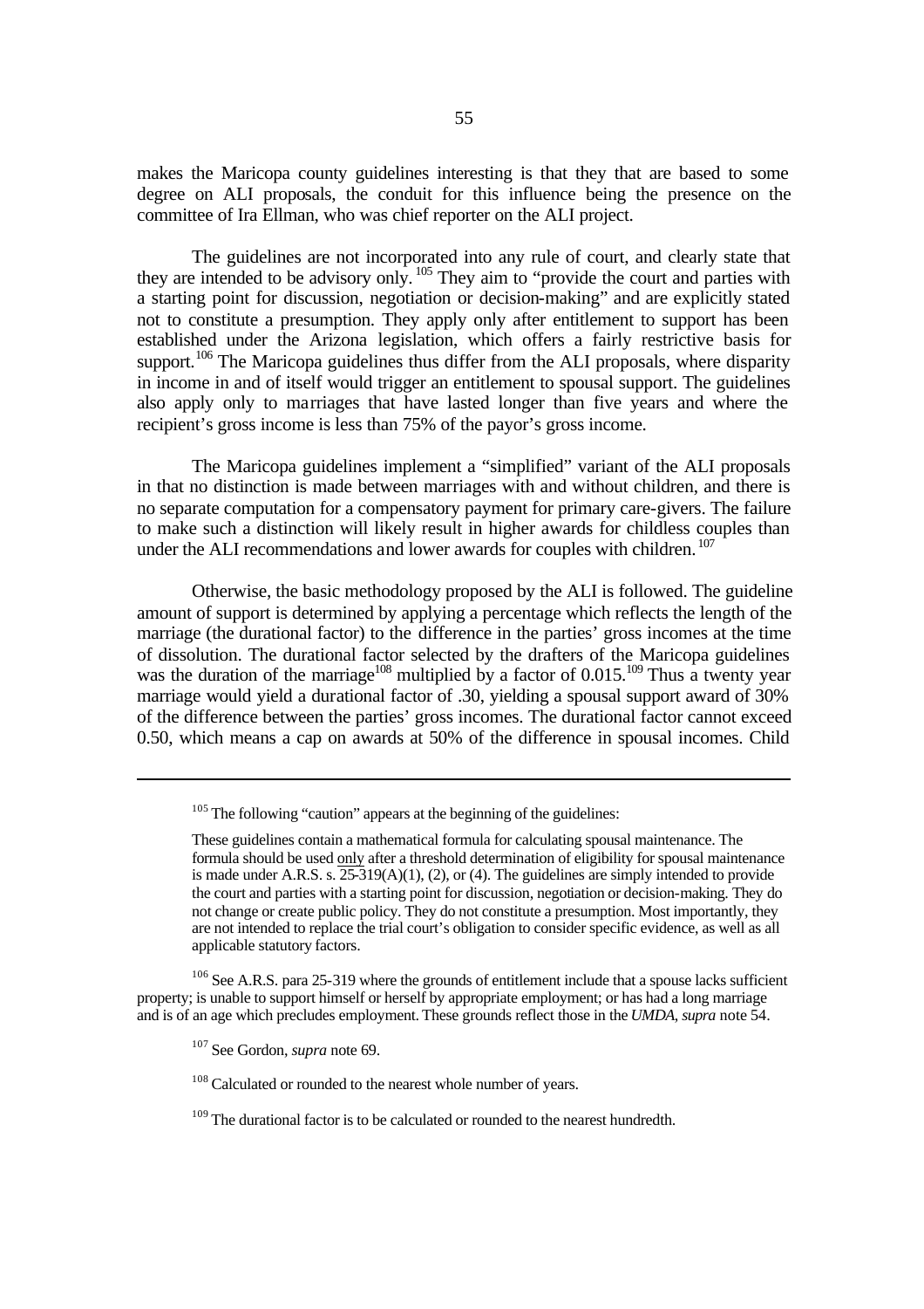makes the Maricopa county guidelines interesting is that they that are based to some degree on ALI proposals, the conduit for this influence being the presence on the committee of Ira Ellman, who was chief reporter on the ALI project.

The guidelines are not incorporated into any rule of court, and clearly state that they are intended to be advisory only.[105] They aim to "provide the court and parties with a starting point for discussion, negotiation or decision-making" and are explicitly stated not to constitute a presumption. They apply only after entitlement to support has been established under the Arizona legislation, which offers a fairly restrictive basis for support.[106] The Maricopa guidelines thus differ from the ALI proposals, where disparity in income in and of itself would trigger an entitlement to spousal support. The guidelines also apply only to marriages that have lasted longer than five years and where the recipient's gross income is less than 75% of the payor's gross income.

The Maricopa guidelines implement a "simplified" variant of the ALI proposals in that no distinction is made between marriages with and without children, and there is no separate computation for a compensatory payment for primary care-givers. The failure to make such a distinction will likely result in higher awards for childless couples than under the ALI recommendations and lower awards for couples with children.[107]

Otherwise, the basic methodology proposed by the ALI is followed. The guideline amount of support is determined by applying a percentage which reflects the length of the marriage (the durational factor) to the difference in the parties' gross incomes at the time of dissolution. The durational factor selected by the drafters of the Maricopa guidelines was the duration of the marriage[108] multiplied by a factor of 0.015.[109] Thus a twenty year marriage would yield a durational factor of .30, yielding a spousal support award of 30% of the difference between the parties' gross incomes. The durational factor cannot exceed 0.50, which means a cap on awards at 50% of the difference in spousal incomes. Child

---

[105] The following "caution" appears at the beginning of the guidelines:

> These guidelines contain a mathematical formula for calculating spousal maintenance. The formula should be used only after a threshold determination of eligibility for spousal maintenance is made under A.R.S. s. 25-319(A)(1), (2), or (4). The guidelines are simply intended to provide the court and parties with a starting point for discussion, negotiation or decision-making. They do not change or create public policy. They do not constitute a presumption. Most importantly, they are not intended to replace the trial court's obligation to consider specific evidence, as well as all applicable statutory factors.

[106] See A.R.S. para 25-319 where the grounds of entitlement include that a spouse lacks sufficient property; is unable to support himself or herself by appropriate employment; or has had a long marriage and is of an age which precludes employment. These grounds reflect those in the *UMDA*, *supra* note 54.

[107] See Gordon, *supra* note 69.

[108] Calculated or rounded to the nearest whole number of years.

[109] The durational factor is to be calculated or rounded to the nearest hundredth.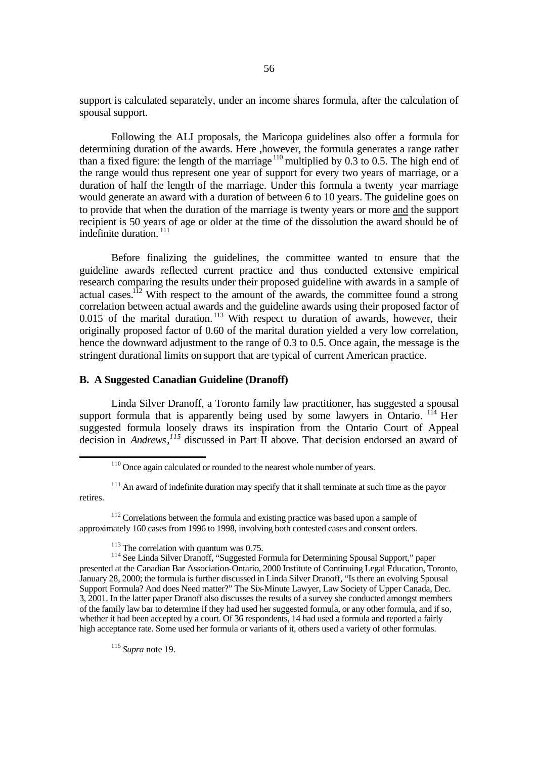support is calculated separately, under an income shares formula, after the calculation of spousal support.

Following the ALI proposals, the Maricopa guidelines also offer a formula for determining duration of the awards. Here ,however, the formula generates a range rather than a fixed figure: the length of the marriage[110] multiplied by 0.3 to 0.5. The high end of the range would thus represent one year of support for every two years of marriage, or a duration of half the length of the marriage. Under this formula a twenty year marriage would generate an award with a duration of between 6 to 10 years. The guideline goes on to provide that when the duration of the marriage is twenty years or more <u>and</u> the support recipient is 50 years of age or older at the time of the dissolution the award should be of indefinite duration.[111]

Before finalizing the guidelines, the committee wanted to ensure that the guideline awards reflected current practice and thus conducted extensive empirical research comparing the results under their proposed guideline with awards in a sample of actual cases.[112] With respect to the amount of the awards, the committee found a strong correlation between actual awards and the guideline awards using their proposed factor of 0.015 of the marital duration.[113] With respect to duration of awards, however, their originally proposed factor of 0.60 of the marital duration yielded a very low correlation, hence the downward adjustment to the range of 0.3 to 0.5. Once again, the message is the stringent durational limits on support that are typical of current American practice.

### B. A Suggested Canadian Guideline (Dranoff)

Linda Silver Dranoff, a Toronto family law practitioner, has suggested a spousal support formula that is apparently being used by some lawyers in Ontario.[114] Her suggested formula loosely draws its inspiration from the Ontario Court of Appeal decision in *Andrews*,[115] discussed in Part II above. That decision endorsed an award of

---

[110] Once again calculated or rounded to the nearest whole number of years.

[111] An award of indefinite duration may specify that it shall terminate at such time as the payor retires.

[112] Correlations between the formula and existing practice was based upon a sample of approximately 160 cases from 1996 to 1998, involving both contested cases and consent orders.

[113] The correlation with quantum was 0.75.

[114] See Linda Silver Dranoff, "Suggested Formula for Determining Spousal Support," paper presented at the Canadian Bar Association-Ontario, 2000 Institute of Continuing Legal Education, Toronto, January 28, 2000; the formula is further discussed in Linda Silver Dranoff, "Is there an evolving Spousal Support Formula? And does Need matter?" The Six-Minute Lawyer, Law Society of Upper Canada, Dec. 3, 2001. In the latter paper Dranoff also discusses the results of a survey she conducted amongst members of the family law bar to determine if they had used her suggested formula, or any other formula, and if so, whether it had been accepted by a court. Of 36 respondents, 14 had used a formula and reported a fairly high acceptance rate. Some used her formula or variants of it, others used a variety of other formulas.

[115] *Supra* note 19.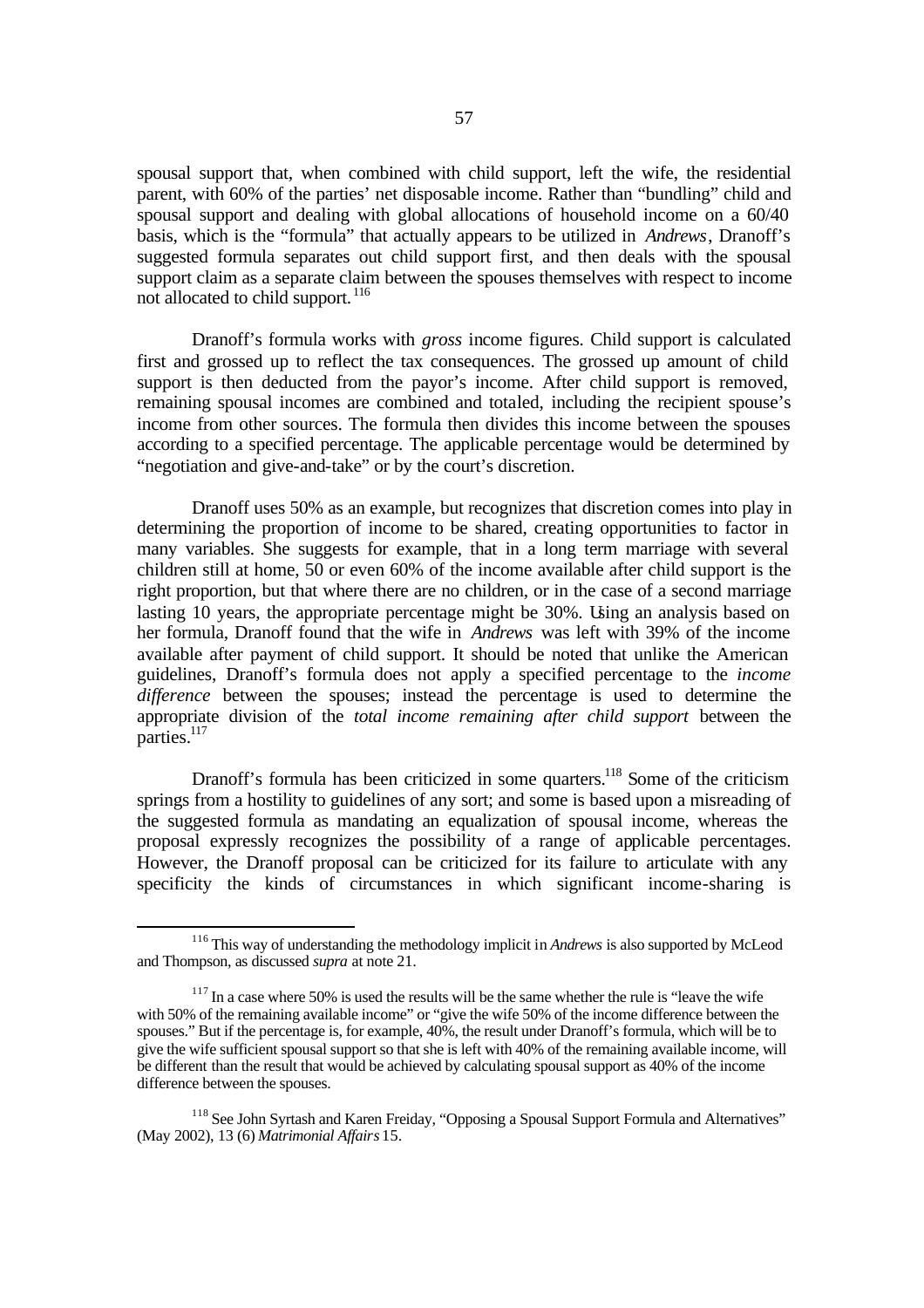spousal support that, when combined with child support, left the wife, the residential parent, with 60% of the parties' net disposable income. Rather than "bundling" child and spousal support and dealing with global allocations of household income on a 60/40 basis, which is the "formula" that actually appears to be utilized in *Andrews*, Dranoff's suggested formula separates out child support first, and then deals with the spousal support claim as a separate claim between the spouses themselves with respect to income not allocated to child support.[116]

Dranoff's formula works with *gross* income figures. Child support is calculated first and grossed up to reflect the tax consequences. The grossed up amount of child support is then deducted from the payor's income. After child support is removed, remaining spousal incomes are combined and totaled, including the recipient spouse's income from other sources. The formula then divides this income between the spouses according to a specified percentage. The applicable percentage would be determined by "negotiation and give-and-take" or by the court's discretion.

Dranoff uses 50% as an example, but recognizes that discretion comes into play in determining the proportion of income to be shared, creating opportunities to factor in many variables. She suggests for example, that in a long term marriage with several children still at home, 50 or even 60% of the income available after child support is the right proportion, but that where there are no children, or in the case of a second marriage lasting 10 years, the appropriate percentage might be 30%. Using an analysis based on her formula, Dranoff found that the wife in *Andrews* was left with 39% of the income available after payment of child support. It should be noted that unlike the American guidelines, Dranoff's formula does not apply a specified percentage to the *income difference* between the spouses; instead the percentage is used to determine the appropriate division of the *total income remaining after child support* between the parties.[117]

Dranoff's formula has been criticized in some quarters.[118] Some of the criticism springs from a hostility to guidelines of any sort; and some is based upon a misreading of the suggested formula as mandating an equalization of spousal income, whereas the proposal expressly recognizes the possibility of a range of applicable percentages. However, the Dranoff proposal can be criticized for its failure to articulate with any specificity the kinds of circumstances in which significant income-sharing is

---

[116] This way of understanding the methodology implicit in *Andrews* is also supported by McLeod and Thompson, as discussed *supra* at note 21.

[117] In a case where 50% is used the results will be the same whether the rule is "leave the wife with 50% of the remaining available income" or "give the wife 50% of the income difference between the spouses." But if the percentage is, for example, 40%, the result under Dranoff's formula, which will be to give the wife sufficient spousal support so that she is left with 40% of the remaining available income, will be different than the result that would be achieved by calculating spousal support as 40% of the income difference between the spouses.

[118] See John Syrtash and Karen Freiday, "Opposing a Spousal Support Formula and Alternatives" (May 2002), 13 (6) *Matrimonial Affairs* 15.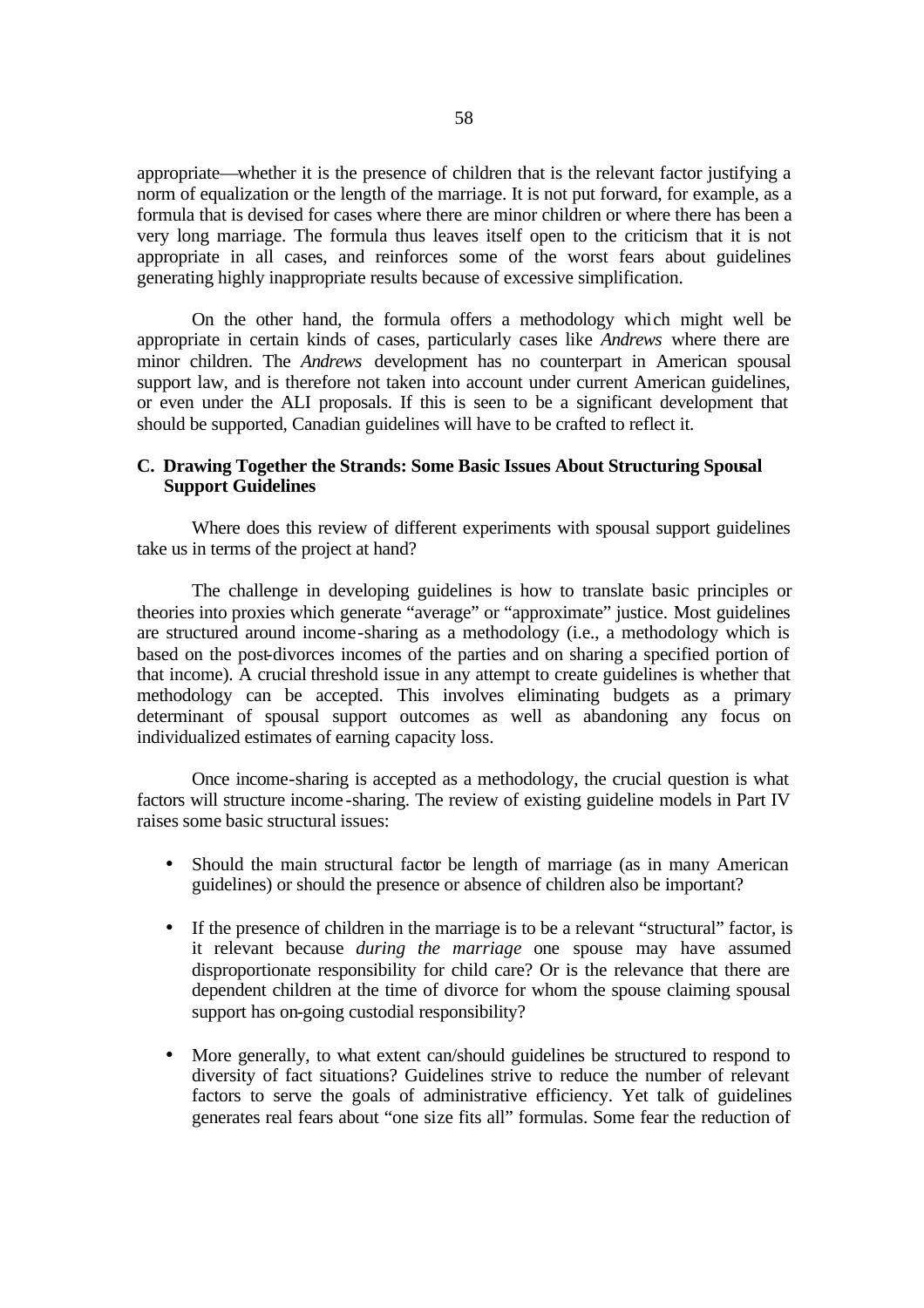appropriate—whether it is the presence of children that is the relevant factor justifying a norm of equalization or the length of the marriage. It is not put forward, for example, as a formula that is devised for cases where there are minor children or where there has been a very long marriage. The formula thus leaves itself open to the criticism that it is not appropriate in all cases, and reinforces some of the worst fears about guidelines generating highly inappropriate results because of excessive simplification.

On the other hand, the formula offers a methodology which might well be appropriate in certain kinds of cases, particularly cases like *Andrews* where there are minor children. The *Andrews* development has no counterpart in American spousal support law, and is therefore not taken into account under current American guidelines, or even under the ALI proposals. If this is seen to be a significant development that should be supported, Canadian guidelines will have to be crafted to reflect it.

### C. Drawing Together the Strands: Some Basic Issues About Structuring Spousal Support Guidelines

Where does this review of different experiments with spousal support guidelines take us in terms of the project at hand?

The challenge in developing guidelines is how to translate basic principles or theories into proxies which generate "average" or "approximate" justice. Most guidelines are structured around income-sharing as a methodology (i.e., a methodology which is based on the post-divorces incomes of the parties and on sharing a specified portion of that income). A crucial threshold issue in any attempt to create guidelines is whether that methodology can be accepted. This involves eliminating budgets as a primary determinant of spousal support outcomes as well as abandoning any focus on individualized estimates of earning capacity loss.

Once income-sharing is accepted as a methodology, the crucial question is what factors will structure income-sharing. The review of existing guideline models in Part IV raises some basic structural issues:

- Should the main structural factor be length of marriage (as in many American guidelines) or should the presence or absence of children also be important?

- If the presence of children in the marriage is to be a relevant "structural" factor, is it relevant because *during the marriage* one spouse may have assumed disproportionate responsibility for child care? Or is the relevance that there are dependent children at the time of divorce for whom the spouse claiming spousal support has on-going custodial responsibility?

- More generally, to what extent can/should guidelines be structured to respond to diversity of fact situations? Guidelines strive to reduce the number of relevant factors to serve the goals of administrative efficiency. Yet talk of guidelines generates real fears about "one size fits all" formulas. Some fear the reduction of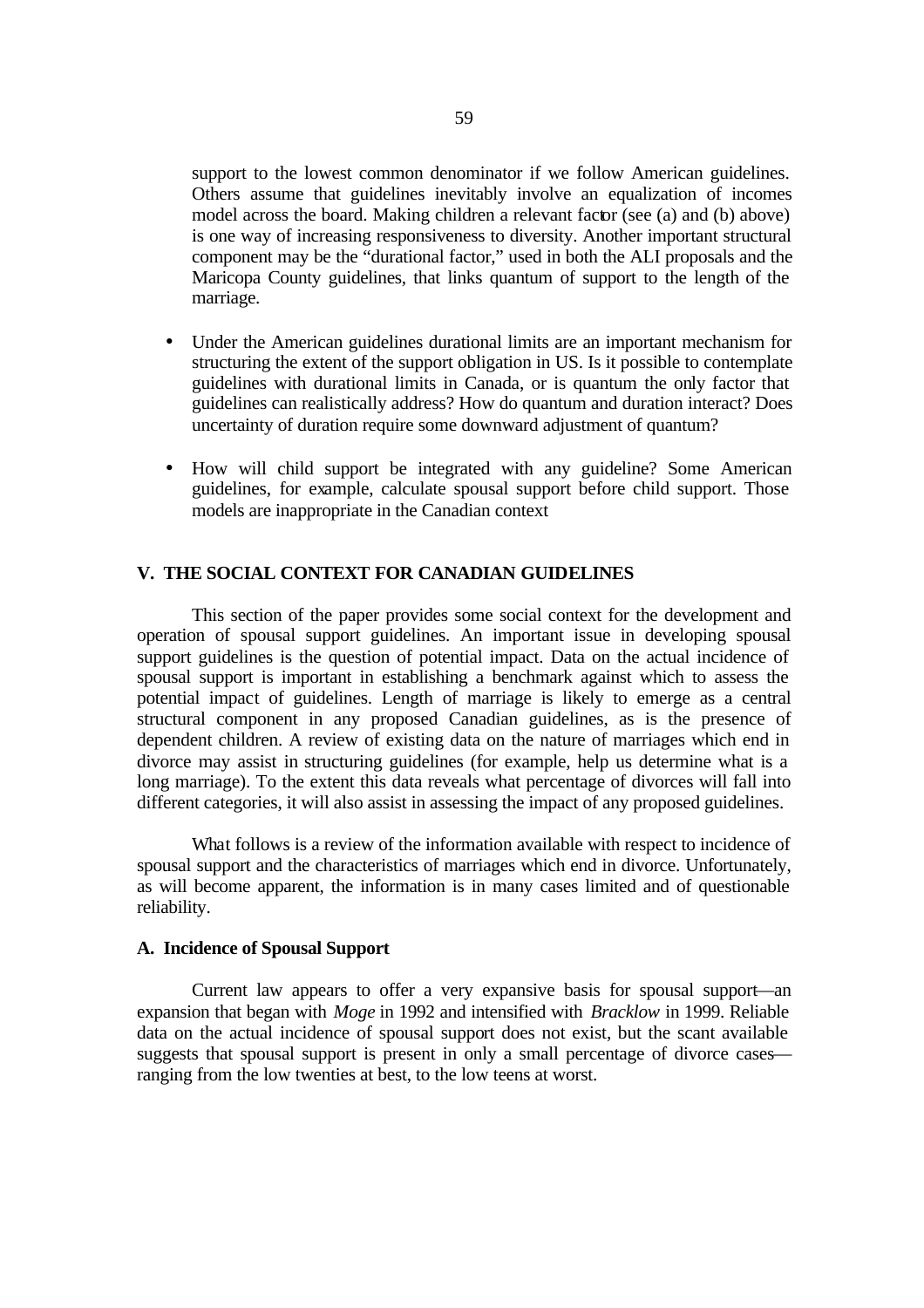support to the lowest common denominator if we follow American guidelines. Others assume that guidelines inevitably involve an equalization of incomes model across the board. Making children a relevant factor (see (a) and (b) above) is one way of increasing responsiveness to diversity. Another important structural component may be the "durational factor," used in both the ALI proposals and the Maricopa County guidelines, that links quantum of support to the length of the marriage.

- Under the American guidelines durational limits are an important mechanism for structuring the extent of the support obligation in US. Is it possible to contemplate guidelines with durational limits in Canada, or is quantum the only factor that guidelines can realistically address? How do quantum and duration interact? Does uncertainty of duration require some downward adjustment of quantum?

- How will child support be integrated with any guideline? Some American guidelines, for example, calculate spousal support before child support. Those models are inappropriate in the Canadian context

## V. THE SOCIAL CONTEXT FOR CANADIAN GUIDELINES

This section of the paper provides some social context for the development and operation of spousal support guidelines. An important issue in developing spousal support guidelines is the question of potential impact. Data on the actual incidence of spousal support is important in establishing a benchmark against which to assess the potential impact of guidelines. Length of marriage is likely to emerge as a central structural component in any proposed Canadian guidelines, as is the presence of dependent children. A review of existing data on the nature of marriages which end in divorce may assist in structuring guidelines (for example, help us determine what is a long marriage). To the extent this data reveals what percentage of divorces will fall into different categories, it will also assist in assessing the impact of any proposed guidelines.

What follows is a review of the information available with respect to incidence of spousal support and the characteristics of marriages which end in divorce. Unfortunately, as will become apparent, the information is in many cases limited and of questionable reliability.

### A. Incidence of Spousal Support

Current law appears to offer a very expansive basis for spousal support—an expansion that began with *Moge* in 1992 and intensified with *Bracklow* in 1999. Reliable data on the actual incidence of spousal support does not exist, but the scant available suggests that spousal support is present in only a small percentage of divorce cases—ranging from the low twenties at best, to the low teens at worst.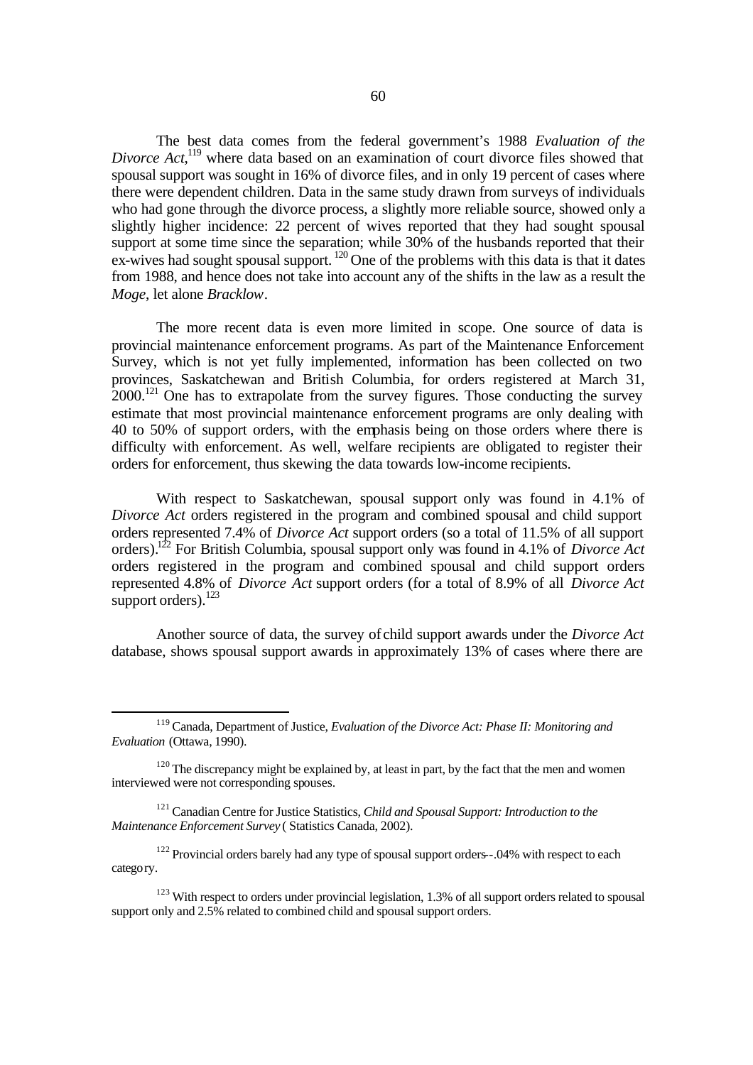The best data comes from the federal government's 1988 *Evaluation of the Divorce Act*,[119] where data based on an examination of court divorce files showed that spousal support was sought in 16% of divorce files, and in only 19 percent of cases where there were dependent children. Data in the same study drawn from surveys of individuals who had gone through the divorce process, a slightly more reliable source, showed only a slightly higher incidence: 22 percent of wives reported that they had sought spousal support at some time since the separation; while 30% of the husbands reported that their ex-wives had sought spousal support.[120] One of the problems with this data is that it dates from 1988, and hence does not take into account any of the shifts in the law as a result the *Moge*, let alone *Bracklow*.

The more recent data is even more limited in scope. One source of data is provincial maintenance enforcement programs. As part of the Maintenance Enforcement Survey, which is not yet fully implemented, information has been collected on two provinces, Saskatchewan and British Columbia, for orders registered at March 31, 2000.[121] One has to extrapolate from the survey figures. Those conducting the survey estimate that most provincial maintenance enforcement programs are only dealing with 40 to 50% of support orders, with the emphasis being on those orders where there is difficulty with enforcement. As well, welfare recipients are obligated to register their orders for enforcement, thus skewing the data towards low-income recipients.

With respect to Saskatchewan, spousal support only was found in 4.1% of *Divorce Act* orders registered in the program and combined spousal and child support orders represented 7.4% of *Divorce Act* support orders (so a total of 11.5% of all support orders).[122] For British Columbia, spousal support only was found in 4.1% of *Divorce Act* orders registered in the program and combined spousal and child support orders represented 4.8% of *Divorce Act* support orders (for a total of 8.9% of all *Divorce Act* support orders).[123]

Another source of data, the survey of child support awards under the *Divorce Act* database, shows spousal support awards in approximately 13% of cases where there are

---

[119] Canada, Department of Justice, *Evaluation of the Divorce Act: Phase II: Monitoring and Evaluation* (Ottawa, 1990).

[120] The discrepancy might be explained by, at least in part, by the fact that the men and women interviewed were not corresponding spouses.

[121] Canadian Centre for Justice Statistics, *Child and Spousal Support: Introduction to the Maintenance Enforcement Survey* ( Statistics Canada, 2002).

[122] Provincial orders barely had any type of spousal support orders--.04% with respect to each category.

[123] With respect to orders under provincial legislation, 1.3% of all support orders related to spousal support only and 2.5% related to combined child and spousal support orders.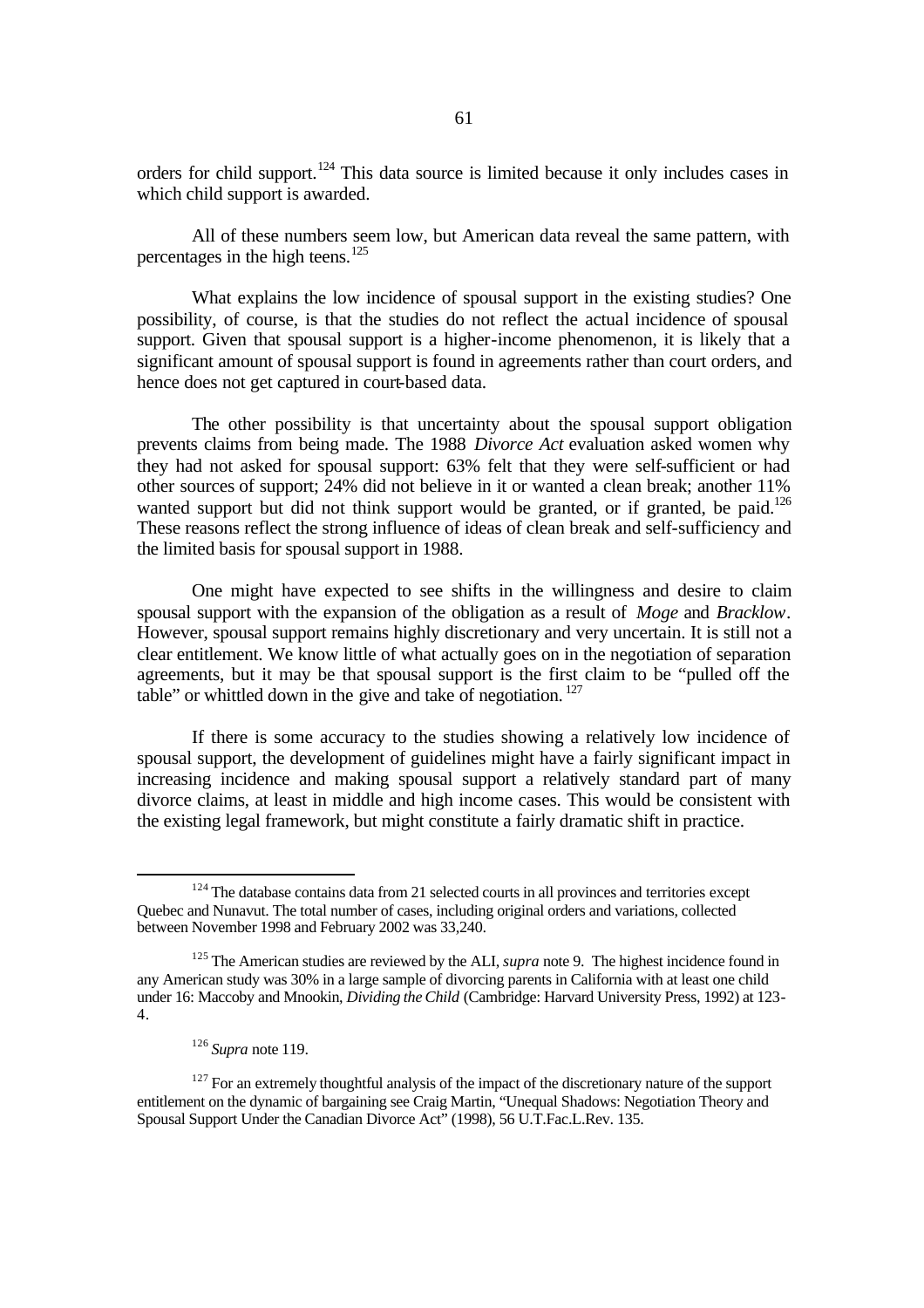orders for child support.[124] This data source is limited because it only includes cases in which child support is awarded.

All of these numbers seem low, but American data reveal the same pattern, with percentages in the high teens.[125]

What explains the low incidence of spousal support in the existing studies? One possibility, of course, is that the studies do not reflect the actual incidence of spousal support. Given that spousal support is a higher-income phenomenon, it is likely that a significant amount of spousal support is found in agreements rather than court orders, and hence does not get captured in court-based data.

The other possibility is that uncertainty about the spousal support obligation prevents claims from being made. The 1988 *Divorce Act* evaluation asked women why they had not asked for spousal support: 63% felt that they were self-sufficient or had other sources of support; 24% did not believe in it or wanted a clean break; another 11% wanted support but did not think support would be granted, or if granted, be paid.[126] These reasons reflect the strong influence of ideas of clean break and self-sufficiency and the limited basis for spousal support in 1988.

One might have expected to see shifts in the willingness and desire to claim spousal support with the expansion of the obligation as a result of *Moge* and *Bracklow*. However, spousal support remains highly discretionary and very uncertain. It is still not a clear entitlement. We know little of what actually goes on in the negotiation of separation agreements, but it may be that spousal support is the first claim to be "pulled off the table" or whittled down in the give and take of negotiation.[127]

If there is some accuracy to the studies showing a relatively low incidence of spousal support, the development of guidelines might have a fairly significant impact in increasing incidence and making spousal support a relatively standard part of many divorce claims, at least in middle and high income cases. This would be consistent with the existing legal framework, but might constitute a fairly dramatic shift in practice.

---

[124] The database contains data from 21 selected courts in all provinces and territories except Quebec and Nunavut. The total number of cases, including original orders and variations, collected between November 1998 and February 2002 was 33,240.

[125] The American studies are reviewed by the ALI, *supra* note 9. The highest incidence found in any American study was 30% in a large sample of divorcing parents in California with at least one child under 16: Maccoby and Mnookin, *Dividing the Child* (Cambridge: Harvard University Press, 1992) at 123-4.

[126] *Supra* note 119.

[127] For an extremely thoughtful analysis of the impact of the discretionary nature of the support entitlement on the dynamic of bargaining see Craig Martin, "Unequal Shadows: Negotiation Theory and Spousal Support Under the Canadian Divorce Act" (1998), 56 U.T.Fac.L.Rev. 135.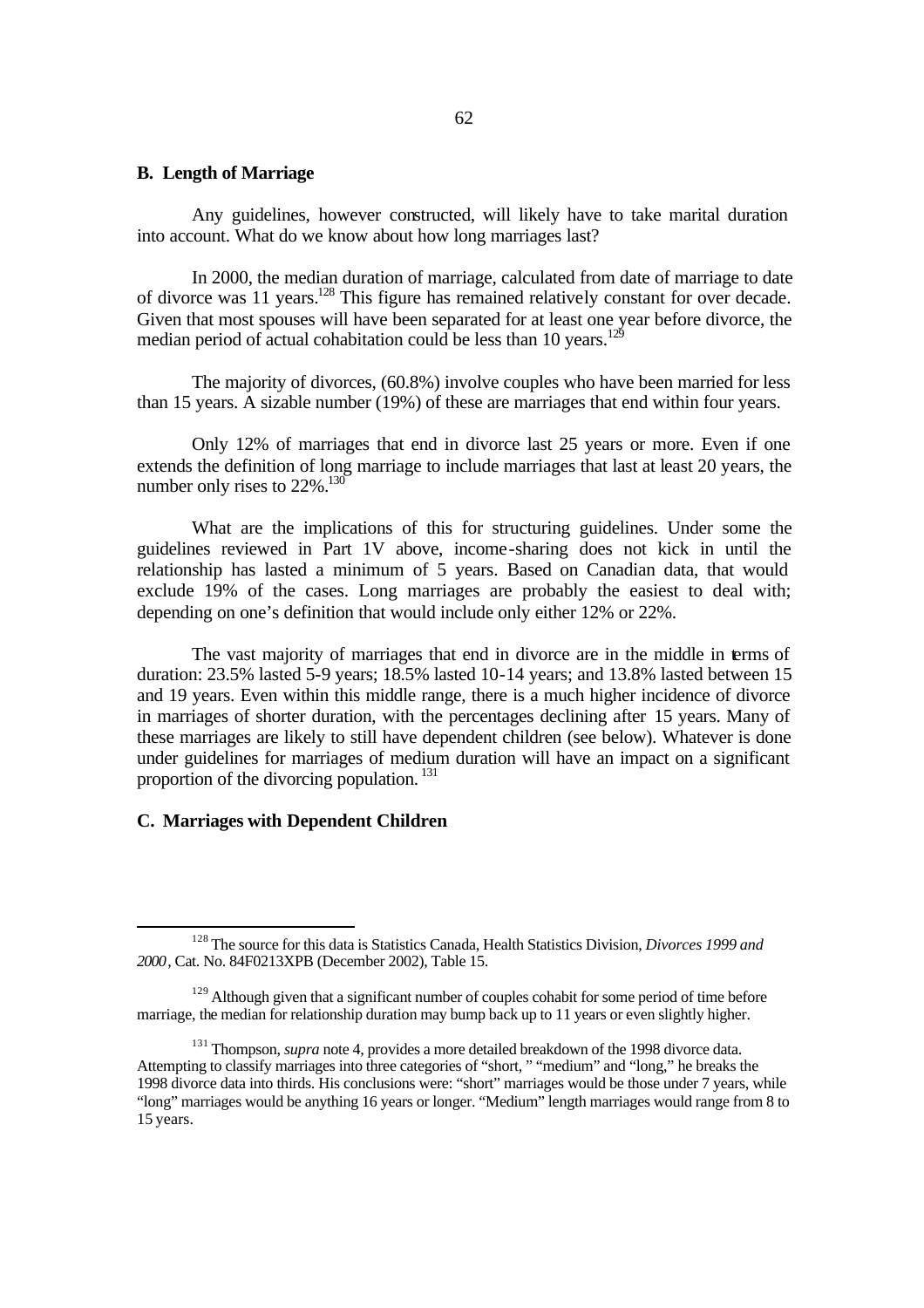## B. Length of Marriage

Any guidelines, however constructed, will likely have to take marital duration into account. What do we know about how long marriages last?

In 2000, the median duration of marriage, calculated from date of marriage to date of divorce was 11 years.[128] This figure has remained relatively constant for over decade. Given that most spouses will have been separated for at least one year before divorce, the median period of actual cohabitation could be less than 10 years.[129]

The majority of divorces, (60.8%) involve couples who have been married for less than 15 years. A sizable number (19%) of these are marriages that end within four years.

Only 12% of marriages that end in divorce last 25 years or more. Even if one extends the definition of long marriage to include marriages that last at least 20 years, the number only rises to 22%.[130]

What are the implications of this for structuring guidelines. Under some the guidelines reviewed in Part 1V above, income-sharing does not kick in until the relationship has lasted a minimum of 5 years. Based on Canadian data, that would exclude 19% of the cases. Long marriages are probably the easiest to deal with; depending on one's definition that would include only either 12% or 22%.

The vast majority of marriages that end in divorce are in the middle in terms of duration: 23.5% lasted 5-9 years; 18.5% lasted 10-14 years; and 13.8% lasted between 15 and 19 years. Even within this middle range, there is a much higher incidence of divorce in marriages of shorter duration, with the percentages declining after 15 years. Many of these marriages are likely to still have dependent children (see below). Whatever is done under guidelines for marriages of medium duration will have an impact on a significant proportion of the divorcing population. [131]

## C. Marriages with Dependent Children

---

[128] The source for this data is Statistics Canada, Health Statistics Division, *Divorces 1999 and 2000*, Cat. No. 84F0213XPB (December 2002), Table 15.

[129] Although given that a significant number of couples cohabit for some period of time before marriage, the median for relationship duration may bump back up to 11 years or even slightly higher.

[131] Thompson, *supra* note 4, provides a more detailed breakdown of the 1998 divorce data. Attempting to classify marriages into three categories of "short, " "medium" and "long," he breaks the 1998 divorce data into thirds. His conclusions were: "short" marriages would be those under 7 years, while "long" marriages would be anything 16 years or longer. "Medium" length marriages would range from 8 to 15 years.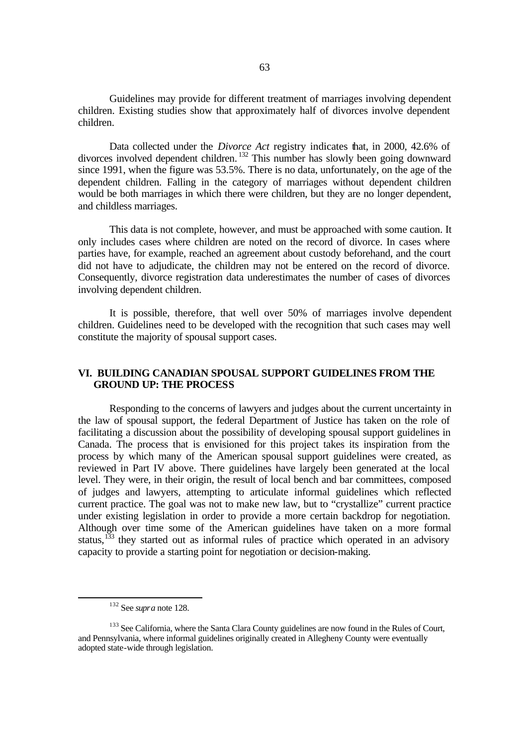Guidelines may provide for different treatment of marriages involving dependent children. Existing studies show that approximately half of divorces involve dependent children.

Data collected under the *Divorce Act* registry indicates that, in 2000, 42.6% of divorces involved dependent children.[132] This number has slowly been going downward since 1991, when the figure was 53.5%. There is no data, unfortunately, on the age of the dependent children. Falling in the category of marriages without dependent children would be both marriages in which there were children, but they are no longer dependent, and childless marriages.

This data is not complete, however, and must be approached with some caution. It only includes cases where children are noted on the record of divorce. In cases where parties have, for example, reached an agreement about custody beforehand, and the court did not have to adjudicate, the children may not be entered on the record of divorce. Consequently, divorce registration data underestimates the number of cases of divorces involving dependent children.

It is possible, therefore, that well over 50% of marriages involve dependent children. Guidelines need to be developed with the recognition that such cases may well constitute the majority of spousal support cases.

## VI. BUILDING CANADIAN SPOUSAL SUPPORT GUIDELINES FROM THE GROUND UP: THE PROCESS

Responding to the concerns of lawyers and judges about the current uncertainty in the law of spousal support, the federal Department of Justice has taken on the role of facilitating a discussion about the possibility of developing spousal support guidelines in Canada. The process that is envisioned for this project takes its inspiration from the process by which many of the American spousal support guidelines were created, as reviewed in Part IV above. There guidelines have largely been generated at the local level. They were, in their origin, the result of local bench and bar committees, composed of judges and lawyers, attempting to articulate informal guidelines which reflected current practice. The goal was not to make new law, but to "crystallize" current practice under existing legislation in order to provide a more certain backdrop for negotiation. Although over time some of the American guidelines have taken on a more formal status,[133] they started out as informal rules of practice which operated in an advisory capacity to provide a starting point for negotiation or decision-making.

---

[132] See *supra* note 128.

[133] See California, where the Santa Clara County guidelines are now found in the Rules of Court, and Pennsylvania, where informal guidelines originally created in Allegheny County were eventually adopted state-wide through legislation.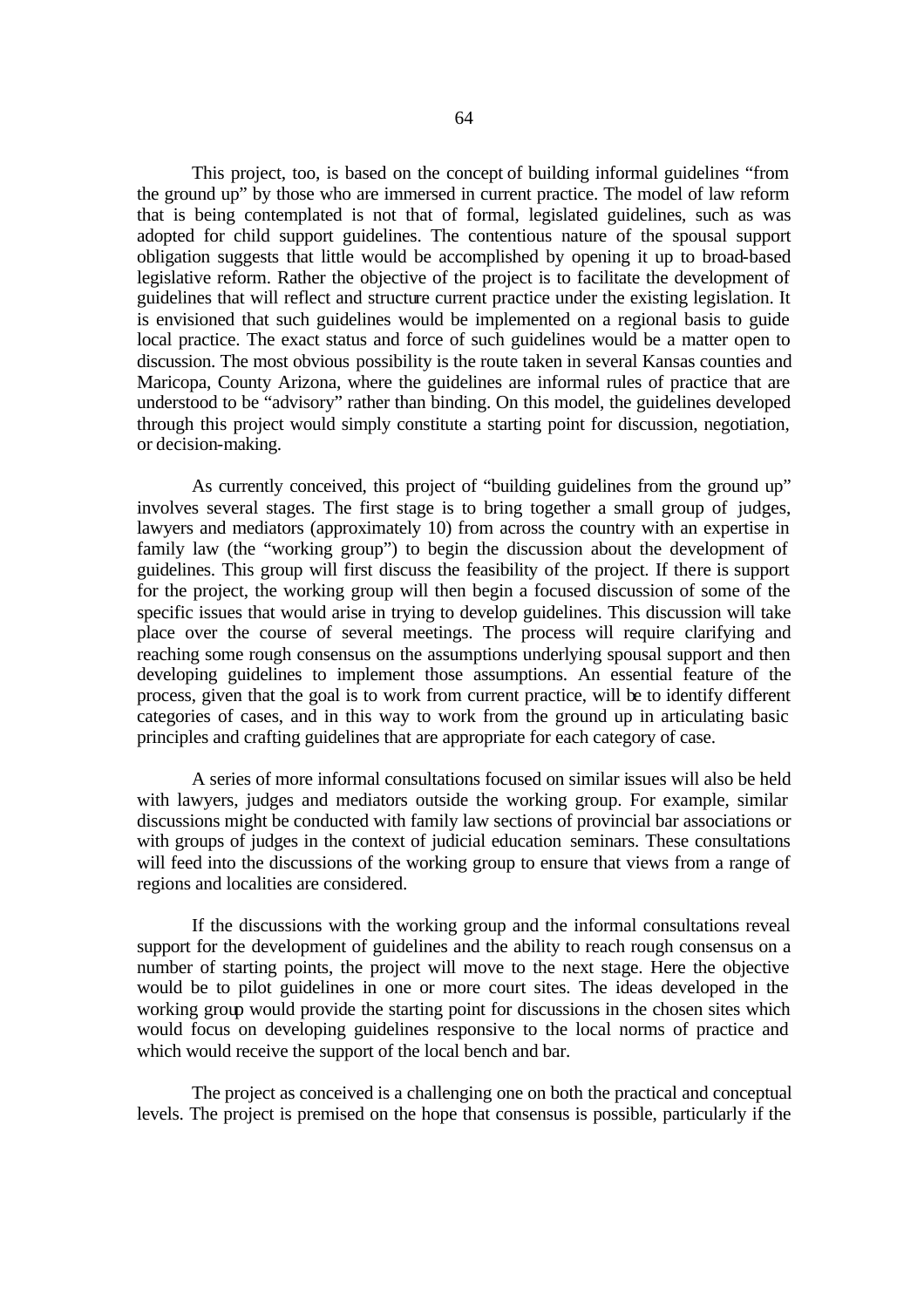This project, too, is based on the concept of building informal guidelines "from the ground up" by those who are immersed in current practice. The model of law reform that is being contemplated is not that of formal, legislated guidelines, such as was adopted for child support guidelines. The contentious nature of the spousal support obligation suggests that little would be accomplished by opening it up to broad-based legislative reform. Rather the objective of the project is to facilitate the development of guidelines that will reflect and structure current practice under the existing legislation. It is envisioned that such guidelines would be implemented on a regional basis to guide local practice. The exact status and force of such guidelines would be a matter open to discussion. The most obvious possibility is the route taken in several Kansas counties and Maricopa, County Arizona, where the guidelines are informal rules of practice that are understood to be "advisory" rather than binding. On this model, the guidelines developed through this project would simply constitute a starting point for discussion, negotiation, or decision-making.

As currently conceived, this project of "building guidelines from the ground up" involves several stages. The first stage is to bring together a small group of judges, lawyers and mediators (approximately 10) from across the country with an expertise in family law (the "working group") to begin the discussion about the development of guidelines. This group will first discuss the feasibility of the project. If there is support for the project, the working group will then begin a focused discussion of some of the specific issues that would arise in trying to develop guidelines. This discussion will take place over the course of several meetings. The process will require clarifying and reaching some rough consensus on the assumptions underlying spousal support and then developing guidelines to implement those assumptions. An essential feature of the process, given that the goal is to work from current practice, will be to identify different categories of cases, and in this way to work from the ground up in articulating basic principles and crafting guidelines that are appropriate for each category of case.

A series of more informal consultations focused on similar issues will also be held with lawyers, judges and mediators outside the working group. For example, similar discussions might be conducted with family law sections of provincial bar associations or with groups of judges in the context of judicial education seminars. These consultations will feed into the discussions of the working group to ensure that views from a range of regions and localities are considered.

If the discussions with the working group and the informal consultations reveal support for the development of guidelines and the ability to reach rough consensus on a number of starting points, the project will move to the next stage. Here the objective would be to pilot guidelines in one or more court sites. The ideas developed in the working group would provide the starting point for discussions in the chosen sites which would focus on developing guidelines responsive to the local norms of practice and which would receive the support of the local bench and bar.

The project as conceived is a challenging one on both the practical and conceptual levels. The project is premised on the hope that consensus is possible, particularly if the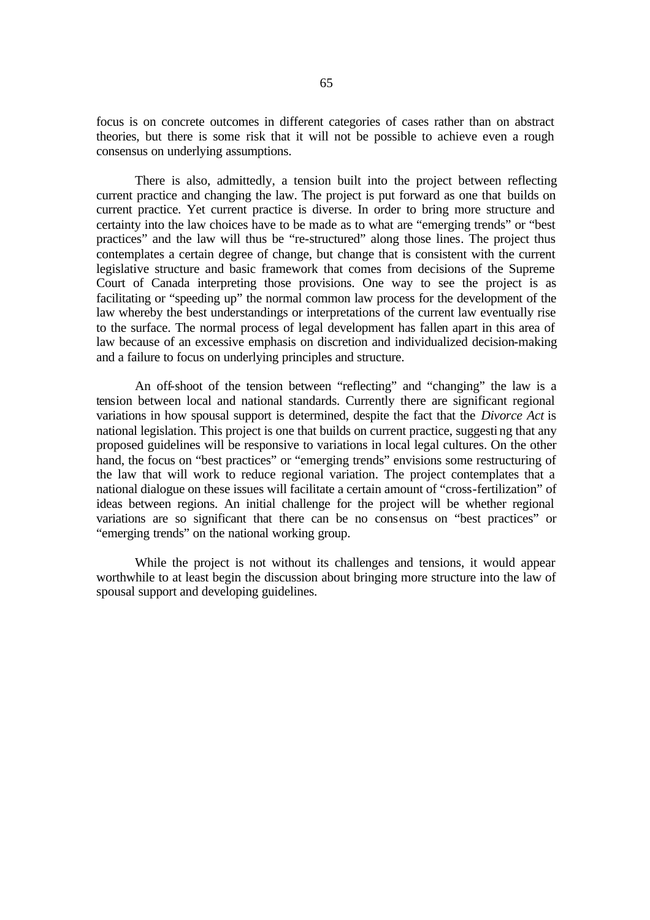focus is on concrete outcomes in different categories of cases rather than on abstract theories, but there is some risk that it will not be possible to achieve even a rough consensus on underlying assumptions.

There is also, admittedly, a tension built into the project between reflecting current practice and changing the law. The project is put forward as one that builds on current practice. Yet current practice is diverse. In order to bring more structure and certainty into the law choices have to be made as to what are "emerging trends" or "best practices" and the law will thus be "re-structured" along those lines. The project thus contemplates a certain degree of change, but change that is consistent with the current legislative structure and basic framework that comes from decisions of the Supreme Court of Canada interpreting those provisions. One way to see the project is as facilitating or "speeding up" the normal common law process for the development of the law whereby the best understandings or interpretations of the current law eventually rise to the surface. The normal process of legal development has fallen apart in this area of law because of an excessive emphasis on discretion and individualized decision-making and a failure to focus on underlying principles and structure.

An off-shoot of the tension between "reflecting" and "changing" the law is a tension between local and national standards. Currently there are significant regional variations in how spousal support is determined, despite the fact that the *Divorce Act* is national legislation. This project is one that builds on current practice, suggesting that any proposed guidelines will be responsive to variations in local legal cultures. On the other hand, the focus on "best practices" or "emerging trends" envisions some restructuring of the law that will work to reduce regional variation. The project contemplates that a national dialogue on these issues will facilitate a certain amount of "cross-fertilization" of ideas between regions. An initial challenge for the project will be whether regional variations are so significant that there can be no consensus on "best practices" or "emerging trends" on the national working group.

While the project is not without its challenges and tensions, it would appear worthwhile to at least begin the discussion about bringing more structure into the law of spousal support and developing guidelines.